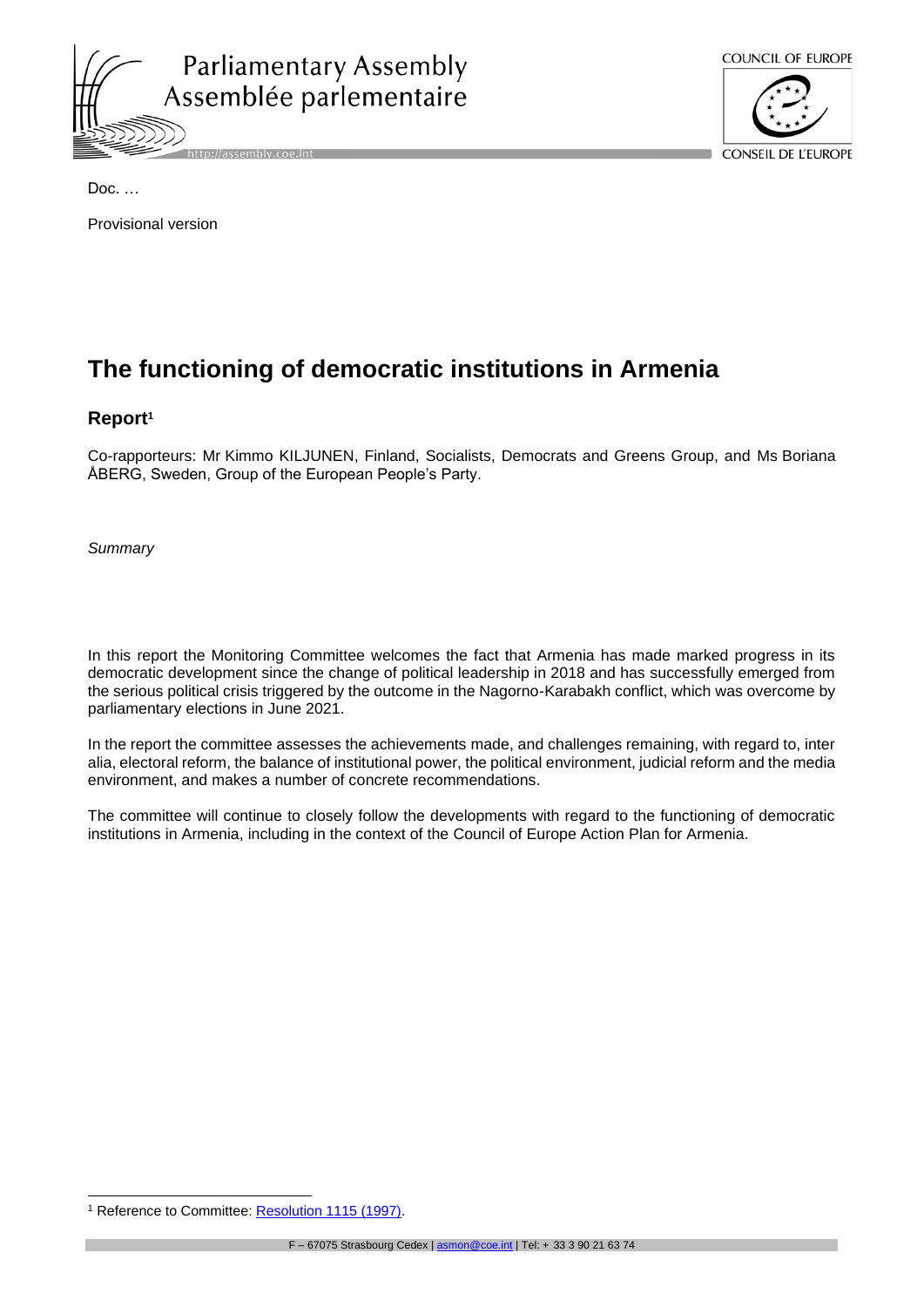Doc. …

Provisional version

# The functioning of democratic institutions in Armenia

## Report[1]

Co-rapporteurs: Mr Kimmo KILJUNEN, Finland, Socialists, Democrats and Greens Group, and Ms Boriana ÅBERG, Sweden, Group of the European People's Party.

*Summary*

In this report the Monitoring Committee welcomes the fact that Armenia has made marked progress in its democratic development since the change of political leadership in 2018 and has successfully emerged from the serious political crisis triggered by the outcome in the Nagorno-Karabakh conflict, which was overcome by parliamentary elections in June 2021.

In the report the committee assesses the achievements made, and challenges remaining, with regard to, inter alia, electoral reform, the balance of institutional power, the political environment, judicial reform and the media environment, and makes a number of concrete recommendations.

The committee will continue to closely follow the developments with regard to the functioning of democratic institutions in Armenia, including in the context of the Council of Europe Action Plan for Armenia.

[1] Reference to Committee: Resolution 1115 (1997).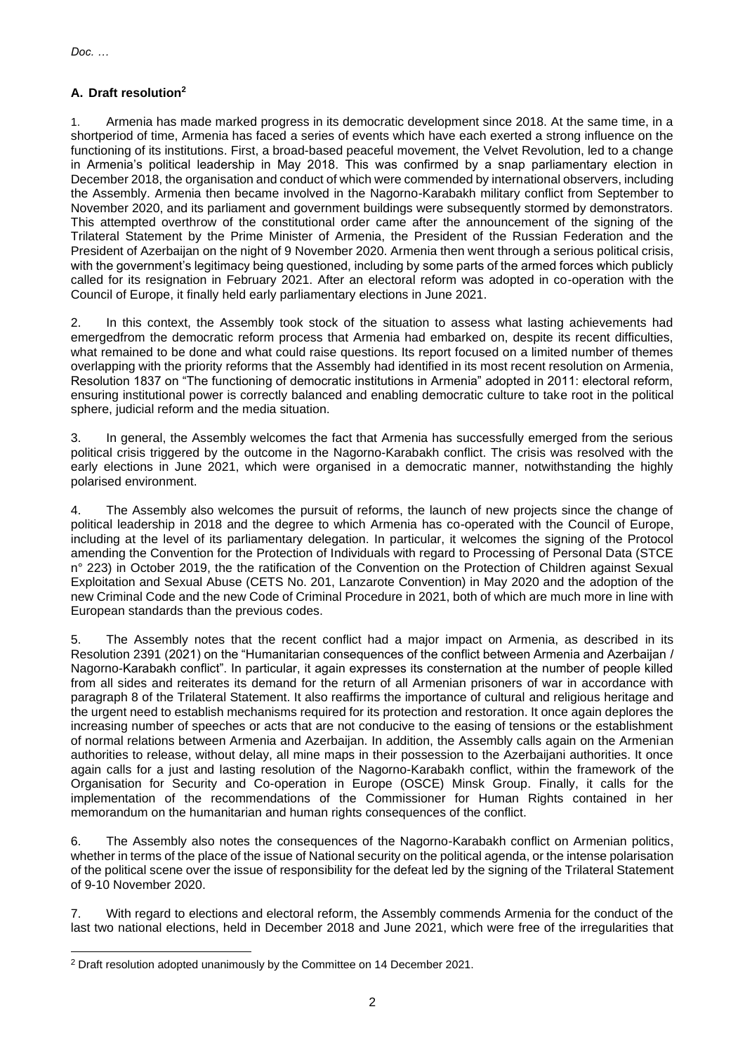## A. Draft resolution[2]

1. Armenia has made marked progress in its democratic development since 2018. At the same time, in a shortperiod of time, Armenia has faced a series of events which have each exerted a strong influence on the functioning of its institutions. First, a broad-based peaceful movement, the Velvet Revolution, led to a change in Armenia's political leadership in May 2018. This was confirmed by a snap parliamentary election in December 2018, the organisation and conduct of which were commended by international observers, including the Assembly. Armenia then became involved in the Nagorno-Karabakh military conflict from September to November 2020, and its parliament and government buildings were subsequently stormed by demonstrators. This attempted overthrow of the constitutional order came after the announcement of the signing of the Trilateral Statement by the Prime Minister of Armenia, the President of the Russian Federation and the President of Azerbaijan on the night of 9 November 2020. Armenia then went through a serious political crisis, with the government's legitimacy being questioned, including by some parts of the armed forces which publicly called for its resignation in February 2021. After an electoral reform was adopted in co-operation with the Council of Europe, it finally held early parliamentary elections in June 2021.

2. In this context, the Assembly took stock of the situation to assess what lasting achievements had emergedfrom the democratic reform process that Armenia had embarked on, despite its recent difficulties, what remained to be done and what could raise questions. Its report focused on a limited number of themes overlapping with the priority reforms that the Assembly had identified in its most recent resolution on Armenia, Resolution 1837 on "The functioning of democratic institutions in Armenia" adopted in 2011: electoral reform, ensuring institutional power is correctly balanced and enabling democratic culture to take root in the political sphere, judicial reform and the media situation.

3. In general, the Assembly welcomes the fact that Armenia has successfully emerged from the serious political crisis triggered by the outcome in the Nagorno-Karabakh conflict. The crisis was resolved with the early elections in June 2021, which were organised in a democratic manner, notwithstanding the highly polarised environment.

4. The Assembly also welcomes the pursuit of reforms, the launch of new projects since the change of political leadership in 2018 and the degree to which Armenia has co-operated with the Council of Europe, including at the level of its parliamentary delegation. In particular, it welcomes the signing of the Protocol amending the Convention for the Protection of Individuals with regard to Processing of Personal Data (STCE n° 223) in October 2019, the the ratification of the Convention on the Protection of Children against Sexual Exploitation and Sexual Abuse (CETS No. 201, Lanzarote Convention) in May 2020 and the adoption of the new Criminal Code and the new Code of Criminal Procedure in 2021, both of which are much more in line with European standards than the previous codes.

5. The Assembly notes that the recent conflict had a major impact on Armenia, as described in its Resolution 2391 (2021) on the "Humanitarian consequences of the conflict between Armenia and Azerbaijan / Nagorno-Karabakh conflict". In particular, it again expresses its consternation at the number of people killed from all sides and reiterates its demand for the return of all Armenian prisoners of war in accordance with paragraph 8 of the Trilateral Statement. It also reaffirms the importance of cultural and religious heritage and the urgent need to establish mechanisms required for its protection and restoration. It once again deplores the increasing number of speeches or acts that are not conducive to the easing of tensions or the establishment of normal relations between Armenia and Azerbaijan. In addition, the Assembly calls again on the Armenian authorities to release, without delay, all mine maps in their possession to the Azerbaijani authorities. It once again calls for a just and lasting resolution of the Nagorno-Karabakh conflict, within the framework of the Organisation for Security and Co-operation in Europe (OSCE) Minsk Group. Finally, it calls for the implementation of the recommendations of the Commissioner for Human Rights contained in her memorandum on the humanitarian and human rights consequences of the conflict.

6. The Assembly also notes the consequences of the Nagorno-Karabakh conflict on Armenian politics, whether in terms of the place of the issue of National security on the political agenda, or the intense polarisation of the political scene over the issue of responsibility for the defeat led by the signing of the Trilateral Statement of 9-10 November 2020.

7. With regard to elections and electoral reform, the Assembly commends Armenia for the conduct of the last two national elections, held in December 2018 and June 2021, which were free of the irregularities that

[2] Draft resolution adopted unanimously by the Committee on 14 December 2021.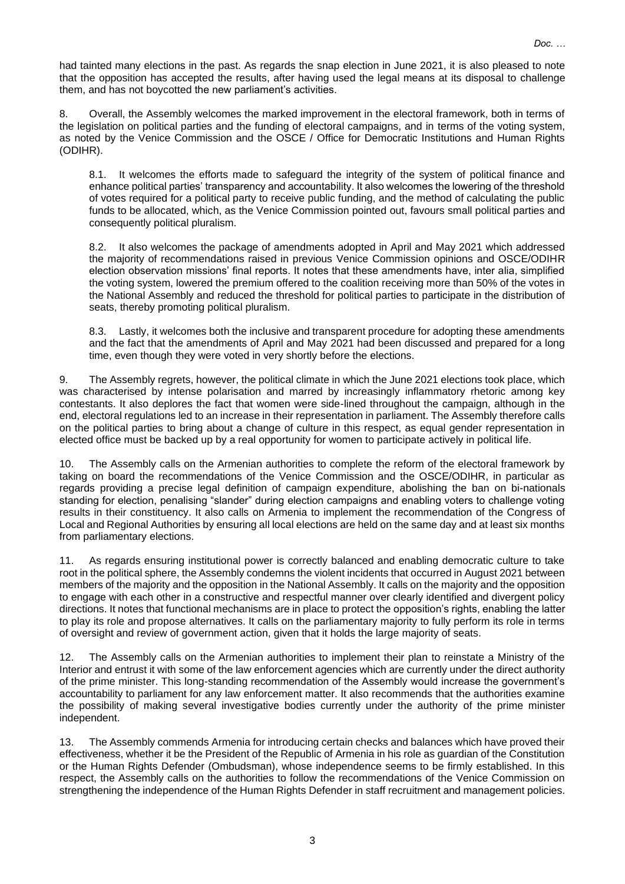had tainted many elections in the past. As regards the snap election in June 2021, it is also pleased to note that the opposition has accepted the results, after having used the legal means at its disposal to challenge them, and has not boycotted the new parliament's activities.

8. Overall, the Assembly welcomes the marked improvement in the electoral framework, both in terms of the legislation on political parties and the funding of electoral campaigns, and in terms of the voting system, as noted by the Venice Commission and the OSCE / Office for Democratic Institutions and Human Rights (ODIHR).

8.1. It welcomes the efforts made to safeguard the integrity of the system of political finance and enhance political parties' transparency and accountability. It also welcomes the lowering of the threshold of votes required for a political party to receive public funding, and the method of calculating the public funds to be allocated, which, as the Venice Commission pointed out, favours small political parties and consequently political pluralism.

8.2. It also welcomes the package of amendments adopted in April and May 2021 which addressed the majority of recommendations raised in previous Venice Commission opinions and OSCE/ODIHR election observation missions' final reports. It notes that these amendments have, inter alia, simplified the voting system, lowered the premium offered to the coalition receiving more than 50% of the votes in the National Assembly and reduced the threshold for political parties to participate in the distribution of seats, thereby promoting political pluralism.

8.3. Lastly, it welcomes both the inclusive and transparent procedure for adopting these amendments and the fact that the amendments of April and May 2021 had been discussed and prepared for a long time, even though they were voted in very shortly before the elections.

9. The Assembly regrets, however, the political climate in which the June 2021 elections took place, which was characterised by intense polarisation and marred by increasingly inflammatory rhetoric among key contestants. It also deplores the fact that women were side-lined throughout the campaign, although in the end, electoral regulations led to an increase in their representation in parliament. The Assembly therefore calls on the political parties to bring about a change of culture in this respect, as equal gender representation in elected office must be backed up by a real opportunity for women to participate actively in political life.

10. The Assembly calls on the Armenian authorities to complete the reform of the electoral framework by taking on board the recommendations of the Venice Commission and the OSCE/ODIHR, in particular as regards providing a precise legal definition of campaign expenditure, abolishing the ban on bi-nationals standing for election, penalising "slander" during election campaigns and enabling voters to challenge voting results in their constituency. It also calls on Armenia to implement the recommendation of the Congress of Local and Regional Authorities by ensuring all local elections are held on the same day and at least six months from parliamentary elections.

11. As regards ensuring institutional power is correctly balanced and enabling democratic culture to take root in the political sphere, the Assembly condemns the violent incidents that occurred in August 2021 between members of the majority and the opposition in the National Assembly. It calls on the majority and the opposition to engage with each other in a constructive and respectful manner over clearly identified and divergent policy directions. It notes that functional mechanisms are in place to protect the opposition's rights, enabling the latter to play its role and propose alternatives. It calls on the parliamentary majority to fully perform its role in terms of oversight and review of government action, given that it holds the large majority of seats.

12. The Assembly calls on the Armenian authorities to implement their plan to reinstate a Ministry of the Interior and entrust it with some of the law enforcement agencies which are currently under the direct authority of the prime minister. This long-standing recommendation of the Assembly would increase the government's accountability to parliament for any law enforcement matter. It also recommends that the authorities examine the possibility of making several investigative bodies currently under the authority of the prime minister independent.

13. The Assembly commends Armenia for introducing certain checks and balances which have proved their effectiveness, whether it be the President of the Republic of Armenia in his role as guardian of the Constitution or the Human Rights Defender (Ombudsman), whose independence seems to be firmly established. In this respect, the Assembly calls on the authorities to follow the recommendations of the Venice Commission on strengthening the independence of the Human Rights Defender in staff recruitment and management policies.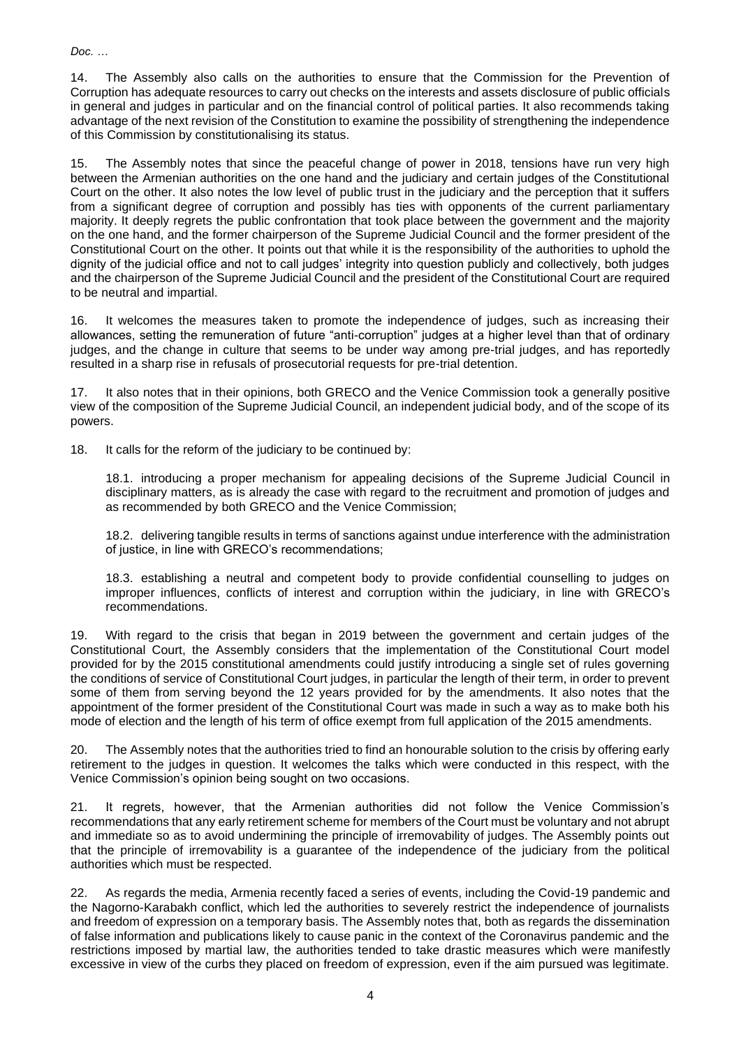*Doc. …*

14. The Assembly also calls on the authorities to ensure that the Commission for the Prevention of Corruption has adequate resources to carry out checks on the interests and assets disclosure of public officials in general and judges in particular and on the financial control of political parties. It also recommends taking advantage of the next revision of the Constitution to examine the possibility of strengthening the independence of this Commission by constitutionalising its status.

15. The Assembly notes that since the peaceful change of power in 2018, tensions have run very high between the Armenian authorities on the one hand and the judiciary and certain judges of the Constitutional Court on the other. It also notes the low level of public trust in the judiciary and the perception that it suffers from a significant degree of corruption and possibly has ties with opponents of the current parliamentary majority. It deeply regrets the public confrontation that took place between the government and the majority on the one hand, and the former chairperson of the Supreme Judicial Council and the former president of the Constitutional Court on the other. It points out that while it is the responsibility of the authorities to uphold the dignity of the judicial office and not to call judges' integrity into question publicly and collectively, both judges and the chairperson of the Supreme Judicial Council and the president of the Constitutional Court are required to be neutral and impartial.

16. It welcomes the measures taken to promote the independence of judges, such as increasing their allowances, setting the remuneration of future "anti-corruption" judges at a higher level than that of ordinary judges, and the change in culture that seems to be under way among pre-trial judges, and has reportedly resulted in a sharp rise in refusals of prosecutorial requests for pre-trial detention.

17. It also notes that in their opinions, both GRECO and the Venice Commission took a generally positive view of the composition of the Supreme Judicial Council, an independent judicial body, and of the scope of its powers.

18. It calls for the reform of the judiciary to be continued by:

18.1. introducing a proper mechanism for appealing decisions of the Supreme Judicial Council in disciplinary matters, as is already the case with regard to the recruitment and promotion of judges and as recommended by both GRECO and the Venice Commission;

18.2. delivering tangible results in terms of sanctions against undue interference with the administration of justice, in line with GRECO's recommendations;

18.3. establishing a neutral and competent body to provide confidential counselling to judges on improper influences, conflicts of interest and corruption within the judiciary, in line with GRECO's recommendations.

19. With regard to the crisis that began in 2019 between the government and certain judges of the Constitutional Court, the Assembly considers that the implementation of the Constitutional Court model provided for by the 2015 constitutional amendments could justify introducing a single set of rules governing the conditions of service of Constitutional Court judges, in particular the length of their term, in order to prevent some of them from serving beyond the 12 years provided for by the amendments. It also notes that the appointment of the former president of the Constitutional Court was made in such a way as to make both his mode of election and the length of his term of office exempt from full application of the 2015 amendments.

20. The Assembly notes that the authorities tried to find an honourable solution to the crisis by offering early retirement to the judges in question. It welcomes the talks which were conducted in this respect, with the Venice Commission's opinion being sought on two occasions.

21. It regrets, however, that the Armenian authorities did not follow the Venice Commission's recommendations that any early retirement scheme for members of the Court must be voluntary and not abrupt and immediate so as to avoid undermining the principle of irremovability of judges. The Assembly points out that the principle of irremovability is a guarantee of the independence of the judiciary from the political authorities which must be respected.

22. As regards the media, Armenia recently faced a series of events, including the Covid-19 pandemic and the Nagorno-Karabakh conflict, which led the authorities to severely restrict the independence of journalists and freedom of expression on a temporary basis. The Assembly notes that, both as regards the dissemination of false information and publications likely to cause panic in the context of the Coronavirus pandemic and the restrictions imposed by martial law, the authorities tended to take drastic measures which were manifestly excessive in view of the curbs they placed on freedom of expression, even if the aim pursued was legitimate.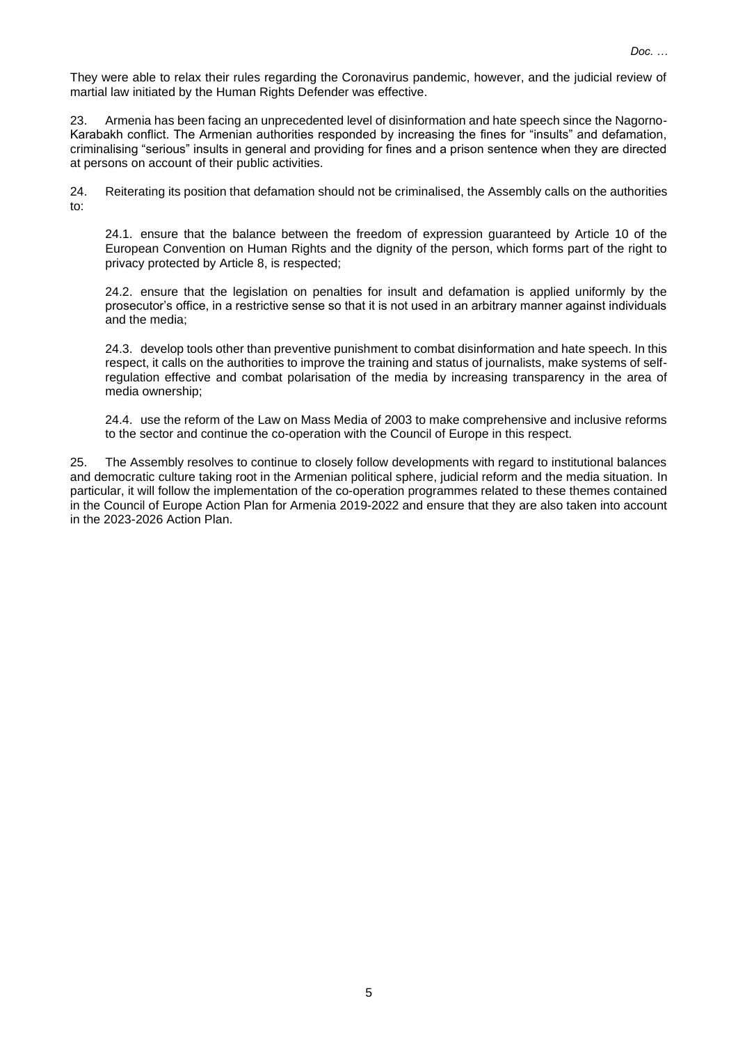They were able to relax their rules regarding the Coronavirus pandemic, however, and the judicial review of martial law initiated by the Human Rights Defender was effective.

23. Armenia has been facing an unprecedented level of disinformation and hate speech since the Nagorno-Karabakh conflict. The Armenian authorities responded by increasing the fines for "insults" and defamation, criminalising "serious" insults in general and providing for fines and a prison sentence when they are directed at persons on account of their public activities.

24. Reiterating its position that defamation should not be criminalised, the Assembly calls on the authorities to:

24.1. ensure that the balance between the freedom of expression guaranteed by Article 10 of the European Convention on Human Rights and the dignity of the person, which forms part of the right to privacy protected by Article 8, is respected;

24.2. ensure that the legislation on penalties for insult and defamation is applied uniformly by the prosecutor's office, in a restrictive sense so that it is not used in an arbitrary manner against individuals and the media;

24.3. develop tools other than preventive punishment to combat disinformation and hate speech. In this respect, it calls on the authorities to improve the training and status of journalists, make systems of self-regulation effective and combat polarisation of the media by increasing transparency in the area of media ownership;

24.4. use the reform of the Law on Mass Media of 2003 to make comprehensive and inclusive reforms to the sector and continue the co-operation with the Council of Europe in this respect.

25. The Assembly resolves to continue to closely follow developments with regard to institutional balances and democratic culture taking root in the Armenian political sphere, judicial reform and the media situation. In particular, it will follow the implementation of the co-operation programmes related to these themes contained in the Council of Europe Action Plan for Armenia 2019-2022 and ensure that they are also taken into account in the 2023-2026 Action Plan.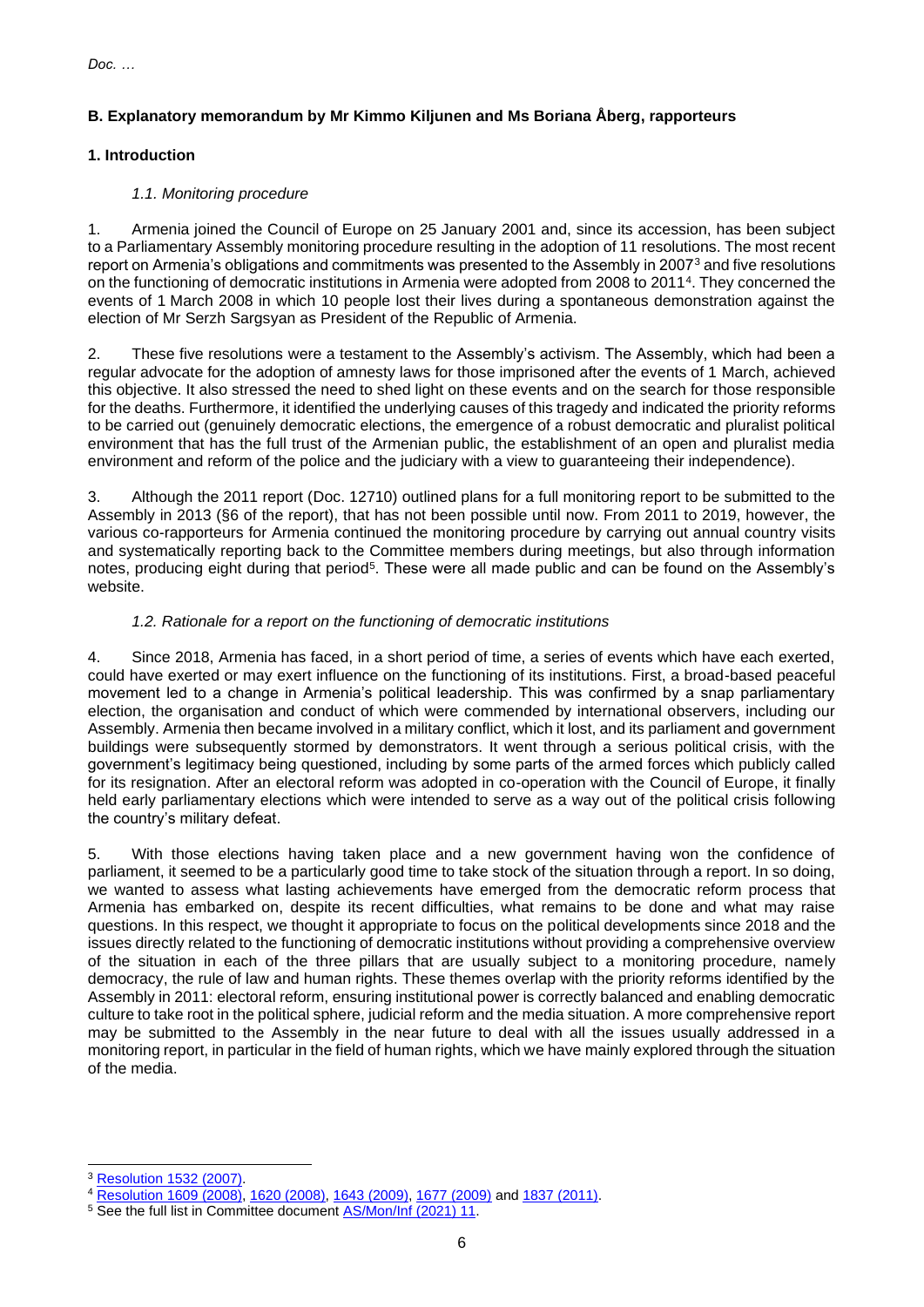## B. Explanatory memorandum by Mr Kimmo Kiljunen and Ms Boriana Åberg, rapporteurs

### 1. Introduction

#### *1.1. Monitoring procedure*

1. Armenia joined the Council of Europe on 25 January 2001 and, since its accession, has been subject to a Parliamentary Assembly monitoring procedure resulting in the adoption of 11 resolutions. The most recent report on Armenia's obligations and commitments was presented to the Assembly in 2007[3] and five resolutions on the functioning of democratic institutions in Armenia were adopted from 2008 to 2011[4]. They concerned the events of 1 March 2008 in which 10 people lost their lives during a spontaneous demonstration against the election of Mr Serzh Sargsyan as President of the Republic of Armenia.

2. These five resolutions were a testament to the Assembly's activism. The Assembly, which had been a regular advocate for the adoption of amnesty laws for those imprisoned after the events of 1 March, achieved this objective. It also stressed the need to shed light on these events and on the search for those responsible for the deaths. Furthermore, it identified the underlying causes of this tragedy and indicated the priority reforms to be carried out (genuinely democratic elections, the emergence of a robust democratic and pluralist political environment that has the full trust of the Armenian public, the establishment of an open and pluralist media environment and reform of the police and the judiciary with a view to guaranteeing their independence).

3. Although the 2011 report (Doc. 12710) outlined plans for a full monitoring report to be submitted to the Assembly in 2013 (§6 of the report), that has not been possible until now. From 2011 to 2019, however, the various co-rapporteurs for Armenia continued the monitoring procedure by carrying out annual country visits and systematically reporting back to the Committee members during meetings, but also through information notes, producing eight during that period[5]. These were all made public and can be found on the Assembly's website.

#### *1.2. Rationale for a report on the functioning of democratic institutions*

4. Since 2018, Armenia has faced, in a short period of time, a series of events which have each exerted, could have exerted or may exert influence on the functioning of its institutions. First, a broad-based peaceful movement led to a change in Armenia's political leadership. This was confirmed by a snap parliamentary election, the organisation and conduct of which were commended by international observers, including our Assembly. Armenia then became involved in a military conflict, which it lost, and its parliament and government buildings were subsequently stormed by demonstrators. It went through a serious political crisis, with the government's legitimacy being questioned, including by some parts of the armed forces which publicly called for its resignation. After an electoral reform was adopted in co-operation with the Council of Europe, it finally held early parliamentary elections which were intended to serve as a way out of the political crisis following the country's military defeat.

5. With those elections having taken place and a new government having won the confidence of parliament, it seemed to be a particularly good time to take stock of the situation through a report. In so doing, we wanted to assess what lasting achievements have emerged from the democratic reform process that Armenia has embarked on, despite its recent difficulties, what remains to be done and what may raise questions. In this respect, we thought it appropriate to focus on the political developments since 2018 and the issues directly related to the functioning of democratic institutions without providing a comprehensive overview of the situation in each of the three pillars that are usually subject to a monitoring procedure, namely democracy, the rule of law and human rights. These themes overlap with the priority reforms identified by the Assembly in 2011: electoral reform, ensuring institutional power is correctly balanced and enabling democratic culture to take root in the political sphere, judicial reform and the media situation. A more comprehensive report may be submitted to the Assembly in the near future to deal with all the issues usually addressed in a monitoring report, in particular in the field of human rights, which we have mainly explored through the situation of the media.

---

[3] Resolution 1532 (2007).

[4] Resolution 1609 (2008), 1620 (2008), 1643 (2009), 1677 (2009) and 1837 (2011).

[5] See the full list in Committee document AS/Mon/Inf (2021) 11.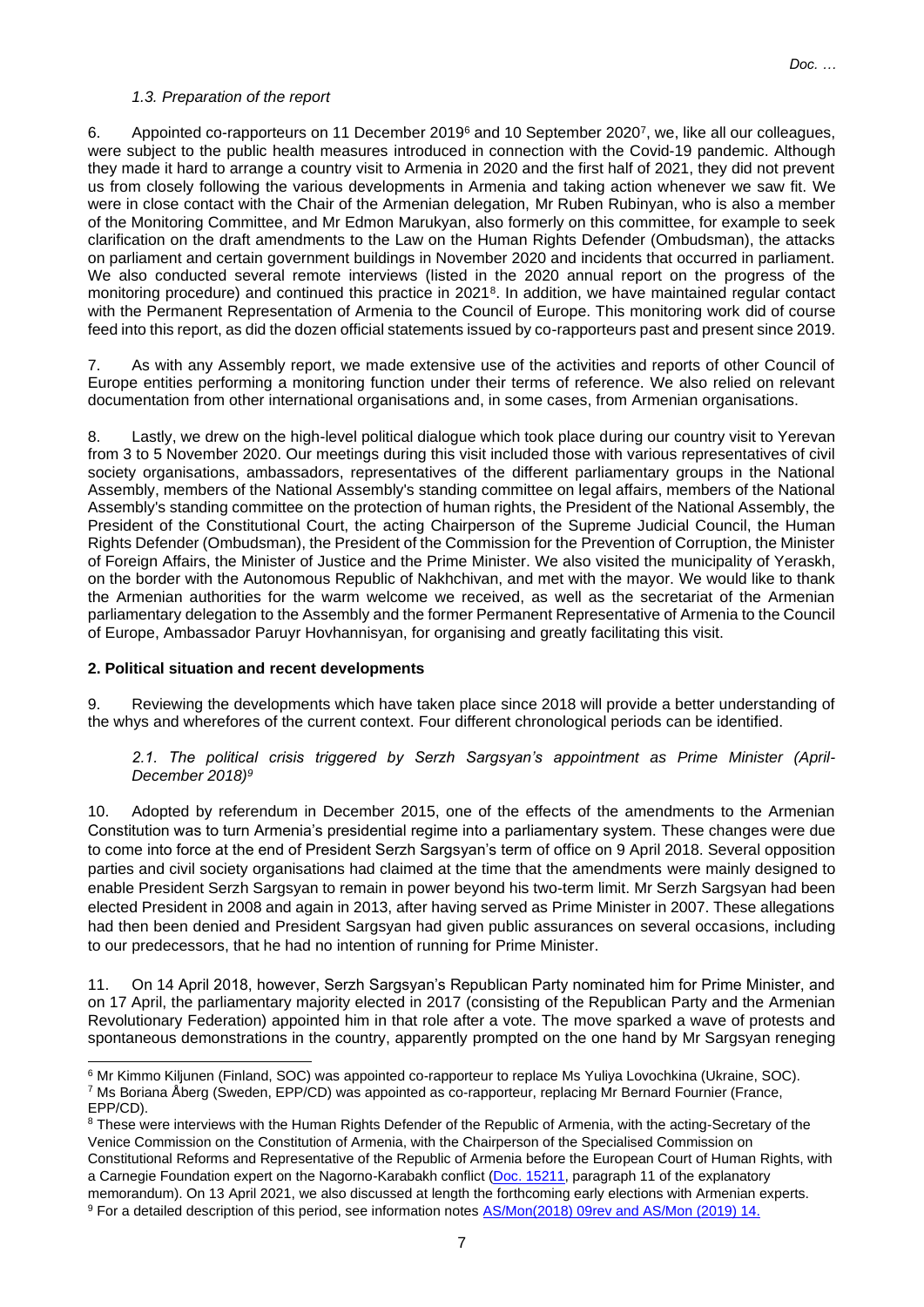### *1.3. Preparation of the report*

6. Appointed co-rapporteurs on 11 December 2019[6] and 10 September 2020[7], we, like all our colleagues, were subject to the public health measures introduced in connection with the Covid-19 pandemic. Although they made it hard to arrange a country visit to Armenia in 2020 and the first half of 2021, they did not prevent us from closely following the various developments in Armenia and taking action whenever we saw fit. We were in close contact with the Chair of the Armenian delegation, Mr Ruben Rubinyan, who is also a member of the Monitoring Committee, and Mr Edmon Marukyan, also formerly on this committee, for example to seek clarification on the draft amendments to the Law on the Human Rights Defender (Ombudsman), the attacks on parliament and certain government buildings in November 2020 and incidents that occurred in parliament. We also conducted several remote interviews (listed in the 2020 annual report on the progress of the monitoring procedure) and continued this practice in 2021[8]. In addition, we have maintained regular contact with the Permanent Representation of Armenia to the Council of Europe. This monitoring work did of course feed into this report, as did the dozen official statements issued by co-rapporteurs past and present since 2019.

7. As with any Assembly report, we made extensive use of the activities and reports of other Council of Europe entities performing a monitoring function under their terms of reference. We also relied on relevant documentation from other international organisations and, in some cases, from Armenian organisations.

8. Lastly, we drew on the high-level political dialogue which took place during our country visit to Yerevan from 3 to 5 November 2020. Our meetings during this visit included those with various representatives of civil society organisations, ambassadors, representatives of the different parliamentary groups in the National Assembly, members of the National Assembly's standing committee on legal affairs, members of the National Assembly's standing committee on the protection of human rights, the President of the National Assembly, the President of the Constitutional Court, the acting Chairperson of the Supreme Judicial Council, the Human Rights Defender (Ombudsman), the President of the Commission for the Prevention of Corruption, the Minister of Foreign Affairs, the Minister of Justice and the Prime Minister. We also visited the municipality of Yeraskh, on the border with the Autonomous Republic of Nakhchivan, and met with the mayor. We would like to thank the Armenian authorities for the warm welcome we received, as well as the secretariat of the Armenian parliamentary delegation to the Assembly and the former Permanent Representative of Armenia to the Council of Europe, Ambassador Paruyr Hovhannisyan, for organising and greatly facilitating this visit.

## **2. Political situation and recent developments**

9. Reviewing the developments which have taken place since 2018 will provide a better understanding of the whys and wherefores of the current context. Four different chronological periods can be identified.

### *2.1. The political crisis triggered by Serzh Sargsyan's appointment as Prime Minister (April-December 2018)*[9]

10. Adopted by referendum in December 2015, one of the effects of the amendments to the Armenian Constitution was to turn Armenia's presidential regime into a parliamentary system. These changes were due to come into force at the end of President Serzh Sargsyan's term of office on 9 April 2018. Several opposition parties and civil society organisations had claimed at the time that the amendments were mainly designed to enable President Serzh Sargsyan to remain in power beyond his two-term limit. Mr Serzh Sargsyan had been elected President in 2008 and again in 2013, after having served as Prime Minister in 2007. These allegations had then been denied and President Sargsyan had given public assurances on several occasions, including to our predecessors, that he had no intention of running for Prime Minister.

11. On 14 April 2018, however, Serzh Sargsyan's Republican Party nominated him for Prime Minister, and on 17 April, the parliamentary majority elected in 2017 (consisting of the Republican Party and the Armenian Revolutionary Federation) appointed him in that role after a vote. The move sparked a wave of protests and spontaneous demonstrations in the country, apparently prompted on the one hand by Mr Sargsyan reneging

---

[6] Mr Kimmo Kiljunen (Finland, SOC) was appointed co-rapporteur to replace Ms Yuliya Lovochkina (Ukraine, SOC).

[7] Ms Boriana Åberg (Sweden, EPP/CD) was appointed as co-rapporteur, replacing Mr Bernard Fournier (France, EPP/CD).

[8] These were interviews with the Human Rights Defender of the Republic of Armenia, with the acting-Secretary of the Venice Commission on the Constitution of Armenia, with the Chairperson of the Specialised Commission on Constitutional Reforms and Representative of the Republic of Armenia before the European Court of Human Rights, with a Carnegie Foundation expert on the Nagorno-Karabakh conflict (Doc. 15211, paragraph 11 of the explanatory memorandum). On 13 April 2021, we also discussed at length the forthcoming early elections with Armenian experts.

[9] For a detailed description of this period, see information notes AS/Mon(2018) 09rev and AS/Mon (2019) 14.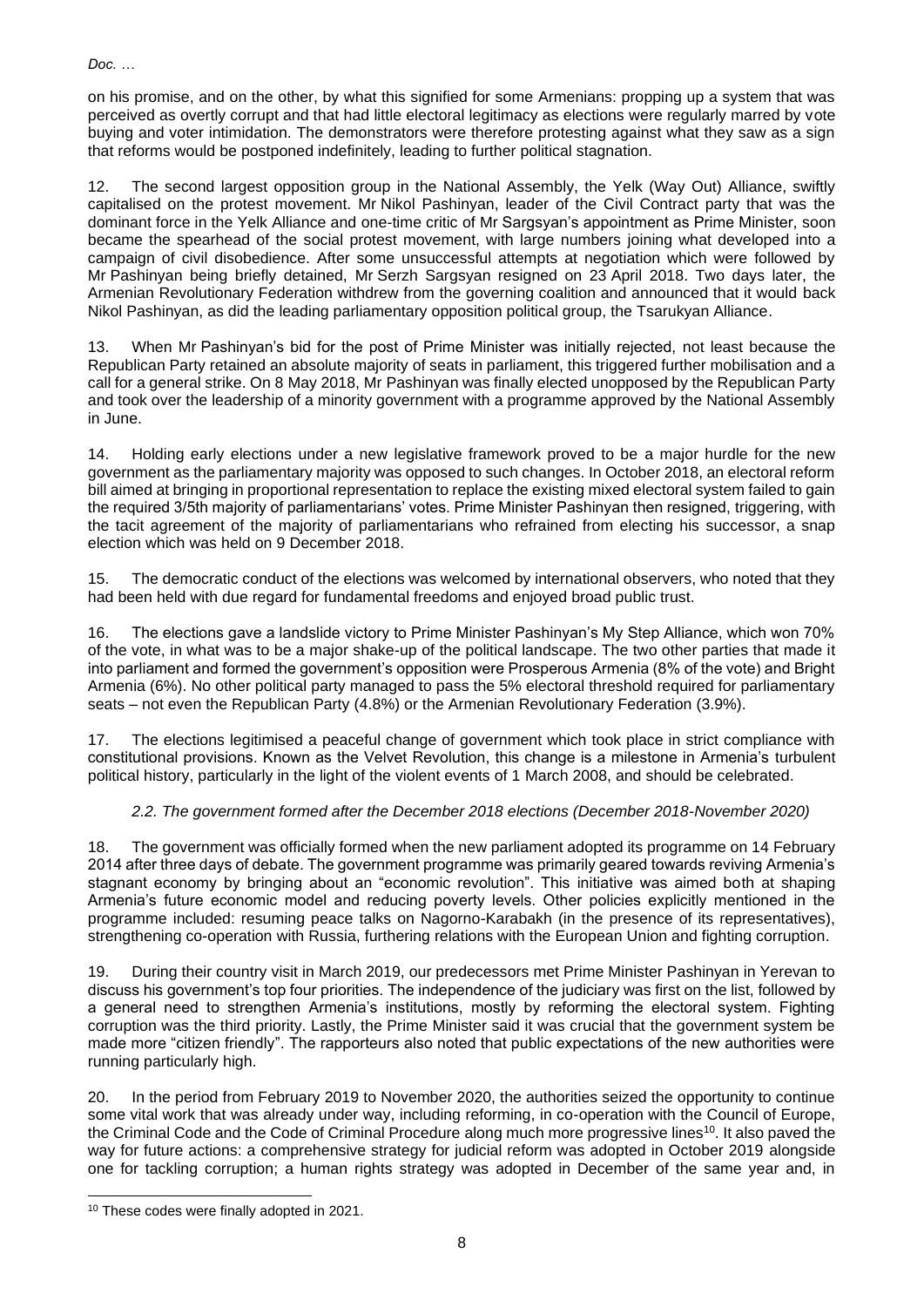on his promise, and on the other, by what this signified for some Armenians: propping up a system that was perceived as overtly corrupt and that had little electoral legitimacy as elections were regularly marred by vote buying and voter intimidation. The demonstrators were therefore protesting against what they saw as a sign that reforms would be postponed indefinitely, leading to further political stagnation.

12. The second largest opposition group in the National Assembly, the Yelk (Way Out) Alliance, swiftly capitalised on the protest movement. Mr Nikol Pashinyan, leader of the Civil Contract party that was the dominant force in the Yelk Alliance and one-time critic of Mr Sargsyan's appointment as Prime Minister, soon became the spearhead of the social protest movement, with large numbers joining what developed into a campaign of civil disobedience. After some unsuccessful attempts at negotiation which were followed by Mr Pashinyan being briefly detained, Mr Serzh Sargsyan resigned on 23 April 2018. Two days later, the Armenian Revolutionary Federation withdrew from the governing coalition and announced that it would back Nikol Pashinyan, as did the leading parliamentary opposition political group, the Tsarukyan Alliance.

13. When Mr Pashinyan's bid for the post of Prime Minister was initially rejected, not least because the Republican Party retained an absolute majority of seats in parliament, this triggered further mobilisation and a call for a general strike. On 8 May 2018, Mr Pashinyan was finally elected unopposed by the Republican Party and took over the leadership of a minority government with a programme approved by the National Assembly in June.

14. Holding early elections under a new legislative framework proved to be a major hurdle for the new government as the parliamentary majority was opposed to such changes. In October 2018, an electoral reform bill aimed at bringing in proportional representation to replace the existing mixed electoral system failed to gain the required 3/5th majority of parliamentarians' votes. Prime Minister Pashinyan then resigned, triggering, with the tacit agreement of the majority of parliamentarians who refrained from electing his successor, a snap election which was held on 9 December 2018.

15. The democratic conduct of the elections was welcomed by international observers, who noted that they had been held with due regard for fundamental freedoms and enjoyed broad public trust.

16. The elections gave a landslide victory to Prime Minister Pashinyan's My Step Alliance, which won 70% of the vote, in what was to be a major shake-up of the political landscape. The two other parties that made it into parliament and formed the government's opposition were Prosperous Armenia (8% of the vote) and Bright Armenia (6%). No other political party managed to pass the 5% electoral threshold required for parliamentary seats – not even the Republican Party (4.8%) or the Armenian Revolutionary Federation (3.9%).

17. The elections legitimised a peaceful change of government which took place in strict compliance with constitutional provisions. Known as the Velvet Revolution, this change is a milestone in Armenia's turbulent political history, particularly in the light of the violent events of 1 March 2008, and should be celebrated.

### *2.2. The government formed after the December 2018 elections (December 2018-November 2020)*

18. The government was officially formed when the new parliament adopted its programme on 14 February 2014 after three days of debate. The government programme was primarily geared towards reviving Armenia's stagnant economy by bringing about an "economic revolution". This initiative was aimed both at shaping Armenia's future economic model and reducing poverty levels. Other policies explicitly mentioned in the programme included: resuming peace talks on Nagorno-Karabakh (in the presence of its representatives), strengthening co-operation with Russia, furthering relations with the European Union and fighting corruption.

19. During their country visit in March 2019, our predecessors met Prime Minister Pashinyan in Yerevan to discuss his government's top four priorities. The independence of the judiciary was first on the list, followed by a general need to strengthen Armenia's institutions, mostly by reforming the electoral system. Fighting corruption was the third priority. Lastly, the Prime Minister said it was crucial that the government system be made more "citizen friendly". The rapporteurs also noted that public expectations of the new authorities were running particularly high.

20. In the period from February 2019 to November 2020, the authorities seized the opportunity to continue some vital work that was already under way, including reforming, in co-operation with the Council of Europe, the Criminal Code and the Code of Criminal Procedure along much more progressive lines[10]. It also paved the way for future actions: a comprehensive strategy for judicial reform was adopted in October 2019 alongside one for tackling corruption; a human rights strategy was adopted in December of the same year and, in

---

[10] These codes were finally adopted in 2021.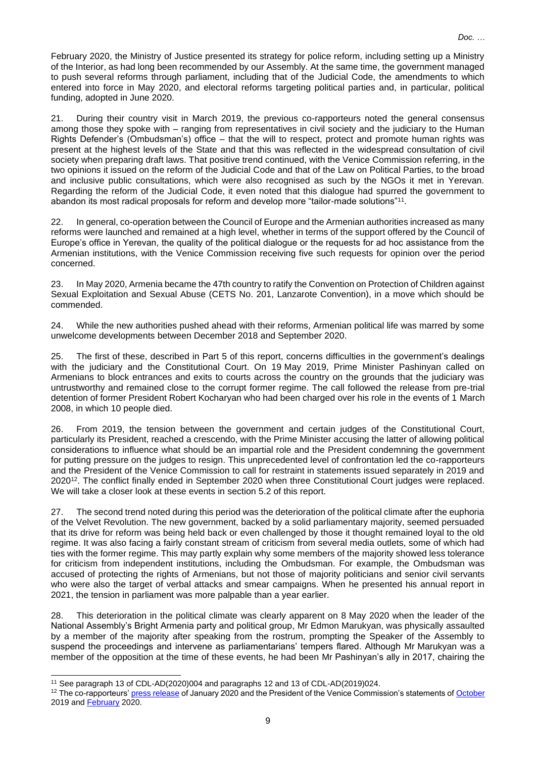February 2020, the Ministry of Justice presented its strategy for police reform, including setting up a Ministry of the Interior, as had long been recommended by our Assembly. At the same time, the government managed to push several reforms through parliament, including that of the Judicial Code, the amendments to which entered into force in May 2020, and electoral reforms targeting political parties and, in particular, political funding, adopted in June 2020.

21. During their country visit in March 2019, the previous co-rapporteurs noted the general consensus among those they spoke with – ranging from representatives in civil society and the judiciary to the Human Rights Defender's (Ombudsman's) office – that the will to respect, protect and promote human rights was present at the highest levels of the State and that this was reflected in the widespread consultation of civil society when preparing draft laws. That positive trend continued, with the Venice Commission referring, in the two opinions it issued on the reform of the Judicial Code and that of the Law on Political Parties, to the broad and inclusive public consultations, which were also recognised as such by the NGOs it met in Yerevan. Regarding the reform of the Judicial Code, it even noted that this dialogue had spurred the government to abandon its most radical proposals for reform and develop more "tailor-made solutions"[11].

22. In general, co-operation between the Council of Europe and the Armenian authorities increased as many reforms were launched and remained at a high level, whether in terms of the support offered by the Council of Europe's office in Yerevan, the quality of the political dialogue or the requests for ad hoc assistance from the Armenian institutions, with the Venice Commission receiving five such requests for opinion over the period concerned.

23. In May 2020, Armenia became the 47th country to ratify the Convention on Protection of Children against Sexual Exploitation and Sexual Abuse (CETS No. 201, Lanzarote Convention), in a move which should be commended.

24. While the new authorities pushed ahead with their reforms, Armenian political life was marred by some unwelcome developments between December 2018 and September 2020.

25. The first of these, described in Part 5 of this report, concerns difficulties in the government's dealings with the judiciary and the Constitutional Court. On 19 May 2019, Prime Minister Pashinyan called on Armenians to block entrances and exits to courts across the country on the grounds that the judiciary was untrustworthy and remained close to the corrupt former regime. The call followed the release from pre-trial detention of former President Robert Kocharyan who had been charged over his role in the events of 1 March 2008, in which 10 people died.

26. From 2019, the tension between the government and certain judges of the Constitutional Court, particularly its President, reached a crescendo, with the Prime Minister accusing the latter of allowing political considerations to influence what should be an impartial role and the President condemning the government for putting pressure on the judges to resign. This unprecedented level of confrontation led the co-rapporteurs and the President of the Venice Commission to call for restraint in statements issued separately in 2019 and 2020[12]. The conflict finally ended in September 2020 when three Constitutional Court judges were replaced. We will take a closer look at these events in section 5.2 of this report.

27. The second trend noted during this period was the deterioration of the political climate after the euphoria of the Velvet Revolution. The new government, backed by a solid parliamentary majority, seemed persuaded that its drive for reform was being held back or even challenged by those it thought remained loyal to the old regime. It was also facing a fairly constant stream of criticism from several media outlets, some of which had ties with the former regime. This may partly explain why some members of the majority showed less tolerance for criticism from independent institutions, including the Ombudsman. For example, the Ombudsman was accused of protecting the rights of Armenians, but not those of majority politicians and senior civil servants who were also the target of verbal attacks and smear campaigns. When he presented his annual report in 2021, the tension in parliament was more palpable than a year earlier.

28. This deterioration in the political climate was clearly apparent on 8 May 2020 when the leader of the National Assembly's Bright Armenia party and political group, Mr Edmon Marukyan, was physically assaulted by a member of the majority after speaking from the rostrum, prompting the Speaker of the Assembly to suspend the proceedings and intervene as parliamentarians' tempers flared. Although Mr Marukyan was a member of the opposition at the time of these events, he had been Mr Pashinyan's ally in 2017, chairing the

---

[11] See paragraph 13 of CDL-AD(2020)004 and paragraphs 12 and 13 of CDL-AD(2019)024.

[12] The co-rapporteurs' press release of January 2020 and the President of the Venice Commission's statements of October 2019 and February 2020.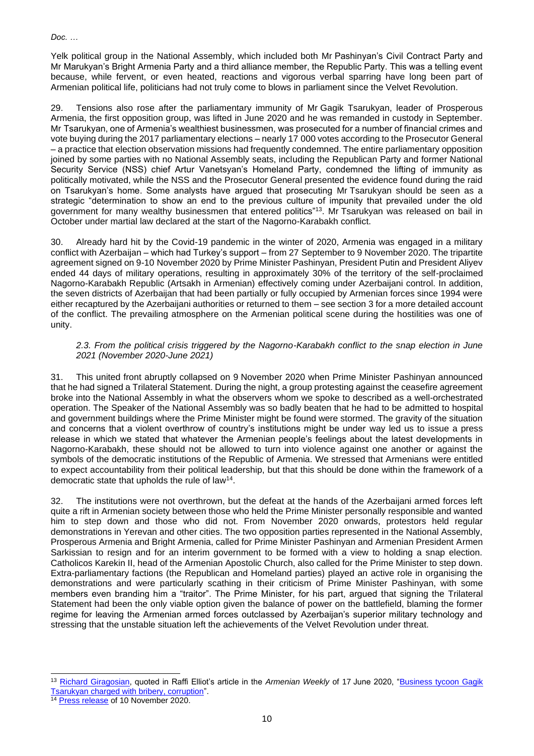Yelk political group in the National Assembly, which included both Mr Pashinyan's Civil Contract Party and Mr Marukyan's Bright Armenia Party and a third alliance member, the Republic Party. This was a telling event because, while fervent, or even heated, reactions and vigorous verbal sparring have long been part of Armenian political life, politicians had not truly come to blows in parliament since the Velvet Revolution.

29. Tensions also rose after the parliamentary immunity of Mr Gagik Tsarukyan, leader of Prosperous Armenia, the first opposition group, was lifted in June 2020 and he was remanded in custody in September. Mr Tsarukyan, one of Armenia's wealthiest businessmen, was prosecuted for a number of financial crimes and vote buying during the 2017 parliamentary elections – nearly 17 000 votes according to the Prosecutor General – a practice that election observation missions had frequently condemned. The entire parliamentary opposition joined by some parties with no National Assembly seats, including the Republican Party and former National Security Service (NSS) chief Artur Vanetsyan's Homeland Party, condemned the lifting of immunity as politically motivated, while the NSS and the Prosecutor General presented the evidence found during the raid on Tsarukyan's home. Some analysts have argued that prosecuting Mr Tsarukyan should be seen as a strategic "determination to show an end to the previous culture of impunity that prevailed under the old government for many wealthy businessmen that entered politics"[13]. Mr Tsarukyan was released on bail in October under martial law declared at the start of the Nagorno-Karabakh conflict.

30. Already hard hit by the Covid-19 pandemic in the winter of 2020, Armenia was engaged in a military conflict with Azerbaijan – which had Turkey's support – from 27 September to 9 November 2020. The tripartite agreement signed on 9-10 November 2020 by Prime Minister Pashinyan, President Putin and President Aliyev ended 44 days of military operations, resulting in approximately 30% of the territory of the self-proclaimed Nagorno-Karabakh Republic (Artsakh in Armenian) effectively coming under Azerbaijani control. In addition, the seven districts of Azerbaijan that had been partially or fully occupied by Armenian forces since 1994 were either recaptured by the Azerbaijani authorities or returned to them – see section 3 for a more detailed account of the conflict. The prevailing atmosphere on the Armenian political scene during the hostilities was one of unity.

### *2.3. From the political crisis triggered by the Nagorno-Karabakh conflict to the snap election in June 2021 (November 2020-June 2021)*

31. This united front abruptly collapsed on 9 November 2020 when Prime Minister Pashinyan announced that he had signed a Trilateral Statement. During the night, a group protesting against the ceasefire agreement broke into the National Assembly in what the observers whom we spoke to described as a well-orchestrated operation. The Speaker of the National Assembly was so badly beaten that he had to be admitted to hospital and government buildings where the Prime Minister might be found were stormed. The gravity of the situation and concerns that a violent overthrow of country's institutions might be under way led us to issue a press release in which we stated that whatever the Armenian people's feelings about the latest developments in Nagorno-Karabakh, these should not be allowed to turn into violence against one another or against the symbols of the democratic institutions of the Republic of Armenia. We stressed that Armenians were entitled to expect accountability from their political leadership, but that this should be done within the framework of a democratic state that upholds the rule of law[14].

32. The institutions were not overthrown, but the defeat at the hands of the Azerbaijani armed forces left quite a rift in Armenian society between those who held the Prime Minister personally responsible and wanted him to step down and those who did not. From November 2020 onwards, protestors held regular demonstrations in Yerevan and other cities. The two opposition parties represented in the National Assembly, Prosperous Armenia and Bright Armenia, called for Prime Minister Pashinyan and Armenian President Armen Sarkissian to resign and for an interim government to be formed with a view to holding a snap election. Catholicos Karekin II, head of the Armenian Apostolic Church, also called for the Prime Minister to step down. Extra-parliamentary factions (the Republican and Homeland parties) played an active role in organising the demonstrations and were particularly scathing in their criticism of Prime Minister Pashinyan, with some members even branding him a "traitor". The Prime Minister, for his part, argued that signing the Trilateral Statement had been the only viable option given the balance of power on the battlefield, blaming the former regime for leaving the Armenian armed forces outclassed by Azerbaijan's superior military technology and stressing that the unstable situation left the achievements of the Velvet Revolution under threat.

---

[13] Richard Giragosian, quoted in Raffi Elliot's article in the *Armenian Weekly* of 17 June 2020, "Business tycoon Gagik Tsarukyan charged with bribery, corruption".

[14] Press release of 10 November 2020.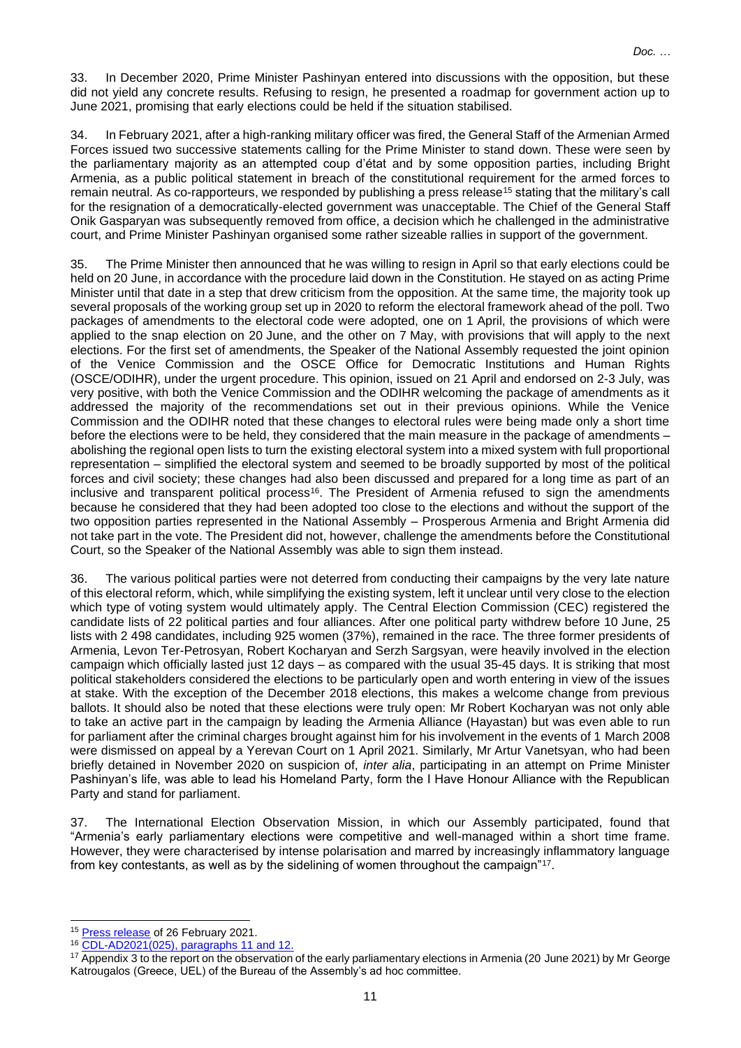33. In December 2020, Prime Minister Pashinyan entered into discussions with the opposition, but these did not yield any concrete results. Refusing to resign, he presented a roadmap for government action up to June 2021, promising that early elections could be held if the situation stabilised.

34. In February 2021, after a high-ranking military officer was fired, the General Staff of the Armenian Armed Forces issued two successive statements calling for the Prime Minister to stand down. These were seen by the parliamentary majority as an attempted coup d'état and by some opposition parties, including Bright Armenia, as a public political statement in breach of the constitutional requirement for the armed forces to remain neutral. As co-rapporteurs, we responded by publishing a press release[15] stating that the military's call for the resignation of a democratically-elected government was unacceptable. The Chief of the General Staff Onik Gasparyan was subsequently removed from office, a decision which he challenged in the administrative court, and Prime Minister Pashinyan organised some rather sizeable rallies in support of the government.

35. The Prime Minister then announced that he was willing to resign in April so that early elections could be held on 20 June, in accordance with the procedure laid down in the Constitution. He stayed on as acting Prime Minister until that date in a step that drew criticism from the opposition. At the same time, the majority took up several proposals of the working group set up in 2020 to reform the electoral framework ahead of the poll. Two packages of amendments to the electoral code were adopted, one on 1 April, the provisions of which were applied to the snap election on 20 June, and the other on 7 May, with provisions that will apply to the next elections. For the first set of amendments, the Speaker of the National Assembly requested the joint opinion of the Venice Commission and the OSCE Office for Democratic Institutions and Human Rights (OSCE/ODIHR), under the urgent procedure. This opinion, issued on 21 April and endorsed on 2-3 July, was very positive, with both the Venice Commission and the ODIHR welcoming the package of amendments as it addressed the majority of the recommendations set out in their previous opinions. While the Venice Commission and the ODIHR noted that these changes to electoral rules were being made only a short time before the elections were to be held, they considered that the main measure in the package of amendments – abolishing the regional open lists to turn the existing electoral system into a mixed system with full proportional representation – simplified the electoral system and seemed to be broadly supported by most of the political forces and civil society; these changes had also been discussed and prepared for a long time as part of an inclusive and transparent political process[16]. The President of Armenia refused to sign the amendments because he considered that they had been adopted too close to the elections and without the support of the two opposition parties represented in the National Assembly – Prosperous Armenia and Bright Armenia did not take part in the vote. The President did not, however, challenge the amendments before the Constitutional Court, so the Speaker of the National Assembly was able to sign them instead.

36. The various political parties were not deterred from conducting their campaigns by the very late nature of this electoral reform, which, while simplifying the existing system, left it unclear until very close to the election which type of voting system would ultimately apply. The Central Election Commission (CEC) registered the candidate lists of 22 political parties and four alliances. After one political party withdrew before 10 June, 25 lists with 2 498 candidates, including 925 women (37%), remained in the race. The three former presidents of Armenia, Levon Ter-Petrosyan, Robert Kocharyan and Serzh Sargsyan, were heavily involved in the election campaign which officially lasted just 12 days – as compared with the usual 35-45 days. It is striking that most political stakeholders considered the elections to be particularly open and worth entering in view of the issues at stake. With the exception of the December 2018 elections, this makes a welcome change from previous ballots. It should also be noted that these elections were truly open: Mr Robert Kocharyan was not only able to take an active part in the campaign by leading the Armenia Alliance (Hayastan) but was even able to run for parliament after the criminal charges brought against him for his involvement in the events of 1 March 2008 were dismissed on appeal by a Yerevan Court on 1 April 2021. Similarly, Mr Artur Vanetsyan, who had been briefly detained in November 2020 on suspicion of, *inter alia*, participating in an attempt on Prime Minister Pashinyan's life, was able to lead his Homeland Party, form the I Have Honour Alliance with the Republican Party and stand for parliament.

37. The International Election Observation Mission, in which our Assembly participated, found that "Armenia's early parliamentary elections were competitive and well-managed within a short time frame. However, they were characterised by intense polarisation and marred by increasingly inflammatory language from key contestants, as well as by the sidelining of women throughout the campaign"[17].

---

[15] Press release of 26 February 2021.

[16] CDL-AD2021(025), paragraphs 11 and 12.

[17] Appendix 3 to the report on the observation of the early parliamentary elections in Armenia (20 June 2021) by Mr George Katrougalos (Greece, UEL) of the Bureau of the Assembly's ad hoc committee.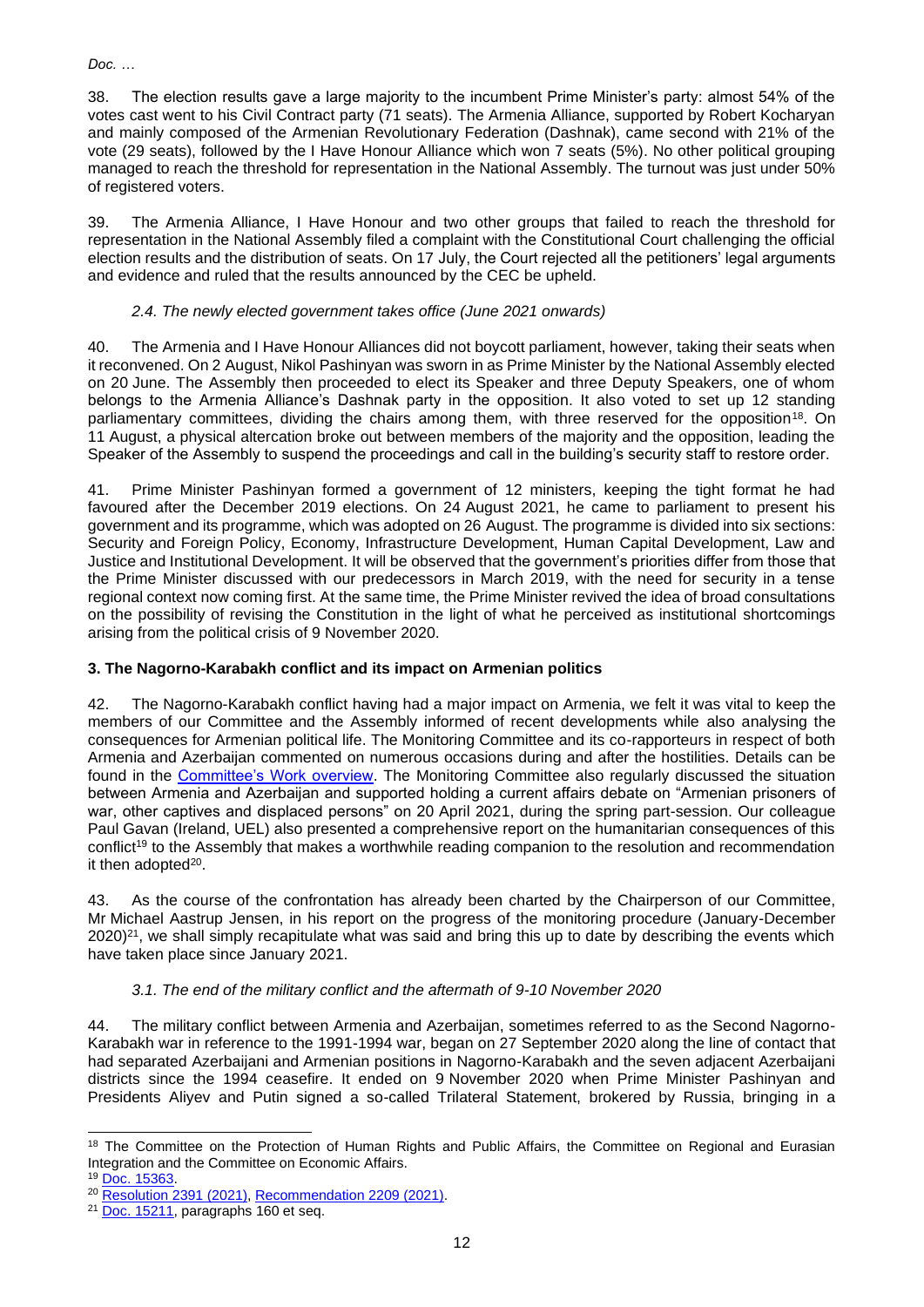38. The election results gave a large majority to the incumbent Prime Minister's party: almost 54% of the votes cast went to his Civil Contract party (71 seats). The Armenia Alliance, supported by Robert Kocharyan and mainly composed of the Armenian Revolutionary Federation (Dashnak), came second with 21% of the vote (29 seats), followed by the I Have Honour Alliance which won 7 seats (5%). No other political grouping managed to reach the threshold for representation in the National Assembly. The turnout was just under 50% of registered voters.

39. The Armenia Alliance, I Have Honour and two other groups that failed to reach the threshold for representation in the National Assembly filed a complaint with the Constitutional Court challenging the official election results and the distribution of seats. On 17 July, the Court rejected all the petitioners' legal arguments and evidence and ruled that the results announced by the CEC be upheld.

### *2.4. The newly elected government takes office (June 2021 onwards)*

40. The Armenia and I Have Honour Alliances did not boycott parliament, however, taking their seats when it reconvened. On 2 August, Nikol Pashinyan was sworn in as Prime Minister by the National Assembly elected on 20 June. The Assembly then proceeded to elect its Speaker and three Deputy Speakers, one of whom belongs to the Armenia Alliance's Dashnak party in the opposition. It also voted to set up 12 standing parliamentary committees, dividing the chairs among them, with three reserved for the opposition[18]. On 11 August, a physical altercation broke out between members of the majority and the opposition, leading the Speaker of the Assembly to suspend the proceedings and call in the building's security staff to restore order.

41. Prime Minister Pashinyan formed a government of 12 ministers, keeping the tight format he had favoured after the December 2019 elections. On 24 August 2021, he came to parliament to present his government and its programme, which was adopted on 26 August. The programme is divided into six sections: Security and Foreign Policy, Economy, Infrastructure Development, Human Capital Development, Law and Justice and Institutional Development. It will be observed that the government's priorities differ from those that the Prime Minister discussed with our predecessors in March 2019, with the need for security in a tense regional context now coming first. At the same time, the Prime Minister revived the idea of broad consultations on the possibility of revising the Constitution in the light of what he perceived as institutional shortcomings arising from the political crisis of 9 November 2020.

## **3. The Nagorno-Karabakh conflict and its impact on Armenian politics**

42. The Nagorno-Karabakh conflict having had a major impact on Armenia, we felt it was vital to keep the members of our Committee and the Assembly informed of recent developments while also analysing the consequences for Armenian political life. The Monitoring Committee and its co-rapporteurs in respect of both Armenia and Azerbaijan commented on numerous occasions during and after the hostilities. Details can be found in the Committee's Work overview. The Monitoring Committee also regularly discussed the situation between Armenia and Azerbaijan and supported holding a current affairs debate on "Armenian prisoners of war, other captives and displaced persons" on 20 April 2021, during the spring part-session. Our colleague Paul Gavan (Ireland, UEL) also presented a comprehensive report on the humanitarian consequences of this conflict[19] to the Assembly that makes a worthwhile reading companion to the resolution and recommendation it then adopted[20].

43. As the course of the confrontation has already been charted by the Chairperson of our Committee, Mr Michael Aastrup Jensen, in his report on the progress of the monitoring procedure (January-December 2020)[21], we shall simply recapitulate what was said and bring this up to date by describing the events which have taken place since January 2021.

### *3.1. The end of the military conflict and the aftermath of 9-10 November 2020*

44. The military conflict between Armenia and Azerbaijan, sometimes referred to as the Second Nagorno-Karabakh war in reference to the 1991-1994 war, began on 27 September 2020 along the line of contact that had separated Azerbaijani and Armenian positions in Nagorno-Karabakh and the seven adjacent Azerbaijani districts since the 1994 ceasefire. It ended on 9 November 2020 when Prime Minister Pashinyan and Presidents Aliyev and Putin signed a so-called Trilateral Statement, brokered by Russia, bringing in a

---

[18] The Committee on the Protection of Human Rights and Public Affairs, the Committee on Regional and Eurasian Integration and the Committee on Economic Affairs.

[19] Doc. 15363.

[20] Resolution 2391 (2021), Recommendation 2209 (2021).

[21] Doc. 15211, paragraphs 160 et seq.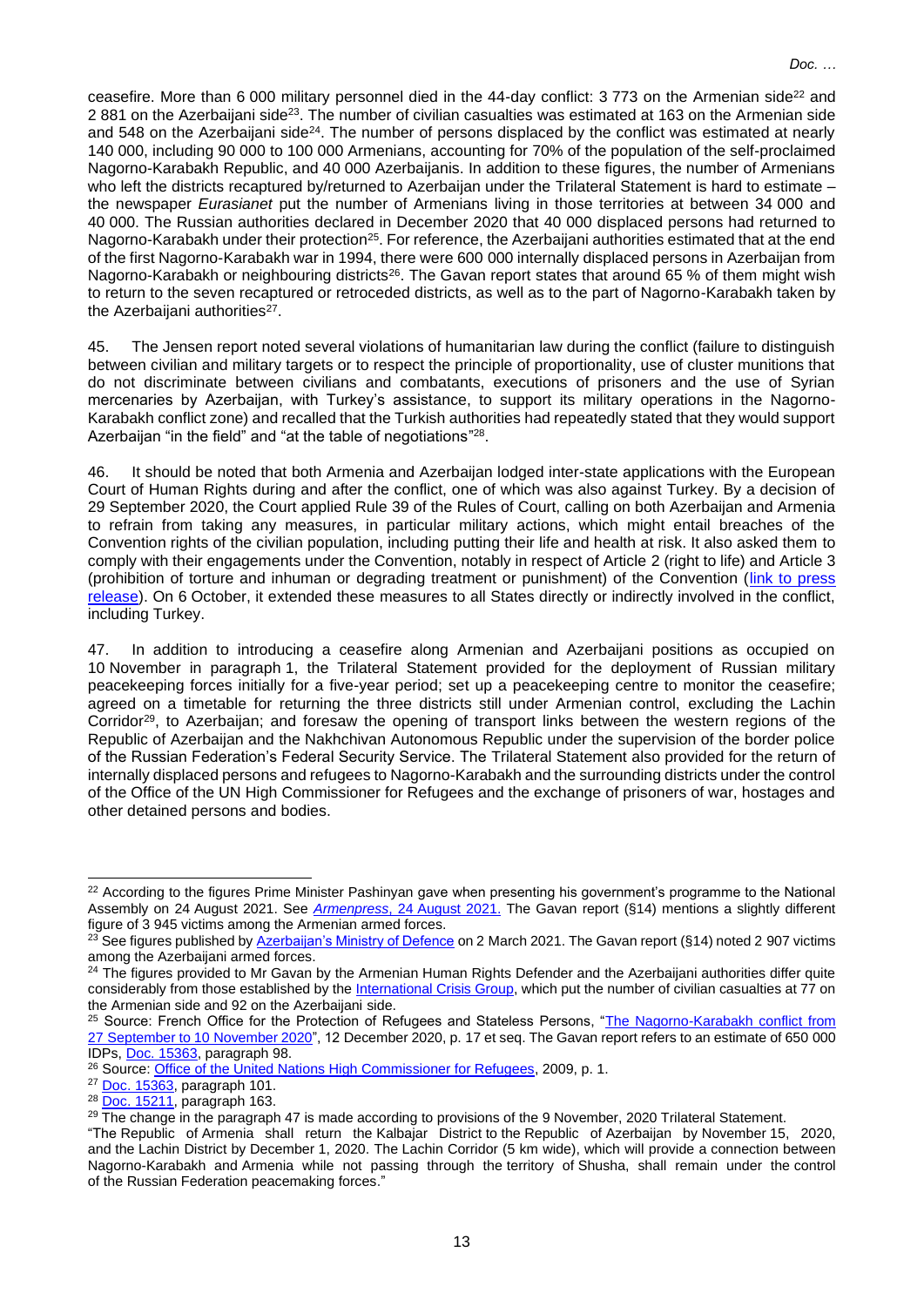ceasefire. More than 6 000 military personnel died in the 44-day conflict: 3 773 on the Armenian side[22] and 2 881 on the Azerbaijani side[23]. The number of civilian casualties was estimated at 163 on the Armenian side and 548 on the Azerbaijani side[24]. The number of persons displaced by the conflict was estimated at nearly 140 000, including 90 000 to 100 000 Armenians, accounting for 70% of the population of the self-proclaimed Nagorno-Karabakh Republic, and 40 000 Azerbaijanis. In addition to these figures, the number of Armenians who left the districts recaptured by/returned to Azerbaijan under the Trilateral Statement is hard to estimate – the newspaper *Eurasianet* put the number of Armenians living in those territories at between 34 000 and 40 000. The Russian authorities declared in December 2020 that 40 000 displaced persons had returned to Nagorno-Karabakh under their protection[25]. For reference, the Azerbaijani authorities estimated that at the end of the first Nagorno-Karabakh war in 1994, there were 600 000 internally displaced persons in Azerbaijan from Nagorno-Karabakh or neighbouring districts[26]. The Gavan report states that around 65 % of them might wish to return to the seven recaptured or retroceded districts, as well as to the part of Nagorno-Karabakh taken by the Azerbaijani authorities[27].

45. The Jensen report noted several violations of humanitarian law during the conflict (failure to distinguish between civilian and military targets or to respect the principle of proportionality, use of cluster munitions that do not discriminate between civilians and combatants, executions of prisoners and the use of Syrian mercenaries by Azerbaijan, with Turkey's assistance, to support its military operations in the Nagorno-Karabakh conflict zone) and recalled that the Turkish authorities had repeatedly stated that they would support Azerbaijan "in the field" and "at the table of negotiations"[28].

46. It should be noted that both Armenia and Azerbaijan lodged inter-state applications with the European Court of Human Rights during and after the conflict, one of which was also against Turkey. By a decision of 29 September 2020, the Court applied Rule 39 of the Rules of Court, calling on both Azerbaijan and Armenia to refrain from taking any measures, in particular military actions, which might entail breaches of the Convention rights of the civilian population, including putting their life and health at risk. It also asked them to comply with their engagements under the Convention, notably in respect of Article 2 (right to life) and Article 3 (prohibition of torture and inhuman or degrading treatment or punishment) of the Convention (link to press release). On 6 October, it extended these measures to all States directly or indirectly involved in the conflict, including Turkey.

47. In addition to introducing a ceasefire along Armenian and Azerbaijani positions as occupied on 10 November in paragraph 1, the Trilateral Statement provided for the deployment of Russian military peacekeeping forces initially for a five-year period; set up a peacekeeping centre to monitor the ceasefire; agreed on a timetable for returning the three districts still under Armenian control, excluding the Lachin Corridor[29], to Azerbaijan; and foresaw the opening of transport links between the western regions of the Republic of Azerbaijan and the Nakhchivan Autonomous Republic under the supervision of the border police of the Russian Federation's Federal Security Service. The Trilateral Statement also provided for the return of internally displaced persons and refugees to Nagorno-Karabakh and the surrounding districts under the control of the Office of the UN High Commissioner for Refugees and the exchange of prisoners of war, hostages and other detained persons and bodies.

---

[22] According to the figures Prime Minister Pashinyan gave when presenting his government's programme to the National Assembly on 24 August 2021. See *Armenpress*, 24 August 2021. The Gavan report (§14) mentions a slightly different figure of 3 945 victims among the Armenian armed forces.

[23] See figures published by Azerbaijan's Ministry of Defence on 2 March 2021. The Gavan report (§14) noted 2 907 victims among the Azerbaijani armed forces.

[24] The figures provided to Mr Gavan by the Armenian Human Rights Defender and the Azerbaijani authorities differ quite considerably from those established by the International Crisis Group, which put the number of civilian casualties at 77 on the Armenian side and 92 on the Azerbaijani side.

[25] Source: French Office for the Protection of Refugees and Stateless Persons, "The Nagorno-Karabakh conflict from 27 September to 10 November 2020", 12 December 2020, p. 17 et seq. The Gavan report refers to an estimate of 650 000 IDPs, Doc. 15363, paragraph 98.

[26] Source: Office of the United Nations High Commissioner for Refugees, 2009, p. 1.

[27] Doc. 15363, paragraph 101.

[28] Doc. 15211, paragraph 163.

[29] The change in the paragraph 47 is made according to provisions of the 9 November, 2020 Trilateral Statement.
"The Republic of Armenia shall return the Kalbajar District to the Republic of Azerbaijan by November 15, 2020, and the Lachin District by December 1, 2020. The Lachin Corridor (5 km wide), which will provide a connection between Nagorno-Karabakh and Armenia while not passing through the territory of Shusha, shall remain under the control of the Russian Federation peacemaking forces."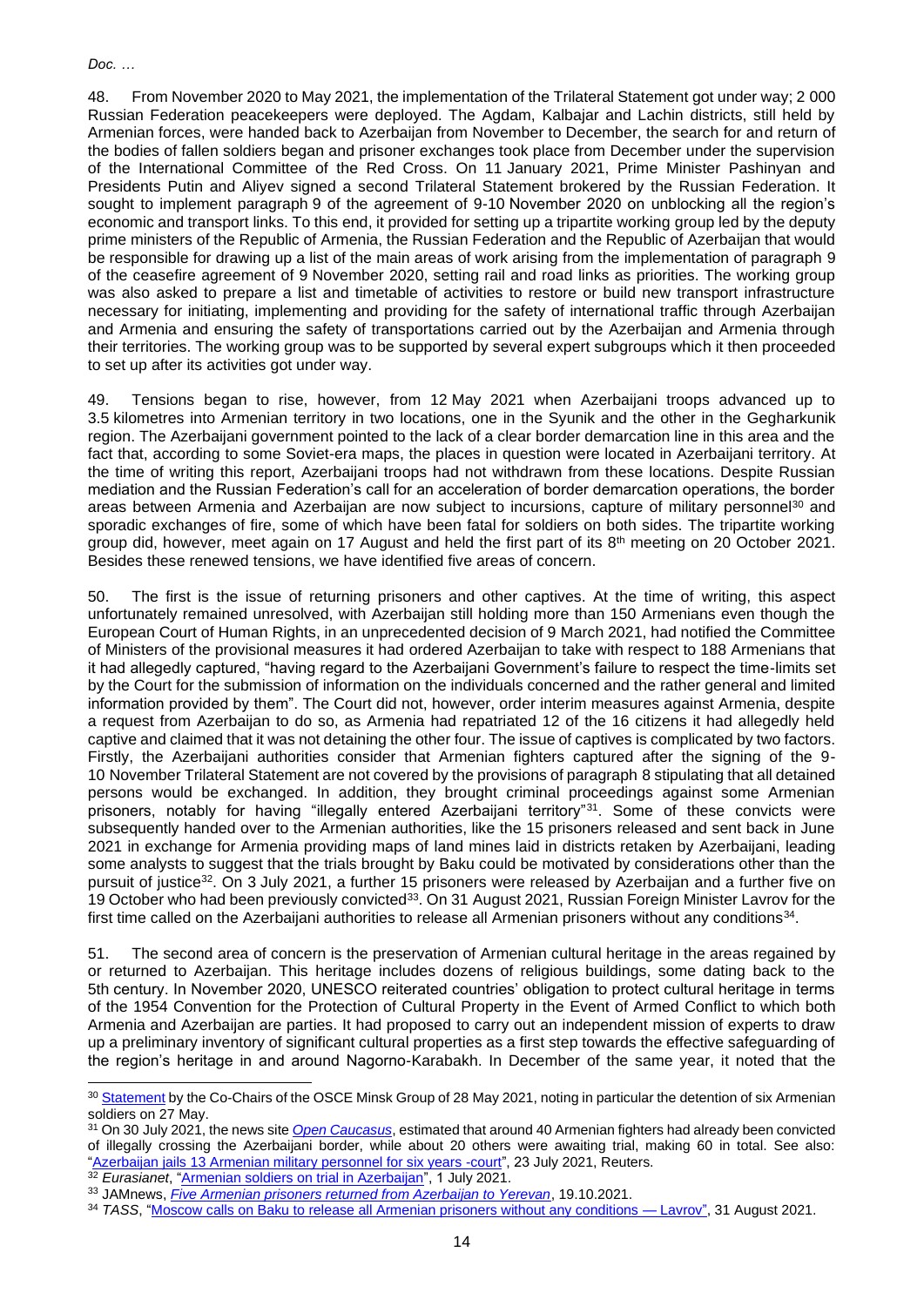48. From November 2020 to May 2021, the implementation of the Trilateral Statement got under way; 2 000 Russian Federation peacekeepers were deployed. The Agdam, Kalbajar and Lachin districts, still held by Armenian forces, were handed back to Azerbaijan from November to December, the search for and return of the bodies of fallen soldiers began and prisoner exchanges took place from December under the supervision of the International Committee of the Red Cross. On 11 January 2021, Prime Minister Pashinyan and Presidents Putin and Aliyev signed a second Trilateral Statement brokered by the Russian Federation. It sought to implement paragraph 9 of the agreement of 9-10 November 2020 on unblocking all the region's economic and transport links. To this end, it provided for setting up a tripartite working group led by the deputy prime ministers of the Republic of Armenia, the Russian Federation and the Republic of Azerbaijan that would be responsible for drawing up a list of the main areas of work arising from the implementation of paragraph 9 of the ceasefire agreement of 9 November 2020, setting rail and road links as priorities. The working group was also asked to prepare a list and timetable of activities to restore or build new transport infrastructure necessary for initiating, implementing and providing for the safety of international traffic through Azerbaijan and Armenia and ensuring the safety of transportations carried out by the Azerbaijan and Armenia through their territories. The working group was to be supported by several expert subgroups which it then proceeded to set up after its activities got under way.

49. Tensions began to rise, however, from 12 May 2021 when Azerbaijani troops advanced up to 3.5 kilometres into Armenian territory in two locations, one in the Syunik and the other in the Gegharkunik region. The Azerbaijani government pointed to the lack of a clear border demarcation line in this area and the fact that, according to some Soviet-era maps, the places in question were located in Azerbaijani territory. At the time of writing this report, Azerbaijani troops had not withdrawn from these locations. Despite Russian mediation and the Russian Federation's call for an acceleration of border demarcation operations, the border areas between Armenia and Azerbaijan are now subject to incursions, capture of military personnel[30] and sporadic exchanges of fire, some of which have been fatal for soldiers on both sides. The tripartite working group did, however, meet again on 17 August and held the first part of its 8th meeting on 20 October 2021. Besides these renewed tensions, we have identified five areas of concern.

50. The first is the issue of returning prisoners and other captives. At the time of writing, this aspect unfortunately remained unresolved, with Azerbaijan still holding more than 150 Armenians even though the European Court of Human Rights, in an unprecedented decision of 9 March 2021, had notified the Committee of Ministers of the provisional measures it had ordered Azerbaijan to take with respect to 188 Armenians that it had allegedly captured, "having regard to the Azerbaijani Government's failure to respect the time-limits set by the Court for the submission of information on the individuals concerned and the rather general and limited information provided by them". The Court did not, however, order interim measures against Armenia, despite a request from Azerbaijan to do so, as Armenia had repatriated 12 of the 16 citizens it had allegedly held captive and claimed that it was not detaining the other four. The issue of captives is complicated by two factors. Firstly, the Azerbaijani authorities consider that Armenian fighters captured after the signing of the 9-10 November Trilateral Statement are not covered by the provisions of paragraph 8 stipulating that all detained persons would be exchanged. In addition, they brought criminal proceedings against some Armenian prisoners, notably for having "illegally entered Azerbaijani territory"[31]. Some of these convicts were subsequently handed over to the Armenian authorities, like the 15 prisoners released and sent back in June 2021 in exchange for Armenia providing maps of land mines laid in districts retaken by Azerbaijani, leading some analysts to suggest that the trials brought by Baku could be motivated by considerations other than the pursuit of justice[32]. On 3 July 2021, a further 15 prisoners were released by Azerbaijan and a further five on 19 October who had been previously convicted[33]. On 31 August 2021, Russian Foreign Minister Lavrov for the first time called on the Azerbaijani authorities to release all Armenian prisoners without any conditions[34].

51. The second area of concern is the preservation of Armenian cultural heritage in the areas regained by or returned to Azerbaijan. This heritage includes dozens of religious buildings, some dating back to the 5th century. In November 2020, UNESCO reiterated countries' obligation to protect cultural heritage in terms of the 1954 Convention for the Protection of Cultural Property in the Event of Armed Conflict to which both Armenia and Azerbaijan are parties. It had proposed to carry out an independent mission of experts to draw up a preliminary inventory of significant cultural properties as a first step towards the effective safeguarding of the region's heritage in and around Nagorno-Karabakh. In December of the same year, it noted that the

---

[30] Statement by the Co-Chairs of the OSCE Minsk Group of 28 May 2021, noting in particular the detention of six Armenian soldiers on 27 May.

[31] On 30 July 2021, the news site *Open Caucasus*, estimated that around 40 Armenian fighters had already been convicted of illegally crossing the Azerbaijani border, while about 20 others were awaiting trial, making 60 in total. See also: "Azerbaijan jails 13 Armenian military personnel for six years -court", 23 July 2021, Reuters.

[32] *Eurasianet*, "Armenian soldiers on trial in Azerbaijan", 1 July 2021.

[33] JAMnews, *Five Armenian prisoners returned from Azerbaijan to Yerevan*, 19.10.2021.

[34] *TASS*, "Moscow calls on Baku to release all Armenian prisoners without any conditions — Lavrov", 31 August 2021.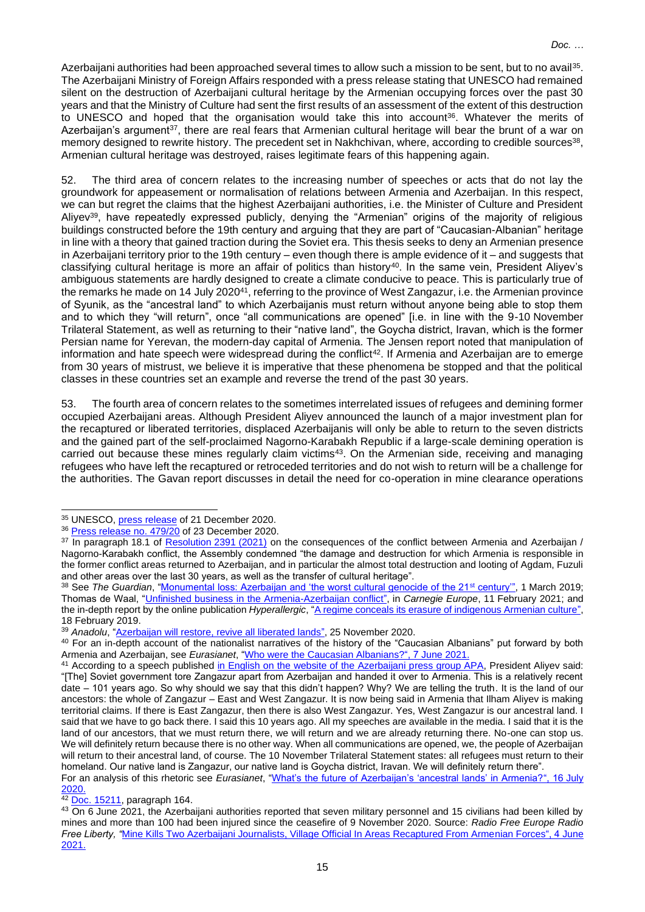Azerbaijani authorities had been approached several times to allow such a mission to be sent, but to no avail[35]. The Azerbaijani Ministry of Foreign Affairs responded with a press release stating that UNESCO had remained silent on the destruction of Azerbaijani cultural heritage by the Armenian occupying forces over the past 30 years and that the Ministry of Culture had sent the first results of an assessment of the extent of this destruction to UNESCO and hoped that the organisation would take this into account[36]. Whatever the merits of Azerbaijan's argument[37], there are real fears that Armenian cultural heritage will bear the brunt of a war on memory designed to rewrite history. The precedent set in Nakhchivan, where, according to credible sources[38], Armenian cultural heritage was destroyed, raises legitimate fears of this happening again.

52. The third area of concern relates to the increasing number of speeches or acts that do not lay the groundwork for appeasement or normalisation of relations between Armenia and Azerbaijan. In this respect, we can but regret the claims that the highest Azerbaijani authorities, i.e. the Minister of Culture and President Aliyev[39], have repeatedly expressed publicly, denying the "Armenian" origins of the majority of religious buildings constructed before the 19th century and arguing that they are part of "Caucasian-Albanian" heritage in line with a theory that gained traction during the Soviet era. This thesis seeks to deny an Armenian presence in Azerbaijani territory prior to the 19th century – even though there is ample evidence of it – and suggests that classifying cultural heritage is more an affair of politics than history[40]. In the same vein, President Aliyev's ambiguous statements are hardly designed to create a climate conducive to peace. This is particularly true of the remarks he made on 14 July 2020[41], referring to the province of West Zangazur, i.e. the Armenian province of Syunik, as the "ancestral land" to which Azerbaijanis must return without anyone being able to stop them and to which they "will return", once "all communications are opened" [i.e. in line with the 9-10 November Trilateral Statement, as well as returning to their "native land", the Goycha district, Iravan, which is the former Persian name for Yerevan, the modern-day capital of Armenia. The Jensen report noted that manipulation of information and hate speech were widespread during the conflict[42]. If Armenia and Azerbaijan are to emerge from 30 years of mistrust, we believe it is imperative that these phenomena be stopped and that the political classes in these countries set an example and reverse the trend of the past 30 years.

53. The fourth area of concern relates to the sometimes interrelated issues of refugees and demining former occupied Azerbaijani areas. Although President Aliyev announced the launch of a major investment plan for the recaptured or liberated territories, displaced Azerbaijanis will only be able to return to the seven districts and the gained part of the self-proclaimed Nagorno-Karabakh Republic if a large-scale demining operation is carried out because these mines regularly claim victims[43]. On the Armenian side, receiving and managing refugees who have left the recaptured or retroceded territories and do not wish to return will be a challenge for the authorities. The Gavan report discusses in detail the need for co-operation in mine clearance operations

---

[35] UNESCO, press release of 21 December 2020.

[36] Press release no. 479/20 of 23 December 2020.

[37] In paragraph 18.1 of Resolution 2391 (2021) on the consequences of the conflict between Armenia and Azerbaijan / Nagorno-Karabakh conflict, the Assembly condemned "the damage and destruction for which Armenia is responsible in the former conflict areas returned to Azerbaijan, and in particular the almost total destruction and looting of Agdam, Fuzuli and other areas over the last 30 years, as well as the transfer of cultural heritage".

[38] See *The Guardian*, "Monumental loss: Azerbaijan and 'the worst cultural genocide of the 21st century'", 1 March 2019; Thomas de Waal, "Unfinished business in the Armenia-Azerbaijan conflict", in *Carnegie Europe*, 11 February 2021; and the in-depth report by the online publication *Hyperallergic*, "A regime conceals its erasure of indigenous Armenian culture", 18 February 2019.

[39] *Anadolu*, "Azerbaijan will restore, revive all liberated lands", 25 November 2020.

[40] For an in-depth account of the nationalist narratives of the history of the "Caucasian Albanians" put forward by both Armenia and Azerbaijan, see *Eurasianet*, "Who were the Caucasian Albanians?", 7 June 2021.

[41] According to a speech published in English on the website of the Azerbaijani press group APA, President Aliyev said: "[The] Soviet government tore Zangazur apart from Azerbaijan and handed it over to Armenia. This is a relatively recent date – 101 years ago. So why should we say that this didn't happen? Why? We are telling the truth. It is the land of our ancestors: the whole of Zangazur – East and West Zangazur. It is now being said in Armenia that Ilham Aliyev is making territorial claims. If there is East Zangazur, then there is also West Zangazur. Yes, West Zangazur is our ancestral land. I said that we have to go back there. I said this 10 years ago. All my speeches are available in the media. I said that it is the land of our ancestors, that we must return there, we will return and we are already returning there. No-one can stop us. We will definitely return because there is no other way. When all communications are opened, we, the people of Azerbaijan will return to their ancestral land, of course. The 10 November Trilateral Statement states: all refugees must return to their homeland. Our native land is Zangazur, our native land is Goycha district, Iravan. We will definitely return there".
For an analysis of this rhetoric see *Eurasianet*, "What's the future of Azerbaijan's 'ancestral lands' in Armenia?", 16 July 2020.

[42] Doc. 15211, paragraph 164.

[43] On 6 June 2021, the Azerbaijani authorities reported that seven military personnel and 15 civilians had been killed by mines and more than 100 had been injured since the ceasefire of 9 November 2020. Source: *Radio Free Europe Radio Free Liberty*, "Mine Kills Two Azerbaijani Journalists, Village Official In Areas Recaptured From Armenian Forces", 4 June 2021.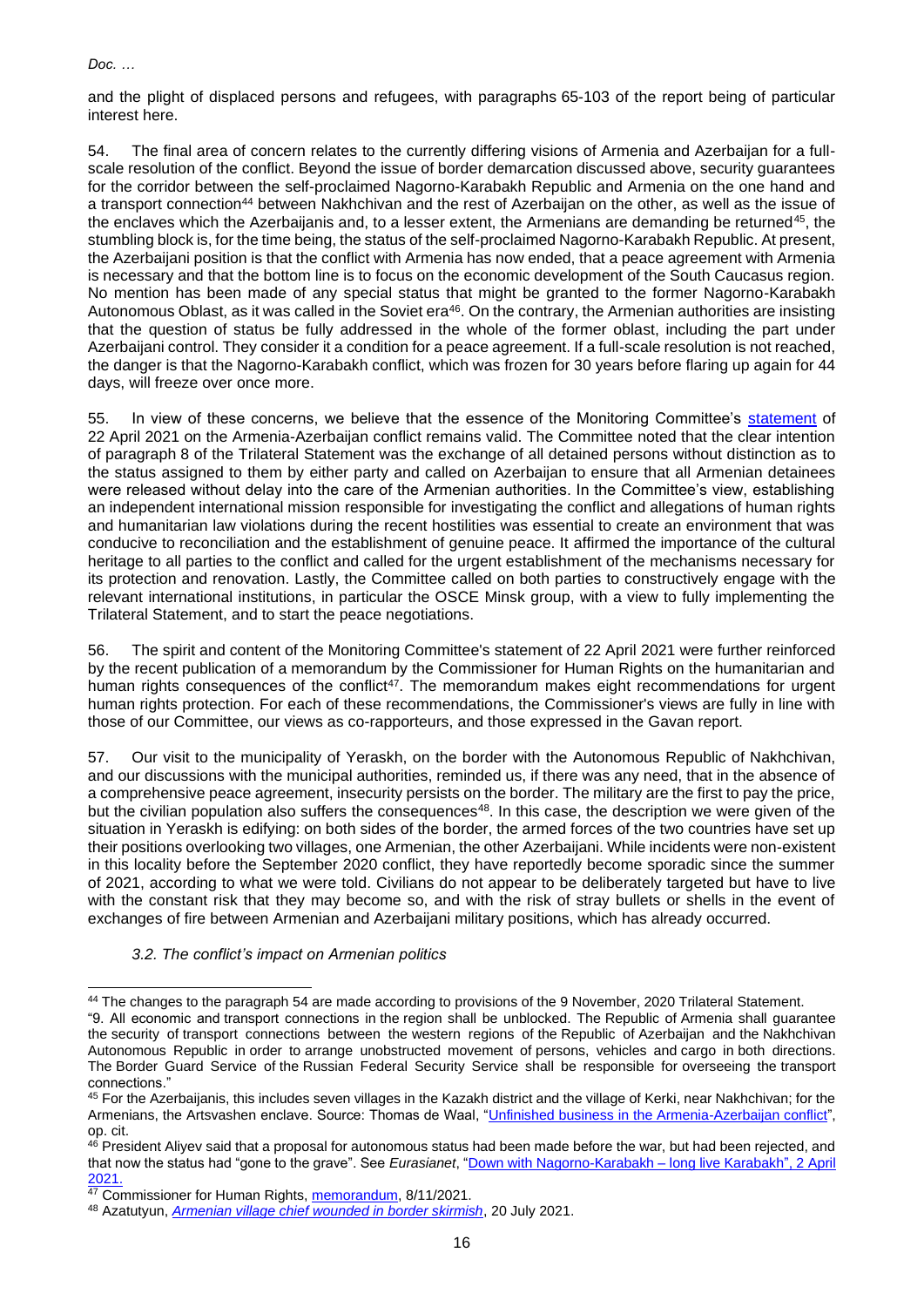and the plight of displaced persons and refugees, with paragraphs 65-103 of the report being of particular interest here.

54. The final area of concern relates to the currently differing visions of Armenia and Azerbaijan for a full-scale resolution of the conflict. Beyond the issue of border demarcation discussed above, security guarantees for the corridor between the self-proclaimed Nagorno-Karabakh Republic and Armenia on the one hand and a transport connection[44] between Nakhchivan and the rest of Azerbaijan on the other, as well as the issue of the enclaves which the Azerbaijanis and, to a lesser extent, the Armenians are demanding be returned[45], the stumbling block is, for the time being, the status of the self-proclaimed Nagorno-Karabakh Republic. At present, the Azerbaijani position is that the conflict with Armenia has now ended, that a peace agreement with Armenia is necessary and that the bottom line is to focus on the economic development of the South Caucasus region. No mention has been made of any special status that might be granted to the former Nagorno-Karabakh Autonomous Oblast, as it was called in the Soviet era[46]. On the contrary, the Armenian authorities are insisting that the question of status be fully addressed in the whole of the former oblast, including the part under Azerbaijani control. They consider it a condition for a peace agreement. If a full-scale resolution is not reached, the danger is that the Nagorno-Karabakh conflict, which was frozen for 30 years before flaring up again for 44 days, will freeze over once more.

55. In view of these concerns, we believe that the essence of the Monitoring Committee's statement of 22 April 2021 on the Armenia-Azerbaijan conflict remains valid. The Committee noted that the clear intention of paragraph 8 of the Trilateral Statement was the exchange of all detained persons without distinction as to the status assigned to them by either party and called on Azerbaijan to ensure that all Armenian detainees were released without delay into the care of the Armenian authorities. In the Committee's view, establishing an independent international mission responsible for investigating the conflict and allegations of human rights and humanitarian law violations during the recent hostilities was essential to create an environment that was conducive to reconciliation and the establishment of genuine peace. It affirmed the importance of the cultural heritage to all parties to the conflict and called for the urgent establishment of the mechanisms necessary for its protection and renovation. Lastly, the Committee called on both parties to constructively engage with the relevant international institutions, in particular the OSCE Minsk group, with a view to fully implementing the Trilateral Statement, and to start the peace negotiations.

56. The spirit and content of the Monitoring Committee's statement of 22 April 2021 were further reinforced by the recent publication of a memorandum by the Commissioner for Human Rights on the humanitarian and human rights consequences of the conflict[47]. The memorandum makes eight recommendations for urgent human rights protection. For each of these recommendations, the Commissioner's views are fully in line with those of our Committee, our views as co-rapporteurs, and those expressed in the Gavan report.

57. Our visit to the municipality of Yeraskh, on the border with the Autonomous Republic of Nakhchivan, and our discussions with the municipal authorities, reminded us, if there was any need, that in the absence of a comprehensive peace agreement, insecurity persists on the border. The military are the first to pay the price, but the civilian population also suffers the consequences[48]. In this case, the description we were given of the situation in Yeraskh is edifying: on both sides of the border, the armed forces of the two countries have set up their positions overlooking two villages, one Armenian, the other Azerbaijani. While incidents were non-existent in this locality before the September 2020 conflict, they have reportedly become sporadic since the summer of 2021, according to what we were told. Civilians do not appear to be deliberately targeted but have to live with the constant risk that they may become so, and with the risk of stray bullets or shells in the event of exchanges of fire between Armenian and Azerbaijani military positions, which has already occurred.

### *3.2. The conflict's impact on Armenian politics*

---

[44] The changes to the paragraph 54 are made according to provisions of the 9 November, 2020 Trilateral Statement.
"9. All economic and transport connections in the region shall be unblocked. The Republic of Armenia shall guarantee the security of transport connections between the western regions of the Republic of Azerbaijan and the Nakhchivan Autonomous Republic in order to arrange unobstructed movement of persons, vehicles and cargo in both directions. The Border Guard Service of the Russian Federal Security Service shall be responsible for overseeing the transport connections."

[45] For the Azerbaijanis, this includes seven villages in the Kazakh district and the village of Kerki, near Nakhchivan; for the Armenians, the Artsvashen enclave. Source: Thomas de Waal, "Unfinished business in the Armenia-Azerbaijan conflict", op. cit.

[46] President Aliyev said that a proposal for autonomous status had been made before the war, but had been rejected, and that now the status had "gone to the grave". See *Eurasianet*, "Down with Nagorno-Karabakh – long live Karabakh", 2 April 2021.

[47] Commissioner for Human Rights, memorandum, 8/11/2021.

[48] Azatutyun, *Armenian village chief wounded in border skirmish*, 20 July 2021.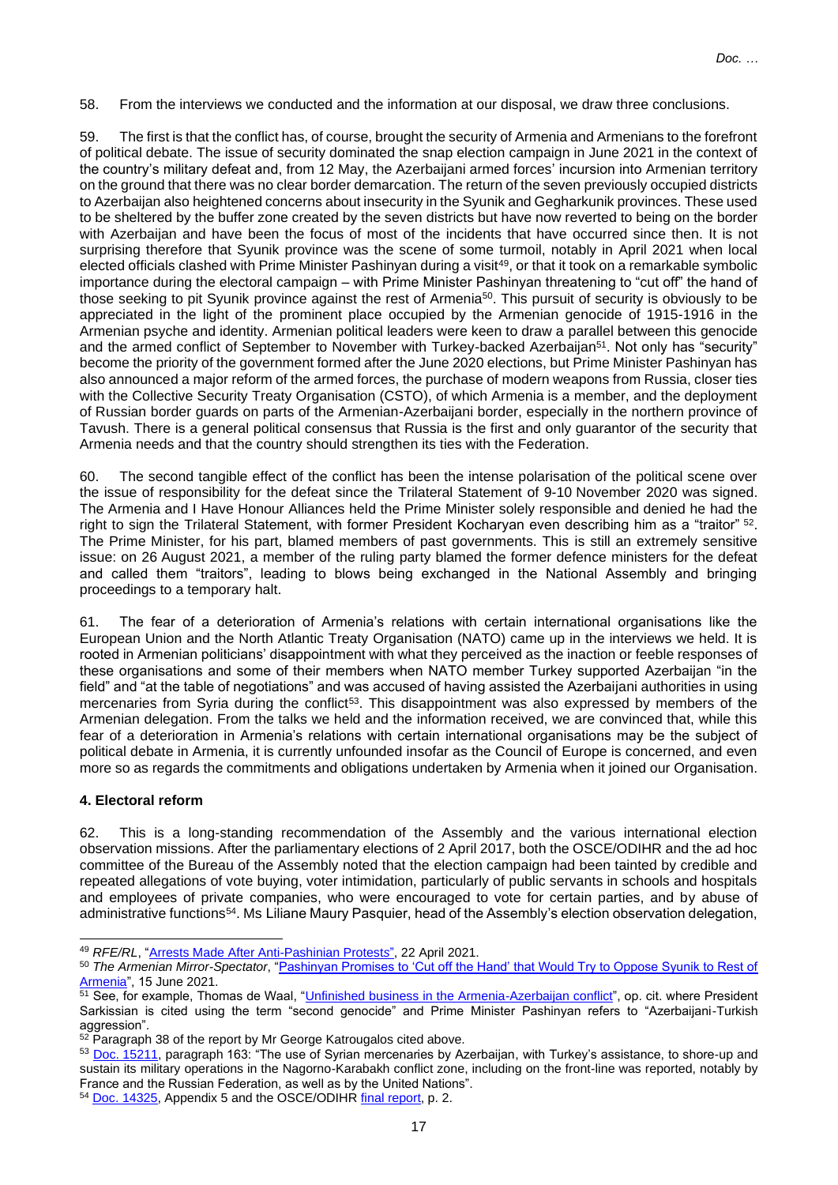58. From the interviews we conducted and the information at our disposal, we draw three conclusions.

59. The first is that the conflict has, of course, brought the security of Armenia and Armenians to the forefront of political debate. The issue of security dominated the snap election campaign in June 2021 in the context of the country's military defeat and, from 12 May, the Azerbaijani armed forces' incursion into Armenian territory on the ground that there was no clear border demarcation. The return of the seven previously occupied districts to Azerbaijan also heightened concerns about insecurity in the Syunik and Gegharkunik provinces. These used to be sheltered by the buffer zone created by the seven districts but have now reverted to being on the border with Azerbaijan and have been the focus of most of the incidents that have occurred since then. It is not surprising therefore that Syunik province was the scene of some turmoil, notably in April 2021 when local elected officials clashed with Prime Minister Pashinyan during a visit[49], or that it took on a remarkable symbolic importance during the electoral campaign – with Prime Minister Pashinyan threatening to "cut off" the hand of those seeking to pit Syunik province against the rest of Armenia[50]. This pursuit of security is obviously to be appreciated in the light of the prominent place occupied by the Armenian genocide of 1915-1916 in the Armenian psyche and identity. Armenian political leaders were keen to draw a parallel between this genocide and the armed conflict of September to November with Turkey-backed Azerbaijan[51]. Not only has "security" become the priority of the government formed after the June 2020 elections, but Prime Minister Pashinyan has also announced a major reform of the armed forces, the purchase of modern weapons from Russia, closer ties with the Collective Security Treaty Organisation (CSTO), of which Armenia is a member, and the deployment of Russian border guards on parts of the Armenian-Azerbaijani border, especially in the northern province of Tavush. There is a general political consensus that Russia is the first and only guarantor of the security that Armenia needs and that the country should strengthen its ties with the Federation.

60. The second tangible effect of the conflict has been the intense polarisation of the political scene over the issue of responsibility for the defeat since the Trilateral Statement of 9-10 November 2020 was signed. The Armenia and I Have Honour Alliances held the Prime Minister solely responsible and denied he had the right to sign the Trilateral Statement, with former President Kocharyan even describing him as a "traitor" [52]. The Prime Minister, for his part, blamed members of past governments. This is still an extremely sensitive issue: on 26 August 2021, a member of the ruling party blamed the former defence ministers for the defeat and called them "traitors", leading to blows being exchanged in the National Assembly and bringing proceedings to a temporary halt.

61. The fear of a deterioration of Armenia's relations with certain international organisations like the European Union and the North Atlantic Treaty Organisation (NATO) came up in the interviews we held. It is rooted in Armenian politicians' disappointment with what they perceived as the inaction or feeble responses of these organisations and some of their members when NATO member Turkey supported Azerbaijan "in the field" and "at the table of negotiations" and was accused of having assisted the Azerbaijani authorities in using mercenaries from Syria during the conflict[53]. This disappointment was also expressed by members of the Armenian delegation. From the talks we held and the information received, we are convinced that, while this fear of a deterioration in Armenia's relations with certain international organisations may be the subject of political debate in Armenia, it is currently unfounded insofar as the Council of Europe is concerned, and even more so as regards the commitments and obligations undertaken by Armenia when it joined our Organisation.

### 4. Electoral reform

62. This is a long-standing recommendation of the Assembly and the various international election observation missions. After the parliamentary elections of 2 April 2017, both the OSCE/ODIHR and the ad hoc committee of the Bureau of the Assembly noted that the election campaign had been tainted by credible and repeated allegations of vote buying, voter intimidation, particularly of public servants in schools and hospitals and employees of private companies, who were encouraged to vote for certain parties, and by abuse of administrative functions[54]. Ms Liliane Maury Pasquier, head of the Assembly's election observation delegation,

---

[49] *RFE/RL*, "Arrests Made After Anti-Pashinian Protests", 22 April 2021.

[50] *The Armenian Mirror-Spectator*, "Pashinyan Promises to 'Cut off the Hand' that Would Try to Oppose Syunik to Rest of Armenia", 15 June 2021.

[51] See, for example, Thomas de Waal, "Unfinished business in the Armenia-Azerbaijan conflict", op. cit. where President Sarkissian is cited using the term "second genocide" and Prime Minister Pashinyan refers to "Azerbaijani-Turkish aggression".

[52] Paragraph 38 of the report by Mr George Katrougalos cited above.

[53] Doc. 15211, paragraph 163: "The use of Syrian mercenaries by Azerbaijan, with Turkey's assistance, to shore-up and sustain its military operations in the Nagorno-Karabakh conflict zone, including on the front-line was reported, notably by France and the Russian Federation, as well as by the United Nations".

[54] Doc. 14325, Appendix 5 and the OSCE/ODIHR final report, p. 2.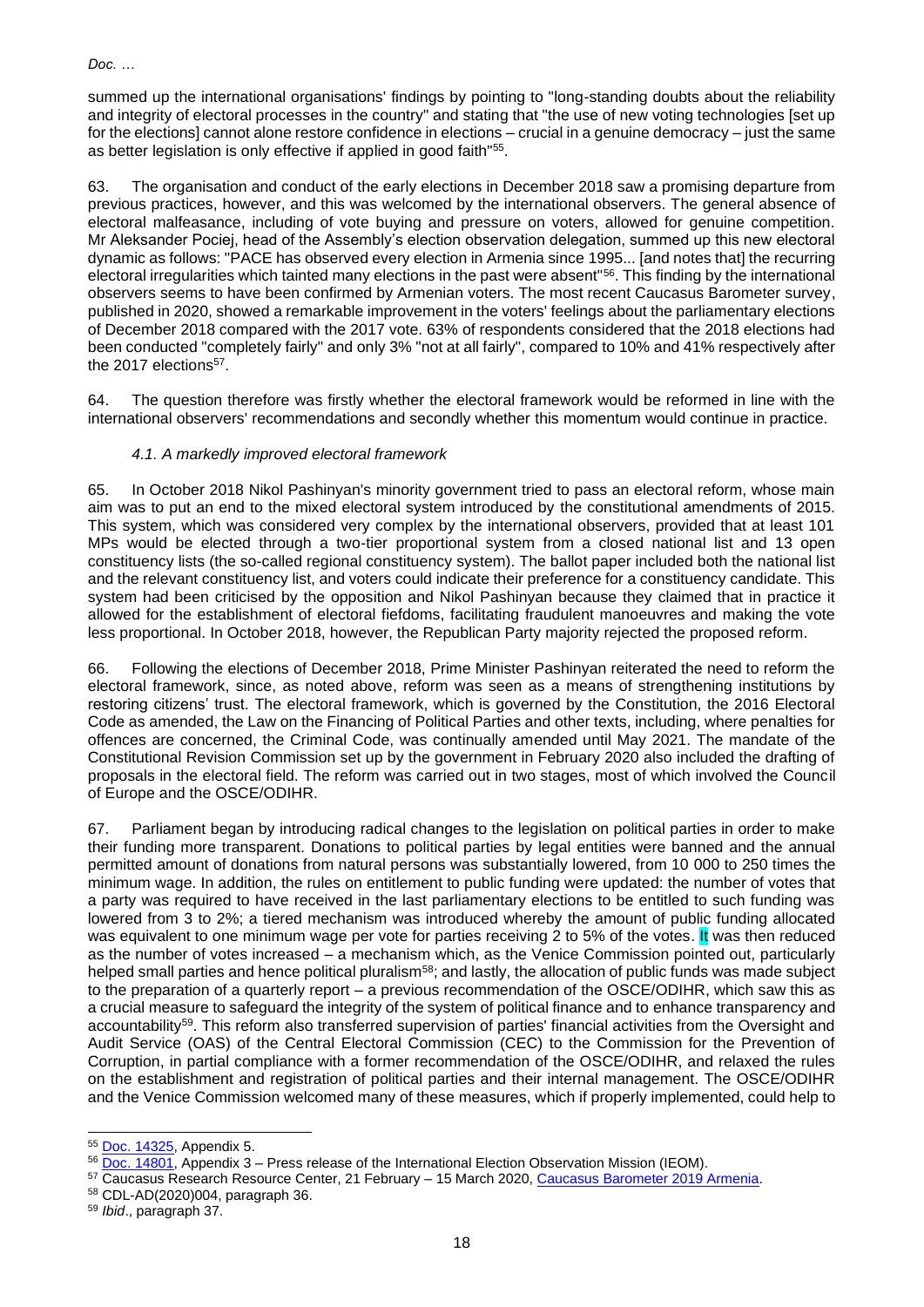summed up the international organisations' findings by pointing to "long-standing doubts about the reliability and integrity of electoral processes in the country" and stating that "the use of new voting technologies [set up for the elections] cannot alone restore confidence in elections – crucial in a genuine democracy – just the same as better legislation is only effective if applied in good faith"[55].

63. The organisation and conduct of the early elections in December 2018 saw a promising departure from previous practices, however, and this was welcomed by the international observers. The general absence of electoral malfeasance, including of vote buying and pressure on voters, allowed for genuine competition. Mr Aleksander Pociej, head of the Assembly's election observation delegation, summed up this new electoral dynamic as follows: "PACE has observed every election in Armenia since 1995... [and notes that] the recurring electoral irregularities which tainted many elections in the past were absent"[56]. This finding by the international observers seems to have been confirmed by Armenian voters. The most recent Caucasus Barometer survey, published in 2020, showed a remarkable improvement in the voters' feelings about the parliamentary elections of December 2018 compared with the 2017 vote. 63% of respondents considered that the 2018 elections had been conducted "completely fairly" and only 3% "not at all fairly", compared to 10% and 41% respectively after the 2017 elections[57].

64. The question therefore was firstly whether the electoral framework would be reformed in line with the international observers' recommendations and secondly whether this momentum would continue in practice.

### *4.1. A markedly improved electoral framework*

65. In October 2018 Nikol Pashinyan's minority government tried to pass an electoral reform, whose main aim was to put an end to the mixed electoral system introduced by the constitutional amendments of 2015. This system, which was considered very complex by the international observers, provided that at least 101 MPs would be elected through a two-tier proportional system from a closed national list and 13 open constituency lists (the so-called regional constituency system). The ballot paper included both the national list and the relevant constituency list, and voters could indicate their preference for a constituency candidate. This system had been criticised by the opposition and Nikol Pashinyan because they claimed that in practice it allowed for the establishment of electoral fiefdoms, facilitating fraudulent manoeuvres and making the vote less proportional. In October 2018, however, the Republican Party majority rejected the proposed reform.

66. Following the elections of December 2018, Prime Minister Pashinyan reiterated the need to reform the electoral framework, since, as noted above, reform was seen as a means of strengthening institutions by restoring citizens' trust. The electoral framework, which is governed by the Constitution, the 2016 Electoral Code as amended, the Law on the Financing of Political Parties and other texts, including, where penalties for offences are concerned, the Criminal Code, was continually amended until May 2021. The mandate of the Constitutional Revision Commission set up by the government in February 2020 also included the drafting of proposals in the electoral field. The reform was carried out in two stages, most of which involved the Council of Europe and the OSCE/ODIHR.

67. Parliament began by introducing radical changes to the legislation on political parties in order to make their funding more transparent. Donations to political parties by legal entities were banned and the annual permitted amount of donations from natural persons was substantially lowered, from 10 000 to 250 times the minimum wage. In addition, the rules on entitlement to public funding were updated: the number of votes that a party was required to have received in the last parliamentary elections to be entitled to such funding was lowered from 3 to 2%; a tiered mechanism was introduced whereby the amount of public funding allocated was equivalent to one minimum wage per vote for parties receiving 2 to 5% of the votes. It was then reduced as the number of votes increased – a mechanism which, as the Venice Commission pointed out, particularly helped small parties and hence political pluralism[58]; and lastly, the allocation of public funds was made subject to the preparation of a quarterly report – a previous recommendation of the OSCE/ODIHR, which saw this as a crucial measure to safeguard the integrity of the system of political finance and to enhance transparency and accountability[59]. This reform also transferred supervision of parties' financial activities from the Oversight and Audit Service (OAS) of the Central Electoral Commission (CEC) to the Commission for the Prevention of Corruption, in partial compliance with a former recommendation of the OSCE/ODIHR, and relaxed the rules on the establishment and registration of political parties and their internal management. The OSCE/ODIHR and the Venice Commission welcomed many of these measures, which if properly implemented, could help to

---

[55] Doc. 14325, Appendix 5.

[56] Doc. 14801, Appendix 3 – Press release of the International Election Observation Mission (IEOM).

[57] Caucasus Research Resource Center, 21 February – 15 March 2020, Caucasus Barometer 2019 Armenia.

[58] CDL-AD(2020)004, paragraph 36.

[59] *Ibid*., paragraph 37.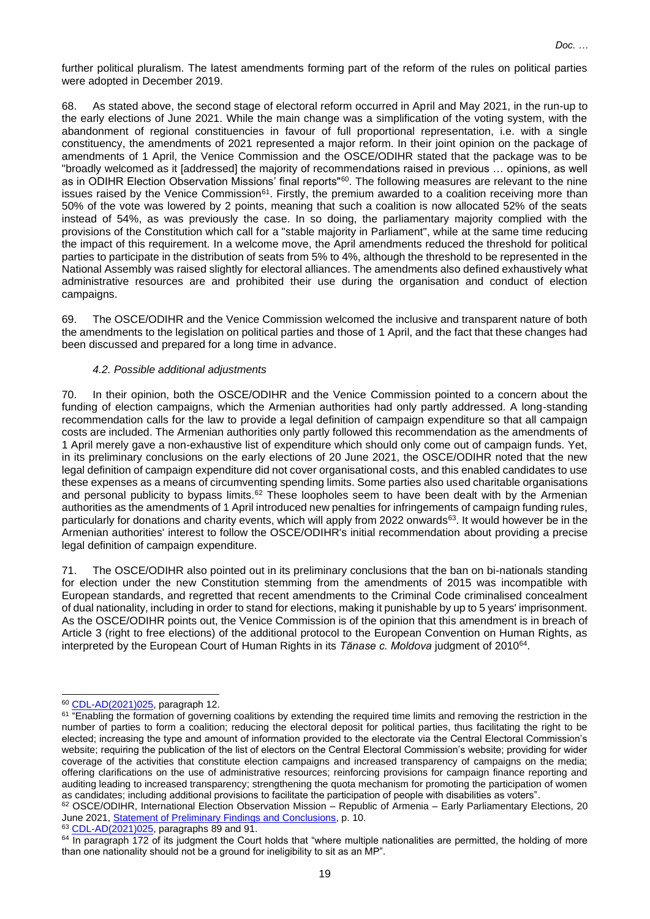further political pluralism. The latest amendments forming part of the reform of the rules on political parties were adopted in December 2019.

68. As stated above, the second stage of electoral reform occurred in April and May 2021, in the run-up to the early elections of June 2021. While the main change was a simplification of the voting system, with the abandonment of regional constituencies in favour of full proportional representation, i.e. with a single constituency, the amendments of 2021 represented a major reform. In their joint opinion on the package of amendments of 1 April, the Venice Commission and the OSCE/ODIHR stated that the package was to be "broadly welcomed as it [addressed] the majority of recommendations raised in previous … opinions, as well as in ODIHR Election Observation Missions' final reports"[60]. The following measures are relevant to the nine issues raised by the Venice Commission[61]. Firstly, the premium awarded to a coalition receiving more than 50% of the vote was lowered by 2 points, meaning that such a coalition is now allocated 52% of the seats instead of 54%, as was previously the case. In so doing, the parliamentary majority complied with the provisions of the Constitution which call for a "stable majority in Parliament", while at the same time reducing the impact of this requirement. In a welcome move, the April amendments reduced the threshold for political parties to participate in the distribution of seats from 5% to 4%, although the threshold to be represented in the National Assembly was raised slightly for electoral alliances. The amendments also defined exhaustively what administrative resources are and prohibited their use during the organisation and conduct of election campaigns.

69. The OSCE/ODIHR and the Venice Commission welcomed the inclusive and transparent nature of both the amendments to the legislation on political parties and those of 1 April, and the fact that these changes had been discussed and prepared for a long time in advance.

### *4.2. Possible additional adjustments*

70. In their opinion, both the OSCE/ODIHR and the Venice Commission pointed to a concern about the funding of election campaigns, which the Armenian authorities had only partly addressed. A long-standing recommendation calls for the law to provide a legal definition of campaign expenditure so that all campaign costs are included. The Armenian authorities only partly followed this recommendation as the amendments of 1 April merely gave a non-exhaustive list of expenditure which should only come out of campaign funds. Yet, in its preliminary conclusions on the early elections of 20 June 2021, the OSCE/ODIHR noted that the new legal definition of campaign expenditure did not cover organisational costs, and this enabled candidates to use these expenses as a means of circumventing spending limits. Some parties also used charitable organisations and personal publicity to bypass limits.[62] These loopholes seem to have been dealt with by the Armenian authorities as the amendments of 1 April introduced new penalties for infringements of campaign funding rules, particularly for donations and charity events, which will apply from 2022 onwards[63]. It would however be in the Armenian authorities' interest to follow the OSCE/ODIHR's initial recommendation about providing a precise legal definition of campaign expenditure.

71. The OSCE/ODIHR also pointed out in its preliminary conclusions that the ban on bi-nationals standing for election under the new Constitution stemming from the amendments of 2015 was incompatible with European standards, and regretted that recent amendments to the Criminal Code criminalised concealment of dual nationality, including in order to stand for elections, making it punishable by up to 5 years' imprisonment. As the OSCE/ODIHR points out, the Venice Commission is of the opinion that this amendment is in breach of Article 3 (right to free elections) of the additional protocol to the European Convention on Human Rights, as interpreted by the European Court of Human Rights in its *Tănase c. Moldova* judgment of 2010[64].

---

[60] CDL-AD(2021)025, paragraph 12.

[61] "Enabling the formation of governing coalitions by extending the required time limits and removing the restriction in the number of parties to form a coalition; reducing the electoral deposit for political parties, thus facilitating the right to be elected; increasing the type and amount of information provided to the electorate via the Central Electoral Commission's website; requiring the publication of the list of electors on the Central Electoral Commission's website; providing for wider coverage of the activities that constitute election campaigns and increased transparency of campaigns on the media; offering clarifications on the use of administrative resources; reinforcing provisions for campaign finance reporting and auditing leading to increased transparency; strengthening the quota mechanism for promoting the participation of women as candidates; including additional provisions to facilitate the participation of people with disabilities as voters".

[62] OSCE/ODIHR, International Election Observation Mission – Republic of Armenia – Early Parliamentary Elections, 20 June 2021, Statement of Preliminary Findings and Conclusions, p. 10.

[63] CDL-AD(2021)025, paragraphs 89 and 91.

[64] In paragraph 172 of its judgment the Court holds that "where multiple nationalities are permitted, the holding of more than one nationality should not be a ground for ineligibility to sit as an MP".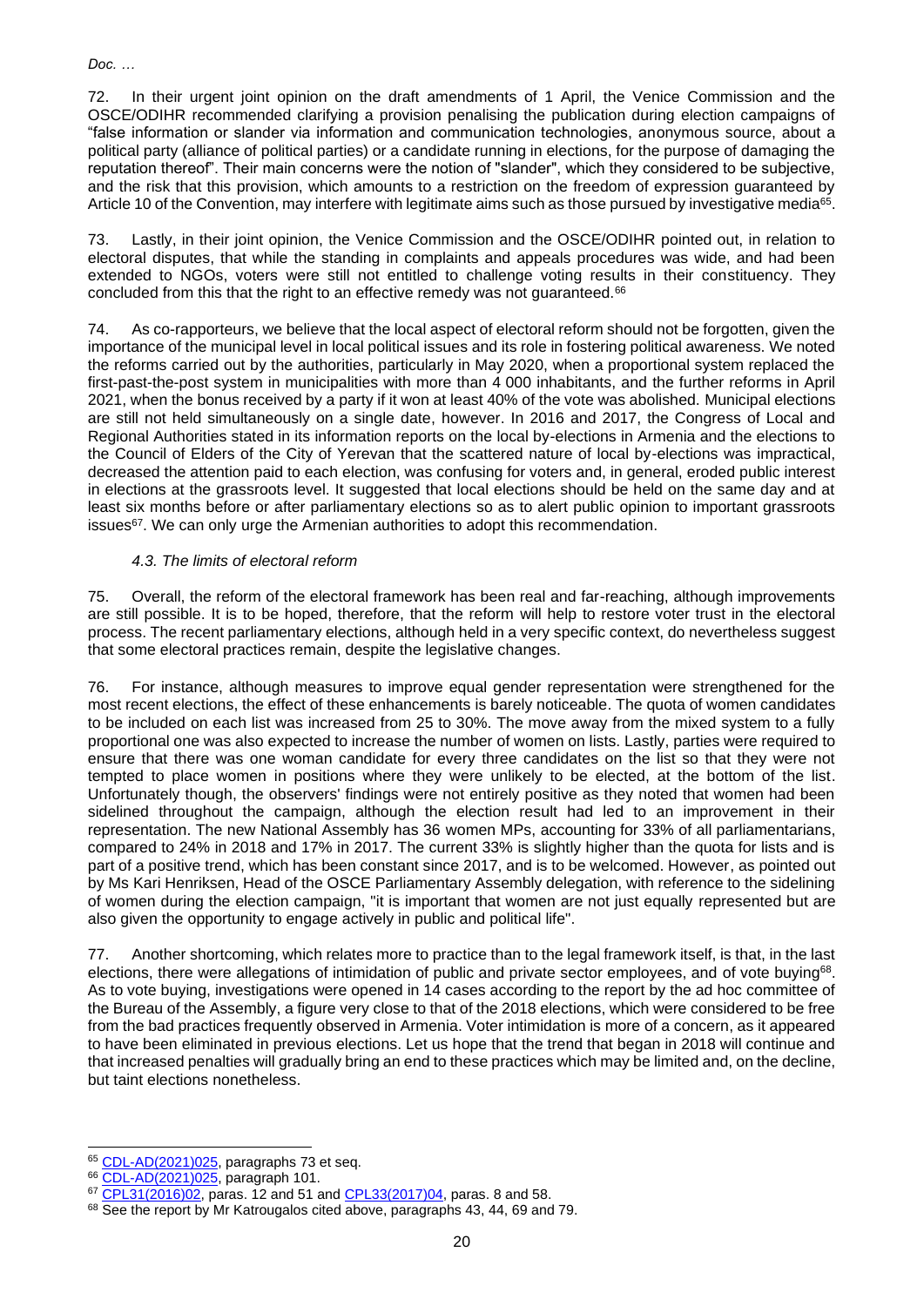72. In their urgent joint opinion on the draft amendments of 1 April, the Venice Commission and the OSCE/ODIHR recommended clarifying a provision penalising the publication during election campaigns of "false information or slander via information and communication technologies, anonymous source, about a political party (alliance of political parties) or a candidate running in elections, for the purpose of damaging the reputation thereof". Their main concerns were the notion of "slander", which they considered to be subjective, and the risk that this provision, which amounts to a restriction on the freedom of expression guaranteed by Article 10 of the Convention, may interfere with legitimate aims such as those pursued by investigative media[65].

73. Lastly, in their joint opinion, the Venice Commission and the OSCE/ODIHR pointed out, in relation to electoral disputes, that while the standing in complaints and appeals procedures was wide, and had been extended to NGOs, voters were still not entitled to challenge voting results in their constituency. They concluded from this that the right to an effective remedy was not guaranteed.[66]

74. As co-rapporteurs, we believe that the local aspect of electoral reform should not be forgotten, given the importance of the municipal level in local political issues and its role in fostering political awareness. We noted the reforms carried out by the authorities, particularly in May 2020, when a proportional system replaced the first-past-the-post system in municipalities with more than 4 000 inhabitants, and the further reforms in April 2021, when the bonus received by a party if it won at least 40% of the vote was abolished. Municipal elections are still not held simultaneously on a single date, however. In 2016 and 2017, the Congress of Local and Regional Authorities stated in its information reports on the local by-elections in Armenia and the elections to the Council of Elders of the City of Yerevan that the scattered nature of local by-elections was impractical, decreased the attention paid to each election, was confusing for voters and, in general, eroded public interest in elections at the grassroots level. It suggested that local elections should be held on the same day and at least six months before or after parliamentary elections so as to alert public opinion to important grassroots issues[67]. We can only urge the Armenian authorities to adopt this recommendation.

### *4.3. The limits of electoral reform*

75. Overall, the reform of the electoral framework has been real and far-reaching, although improvements are still possible. It is to be hoped, therefore, that the reform will help to restore voter trust in the electoral process. The recent parliamentary elections, although held in a very specific context, do nevertheless suggest that some electoral practices remain, despite the legislative changes.

76. For instance, although measures to improve equal gender representation were strengthened for the most recent elections, the effect of these enhancements is barely noticeable. The quota of women candidates to be included on each list was increased from 25 to 30%. The move away from the mixed system to a fully proportional one was also expected to increase the number of women on lists. Lastly, parties were required to ensure that there was one woman candidate for every three candidates on the list so that they were not tempted to place women in positions where they were unlikely to be elected, at the bottom of the list. Unfortunately though, the observers' findings were not entirely positive as they noted that women had been sidelined throughout the campaign, although the election result had led to an improvement in their representation. The new National Assembly has 36 women MPs, accounting for 33% of all parliamentarians, compared to 24% in 2018 and 17% in 2017. The current 33% is slightly higher than the quota for lists and is part of a positive trend, which has been constant since 2017, and is to be welcomed. However, as pointed out by Ms Kari Henriksen, Head of the OSCE Parliamentary Assembly delegation, with reference to the sidelining of women during the election campaign, "it is important that women are not just equally represented but are also given the opportunity to engage actively in public and political life".

77. Another shortcoming, which relates more to practice than to the legal framework itself, is that, in the last elections, there were allegations of intimidation of public and private sector employees, and of vote buying[68]. As to vote buying, investigations were opened in 14 cases according to the report by the ad hoc committee of the Bureau of the Assembly, a figure very close to that of the 2018 elections, which were considered to be free from the bad practices frequently observed in Armenia. Voter intimidation is more of a concern, as it appeared to have been eliminated in previous elections. Let us hope that the trend that began in 2018 will continue and that increased penalties will gradually bring an end to these practices which may be limited and, on the decline, but taint elections nonetheless.

---

[65] CDL-AD(2021)025, paragraphs 73 et seq.

[66] CDL-AD(2021)025, paragraph 101.

[67] CPL31(2016)02, paras. 12 and 51 and CPL33(2017)04, paras. 8 and 58.

[68] See the report by Mr Katrougalos cited above, paragraphs 43, 44, 69 and 79.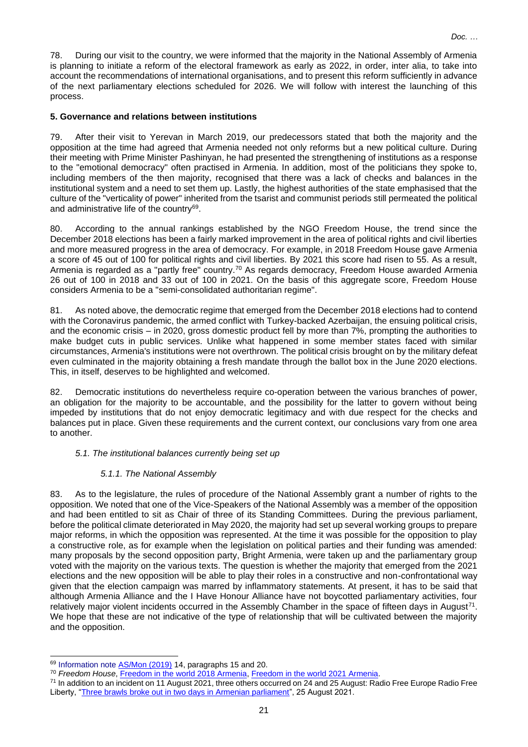78. During our visit to the country, we were informed that the majority in the National Assembly of Armenia is planning to initiate a reform of the electoral framework as early as 2022, in order, inter alia, to take into account the recommendations of international organisations, and to present this reform sufficiently in advance of the next parliamentary elections scheduled for 2026. We will follow with interest the launching of this process.

## 5. Governance and relations between institutions

79. After their visit to Yerevan in March 2019, our predecessors stated that both the majority and the opposition at the time had agreed that Armenia needed not only reforms but a new political culture. During their meeting with Prime Minister Pashinyan, he had presented the strengthening of institutions as a response to the "emotional democracy" often practised in Armenia. In addition, most of the politicians they spoke to, including members of the then majority, recognised that there was a lack of checks and balances in the institutional system and a need to set them up. Lastly, the highest authorities of the state emphasised that the culture of the "verticality of power" inherited from the tsarist and communist periods still permeated the political and administrative life of the country[69].

80. According to the annual rankings established by the NGO Freedom House, the trend since the December 2018 elections has been a fairly marked improvement in the area of political rights and civil liberties and more measured progress in the area of democracy. For example, in 2018 Freedom House gave Armenia a score of 45 out of 100 for political rights and civil liberties. By 2021 this score had risen to 55. As a result, Armenia is regarded as a "partly free" country.[70] As regards democracy, Freedom House awarded Armenia 26 out of 100 in 2018 and 33 out of 100 in 2021. On the basis of this aggregate score, Freedom House considers Armenia to be a "semi-consolidated authoritarian regime".

81. As noted above, the democratic regime that emerged from the December 2018 elections had to contend with the Coronavirus pandemic, the armed conflict with Turkey-backed Azerbaijan, the ensuing political crisis, and the economic crisis – in 2020, gross domestic product fell by more than 7%, prompting the authorities to make budget cuts in public services. Unlike what happened in some member states faced with similar circumstances, Armenia's institutions were not overthrown. The political crisis brought on by the military defeat even culminated in the majority obtaining a fresh mandate through the ballot box in the June 2020 elections. This, in itself, deserves to be highlighted and welcomed.

82. Democratic institutions do nevertheless require co-operation between the various branches of power, an obligation for the majority to be accountable, and the possibility for the latter to govern without being impeded by institutions that do not enjoy democratic legitimacy and with due respect for the checks and balances put in place. Given these requirements and the current context, our conclusions vary from one area to another.

### *5.1. The institutional balances currently being set up*

#### *5.1.1. The National Assembly*

83. As to the legislature, the rules of procedure of the National Assembly grant a number of rights to the opposition. We noted that one of the Vice-Speakers of the National Assembly was a member of the opposition and had been entitled to sit as Chair of three of its Standing Committees. During the previous parliament, before the political climate deteriorated in May 2020, the majority had set up several working groups to prepare major reforms, in which the opposition was represented. At the time it was possible for the opposition to play a constructive role, as for example when the legislation on political parties and their funding was amended: many proposals by the second opposition party, Bright Armenia, were taken up and the parliamentary group voted with the majority on the various texts. The question is whether the majority that emerged from the 2021 elections and the new opposition will be able to play their roles in a constructive and non-confrontational way given that the election campaign was marred by inflammatory statements. At present, it has to be said that although Armenia Alliance and the I Have Honour Alliance have not boycotted parliamentary activities, four relatively major violent incidents occurred in the Assembly Chamber in the space of fifteen days in August[71]. We hope that these are not indicative of the type of relationship that will be cultivated between the majority and the opposition.

---

[69] Information note AS/Mon (2019) 14, paragraphs 15 and 20.

[70] *Freedom House*, Freedom in the world 2018 Armenia, Freedom in the world 2021 Armenia.

[71] In addition to an incident on 11 August 2021, three others occurred on 24 and 25 August: Radio Free Europe Radio Free Liberty, "Three brawls broke out in two days in Armenian parliament", 25 August 2021.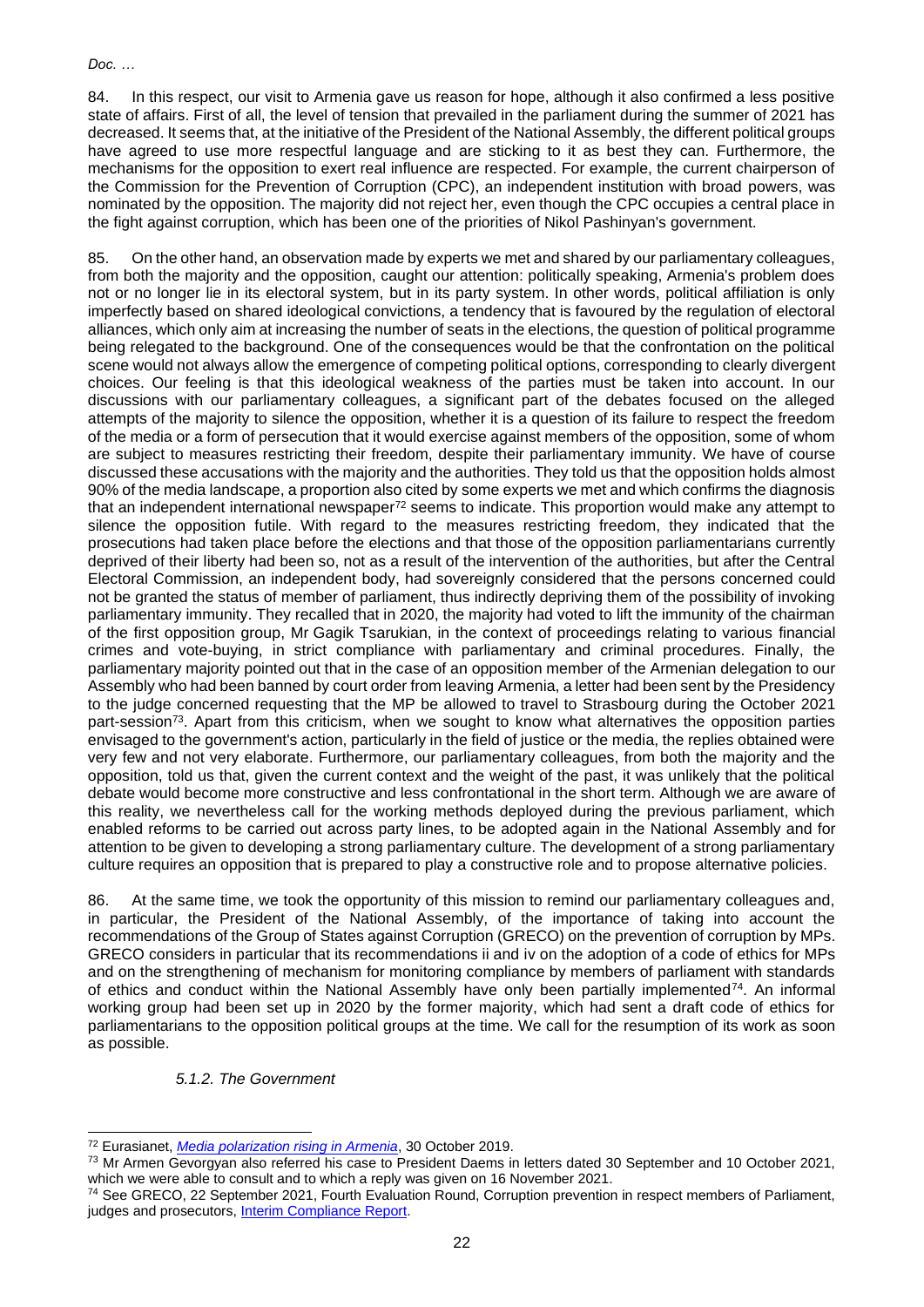84. In this respect, our visit to Armenia gave us reason for hope, although it also confirmed a less positive state of affairs. First of all, the level of tension that prevailed in the parliament during the summer of 2021 has decreased. It seems that, at the initiative of the President of the National Assembly, the different political groups have agreed to use more respectful language and are sticking to it as best they can. Furthermore, the mechanisms for the opposition to exert real influence are respected. For example, the current chairperson of the Commission for the Prevention of Corruption (CPC), an independent institution with broad powers, was nominated by the opposition. The majority did not reject her, even though the CPC occupies a central place in the fight against corruption, which has been one of the priorities of Nikol Pashinyan's government.

85. On the other hand, an observation made by experts we met and shared by our parliamentary colleagues, from both the majority and the opposition, caught our attention: politically speaking, Armenia's problem does not or no longer lie in its electoral system, but in its party system. In other words, political affiliation is only imperfectly based on shared ideological convictions, a tendency that is favoured by the regulation of electoral alliances, which only aim at increasing the number of seats in the elections, the question of political programme being relegated to the background. One of the consequences would be that the confrontation on the political scene would not always allow the emergence of competing political options, corresponding to clearly divergent choices. Our feeling is that this ideological weakness of the parties must be taken into account. In our discussions with our parliamentary colleagues, a significant part of the debates focused on the alleged attempts of the majority to silence the opposition, whether it is a question of its failure to respect the freedom of the media or a form of persecution that it would exercise against members of the opposition, some of whom are subject to measures restricting their freedom, despite their parliamentary immunity. We have of course discussed these accusations with the majority and the authorities. They told us that the opposition holds almost 90% of the media landscape, a proportion also cited by some experts we met and which confirms the diagnosis that an independent international newspaper[72] seems to indicate. This proportion would make any attempt to silence the opposition futile. With regard to the measures restricting freedom, they indicated that the prosecutions had taken place before the elections and that those of the opposition parliamentarians currently deprived of their liberty had been so, not as a result of the intervention of the authorities, but after the Central Electoral Commission, an independent body, had sovereignly considered that the persons concerned could not be granted the status of member of parliament, thus indirectly depriving them of the possibility of invoking parliamentary immunity. They recalled that in 2020, the majority had voted to lift the immunity of the chairman of the first opposition group, Mr Gagik Tsarukian, in the context of proceedings relating to various financial crimes and vote-buying, in strict compliance with parliamentary and criminal procedures. Finally, the parliamentary majority pointed out that in the case of an opposition member of the Armenian delegation to our Assembly who had been banned by court order from leaving Armenia, a letter had been sent by the Presidency to the judge concerned requesting that the MP be allowed to travel to Strasbourg during the October 2021 part-session[73]. Apart from this criticism, when we sought to know what alternatives the opposition parties envisaged to the government's action, particularly in the field of justice or the media, the replies obtained were very few and not very elaborate. Furthermore, our parliamentary colleagues, from both the majority and the opposition, told us that, given the current context and the weight of the past, it was unlikely that the political debate would become more constructive and less confrontational in the short term. Although we are aware of this reality, we nevertheless call for the working methods deployed during the previous parliament, which enabled reforms to be carried out across party lines, to be adopted again in the National Assembly and for attention to be given to developing a strong parliamentary culture. The development of a strong parliamentary culture requires an opposition that is prepared to play a constructive role and to propose alternative policies.

86. At the same time, we took the opportunity of this mission to remind our parliamentary colleagues and, in particular, the President of the National Assembly, of the importance of taking into account the recommendations of the Group of States against Corruption (GRECO) on the prevention of corruption by MPs. GRECO considers in particular that its recommendations ii and iv on the adoption of a code of ethics for MPs and on the strengthening of mechanism for monitoring compliance by members of parliament with standards of ethics and conduct within the National Assembly have only been partially implemented[74]. An informal working group had been set up in 2020 by the former majority, which had sent a draft code of ethics for parliamentarians to the opposition political groups at the time. We call for the resumption of its work as soon as possible.

#### *5.1.2. The Government*

---

[72] Eurasianet, *Media polarization rising in Armenia*, 30 October 2019.

[73] Mr Armen Gevorgyan also referred his case to President Daems in letters dated 30 September and 10 October 2021, which we were able to consult and to which a reply was given on 16 November 2021.

[74] See GRECO, 22 September 2021, Fourth Evaluation Round, Corruption prevention in respect members of Parliament, judges and prosecutors, Interim Compliance Report.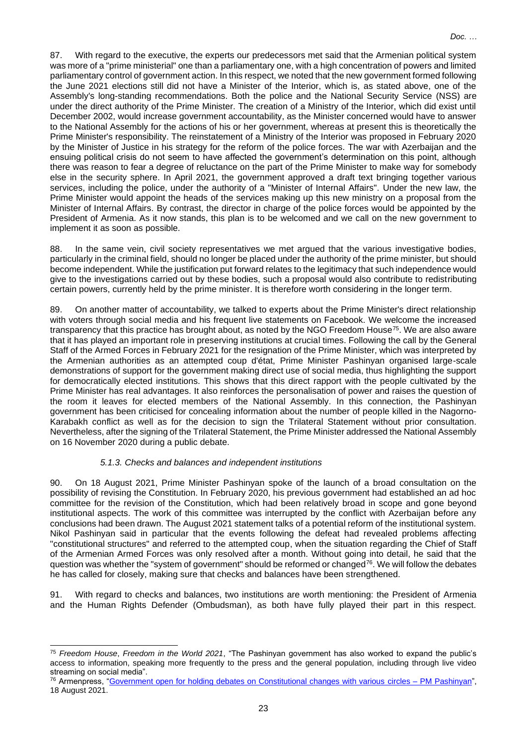87. With regard to the executive, the experts our predecessors met said that the Armenian political system was more of a "prime ministerial" one than a parliamentary one, with a high concentration of powers and limited parliamentary control of government action. In this respect, we noted that the new government formed following the June 2021 elections still did not have a Minister of the Interior, which is, as stated above, one of the Assembly's long-standing recommendations. Both the police and the National Security Service (NSS) are under the direct authority of the Prime Minister. The creation of a Ministry of the Interior, which did exist until December 2002, would increase government accountability, as the Minister concerned would have to answer to the National Assembly for the actions of his or her government, whereas at present this is theoretically the Prime Minister's responsibility. The reinstatement of a Ministry of the Interior was proposed in February 2020 by the Minister of Justice in his strategy for the reform of the police forces. The war with Azerbaijan and the ensuing political crisis do not seem to have affected the government's determination on this point, although there was reason to fear a degree of reluctance on the part of the Prime Minister to make way for somebody else in the security sphere. In April 2021, the government approved a draft text bringing together various services, including the police, under the authority of a "Minister of Internal Affairs". Under the new law, the Prime Minister would appoint the heads of the services making up this new ministry on a proposal from the Minister of Internal Affairs. By contrast, the director in charge of the police forces would be appointed by the President of Armenia. As it now stands, this plan is to be welcomed and we call on the new government to implement it as soon as possible.

88. In the same vein, civil society representatives we met argued that the various investigative bodies, particularly in the criminal field, should no longer be placed under the authority of the prime minister, but should become independent. While the justification put forward relates to the legitimacy that such independence would give to the investigations carried out by these bodies, such a proposal would also contribute to redistributing certain powers, currently held by the prime minister. It is therefore worth considering in the longer term.

89. On another matter of accountability, we talked to experts about the Prime Minister's direct relationship with voters through social media and his frequent live statements on Facebook. We welcome the increased transparency that this practice has brought about, as noted by the NGO Freedom House[75]. We are also aware that it has played an important role in preserving institutions at crucial times. Following the call by the General Staff of the Armed Forces in February 2021 for the resignation of the Prime Minister, which was interpreted by the Armenian authorities as an attempted coup d'état, Prime Minister Pashinyan organised large-scale demonstrations of support for the government making direct use of social media, thus highlighting the support for democratically elected institutions. This shows that this direct rapport with the people cultivated by the Prime Minister has real advantages. It also reinforces the personalisation of power and raises the question of the room it leaves for elected members of the National Assembly. In this connection, the Pashinyan government has been criticised for concealing information about the number of people killed in the Nagorno-Karabakh conflict as well as for the decision to sign the Trilateral Statement without prior consultation. Nevertheless, after the signing of the Trilateral Statement, the Prime Minister addressed the National Assembly on 16 November 2020 during a public debate.

#### *5.1.3. Checks and balances and independent institutions*

90. On 18 August 2021, Prime Minister Pashinyan spoke of the launch of a broad consultation on the possibility of revising the Constitution. In February 2020, his previous government had established an ad hoc committee for the revision of the Constitution, which had been relatively broad in scope and gone beyond institutional aspects. The work of this committee was interrupted by the conflict with Azerbaijan before any conclusions had been drawn. The August 2021 statement talks of a potential reform of the institutional system. Nikol Pashinyan said in particular that the events following the defeat had revealed problems affecting "constitutional structures" and referred to the attempted coup, when the situation regarding the Chief of Staff of the Armenian Armed Forces was only resolved after a month. Without going into detail, he said that the question was whether the "system of government" should be reformed or changed[76]. We will follow the debates he has called for closely, making sure that checks and balances have been strengthened.

91. With regard to checks and balances, two institutions are worth mentioning: the President of Armenia and the Human Rights Defender (Ombudsman), as both have fully played their part in this respect.

---

[75] *Freedom House*, *Freedom in the World 2021*, "The Pashinyan government has also worked to expand the public's access to information, speaking more frequently to the press and the general population, including through live video streaming on social media".

[76] Armenpress, "Government open for holding debates on Constitutional changes with various circles – PM Pashinyan", 18 August 2021.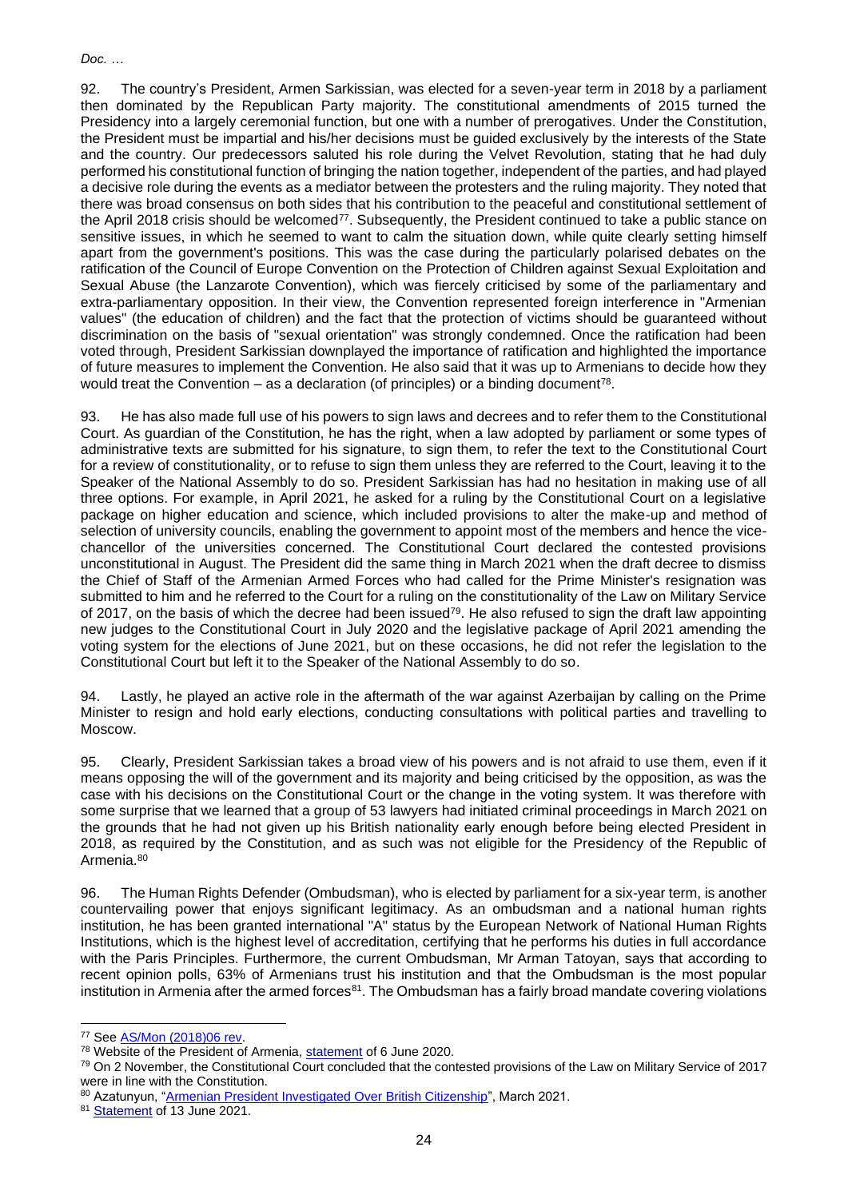92. The country's President, Armen Sarkissian, was elected for a seven-year term in 2018 by a parliament then dominated by the Republican Party majority. The constitutional amendments of 2015 turned the Presidency into a largely ceremonial function, but one with a number of prerogatives. Under the Constitution, the President must be impartial and his/her decisions must be guided exclusively by the interests of the State and the country. Our predecessors saluted his role during the Velvet Revolution, stating that he had duly performed his constitutional function of bringing the nation together, independent of the parties, and had played a decisive role during the events as a mediator between the protesters and the ruling majority. They noted that there was broad consensus on both sides that his contribution to the peaceful and constitutional settlement of the April 2018 crisis should be welcomed[77]. Subsequently, the President continued to take a public stance on sensitive issues, in which he seemed to want to calm the situation down, while quite clearly setting himself apart from the government's positions. This was the case during the particularly polarised debates on the ratification of the Council of Europe Convention on the Protection of Children against Sexual Exploitation and Sexual Abuse (the Lanzarote Convention), which was fiercely criticised by some of the parliamentary and extra-parliamentary opposition. In their view, the Convention represented foreign interference in "Armenian values" (the education of children) and the fact that the protection of victims should be guaranteed without discrimination on the basis of "sexual orientation" was strongly condemned. Once the ratification had been voted through, President Sarkissian downplayed the importance of ratification and highlighted the importance of future measures to implement the Convention. He also said that it was up to Armenians to decide how they would treat the Convention – as a declaration (of principles) or a binding document[78].

93. He has also made full use of his powers to sign laws and decrees and to refer them to the Constitutional Court. As guardian of the Constitution, he has the right, when a law adopted by parliament or some types of administrative texts are submitted for his signature, to sign them, to refer the text to the Constitutional Court for a review of constitutionality, or to refuse to sign them unless they are referred to the Court, leaving it to the Speaker of the National Assembly to do so. President Sarkissian has had no hesitation in making use of all three options. For example, in April 2021, he asked for a ruling by the Constitutional Court on a legislative package on higher education and science, which included provisions to alter the make-up and method of selection of university councils, enabling the government to appoint most of the members and hence the vice-chancellor of the universities concerned. The Constitutional Court declared the contested provisions unconstitutional in August. The President did the same thing in March 2021 when the draft decree to dismiss the Chief of Staff of the Armenian Armed Forces who had called for the Prime Minister's resignation was submitted to him and he referred to the Court for a ruling on the constitutionality of the Law on Military Service of 2017, on the basis of which the decree had been issued[79]. He also refused to sign the draft law appointing new judges to the Constitutional Court in July 2020 and the legislative package of April 2021 amending the voting system for the elections of June 2021, but on these occasions, he did not refer the legislation to the Constitutional Court but left it to the Speaker of the National Assembly to do so.

94. Lastly, he played an active role in the aftermath of the war against Azerbaijan by calling on the Prime Minister to resign and hold early elections, conducting consultations with political parties and travelling to Moscow.

95. Clearly, President Sarkissian takes a broad view of his powers and is not afraid to use them, even if it means opposing the will of the government and its majority and being criticised by the opposition, as was the case with his decisions on the Constitutional Court or the change in the voting system. It was therefore with some surprise that we learned that a group of 53 lawyers had initiated criminal proceedings in March 2021 on the grounds that he had not given up his British nationality early enough before being elected President in 2018, as required by the Constitution, and as such was not eligible for the Presidency of the Republic of Armenia.[80]

96. The Human Rights Defender (Ombudsman), who is elected by parliament for a six-year term, is another countervailing power that enjoys significant legitimacy. As an ombudsman and a national human rights institution, he has been granted international "A" status by the European Network of National Human Rights Institutions, which is the highest level of accreditation, certifying that he performs his duties in full accordance with the Paris Principles. Furthermore, the current Ombudsman, Mr Arman Tatoyan, says that according to recent opinion polls, 63% of Armenians trust his institution and that the Ombudsman is the most popular institution in Armenia after the armed forces[81]. The Ombudsman has a fairly broad mandate covering violations

---

[77] See AS/Mon (2018)06 rev.

[78] Website of the President of Armenia, statement of 6 June 2020.

[79] On 2 November, the Constitutional Court concluded that the contested provisions of the Law on Military Service of 2017 were in line with the Constitution.

[80] Azatunyun, "Armenian President Investigated Over British Citizenship", March 2021.

[81] Statement of 13 June 2021.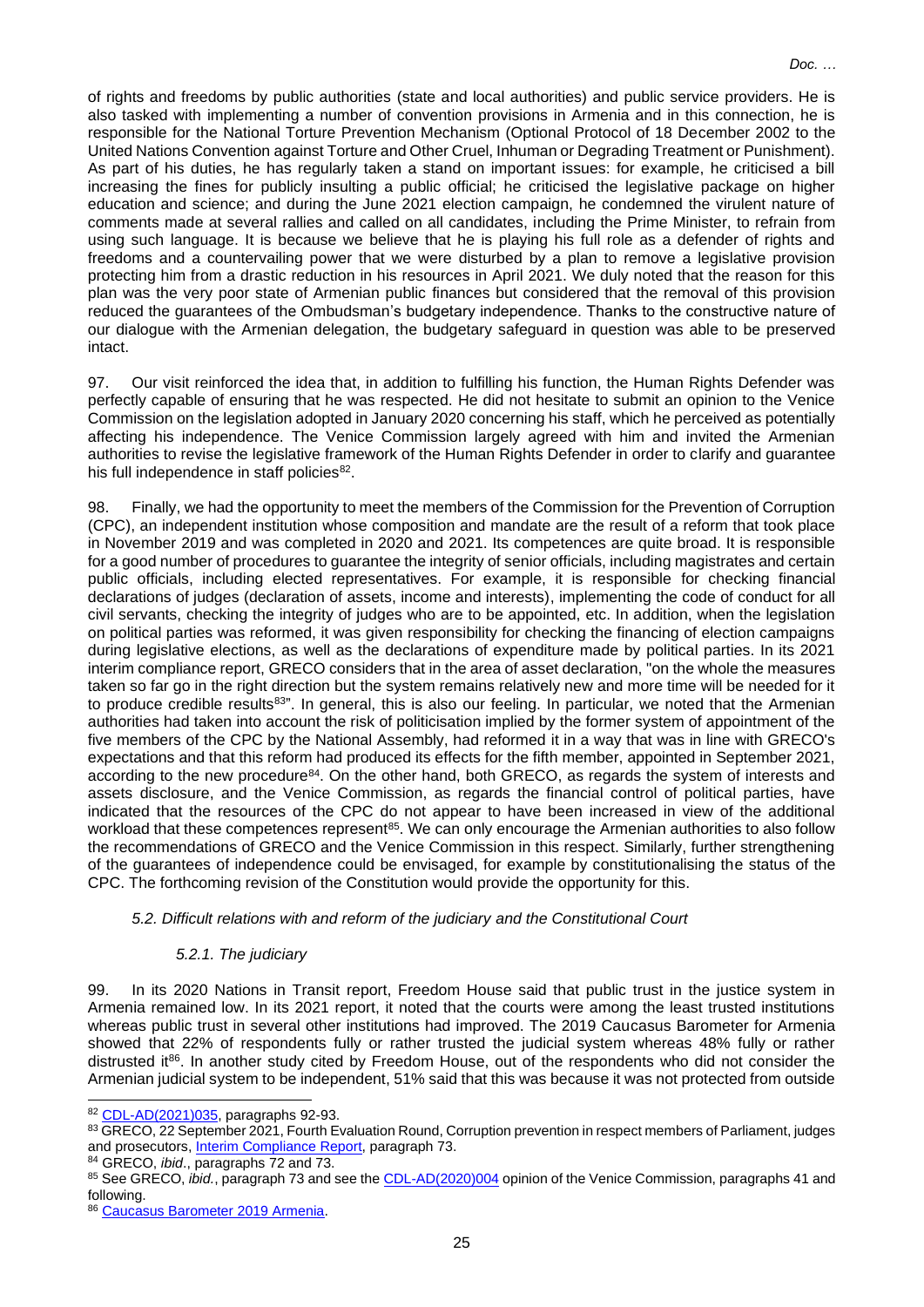of rights and freedoms by public authorities (state and local authorities) and public service providers. He is also tasked with implementing a number of convention provisions in Armenia and in this connection, he is responsible for the National Torture Prevention Mechanism (Optional Protocol of 18 December 2002 to the United Nations Convention against Torture and Other Cruel, Inhuman or Degrading Treatment or Punishment). As part of his duties, he has regularly taken a stand on important issues: for example, he criticised a bill increasing the fines for publicly insulting a public official; he criticised the legislative package on higher education and science; and during the June 2021 election campaign, he condemned the virulent nature of comments made at several rallies and called on all candidates, including the Prime Minister, to refrain from using such language. It is because we believe that he is playing his full role as a defender of rights and freedoms and a countervailing power that we were disturbed by a plan to remove a legislative provision protecting him from a drastic reduction in his resources in April 2021. We duly noted that the reason for this plan was the very poor state of Armenian public finances but considered that the removal of this provision reduced the guarantees of the Ombudsman's budgetary independence. Thanks to the constructive nature of our dialogue with the Armenian delegation, the budgetary safeguard in question was able to be preserved intact.

97. Our visit reinforced the idea that, in addition to fulfilling his function, the Human Rights Defender was perfectly capable of ensuring that he was respected. He did not hesitate to submit an opinion to the Venice Commission on the legislation adopted in January 2020 concerning his staff, which he perceived as potentially affecting his independence. The Venice Commission largely agreed with him and invited the Armenian authorities to revise the legislative framework of the Human Rights Defender in order to clarify and guarantee his full independence in staff policies[82].

98. Finally, we had the opportunity to meet the members of the Commission for the Prevention of Corruption (CPC), an independent institution whose composition and mandate are the result of a reform that took place in November 2019 and was completed in 2020 and 2021. Its competences are quite broad. It is responsible for a good number of procedures to guarantee the integrity of senior officials, including magistrates and certain public officials, including elected representatives. For example, it is responsible for checking financial declarations of judges (declaration of assets, income and interests), implementing the code of conduct for all civil servants, checking the integrity of judges who are to be appointed, etc. In addition, when the legislation on political parties was reformed, it was given responsibility for checking the financing of election campaigns during legislative elections, as well as the declarations of expenditure made by political parties. In its 2021 interim compliance report, GRECO considers that in the area of asset declaration, "on the whole the measures taken so far go in the right direction but the system remains relatively new and more time will be needed for it to produce credible results[83]". In general, this is also our feeling. In particular, we noted that the Armenian authorities had taken into account the risk of politicisation implied by the former system of appointment of the five members of the CPC by the National Assembly, had reformed it in a way that was in line with GRECO's expectations and that this reform had produced its effects for the fifth member, appointed in September 2021, according to the new procedure[84]. On the other hand, both GRECO, as regards the system of interests and assets disclosure, and the Venice Commission, as regards the financial control of political parties, have indicated that the resources of the CPC do not appear to have been increased in view of the additional workload that these competences represent[85]. We can only encourage the Armenian authorities to also follow the recommendations of GRECO and the Venice Commission in this respect. Similarly, further strengthening of the guarantees of independence could be envisaged, for example by constitutionalising the status of the CPC. The forthcoming revision of the Constitution would provide the opportunity for this.

### *5.2. Difficult relations with and reform of the judiciary and the Constitutional Court*

#### *5.2.1. The judiciary*

99. In its 2020 Nations in Transit report, Freedom House said that public trust in the justice system in Armenia remained low. In its 2021 report, it noted that the courts were among the least trusted institutions whereas public trust in several other institutions had improved. The 2019 Caucasus Barometer for Armenia showed that 22% of respondents fully or rather trusted the judicial system whereas 48% fully or rather distrusted it[86]. In another study cited by Freedom House, out of the respondents who did not consider the Armenian judicial system to be independent, 51% said that this was because it was not protected from outside

---

[82] CDL-AD(2021)035, paragraphs 92-93.

[83] GRECO, 22 September 2021, Fourth Evaluation Round, Corruption prevention in respect members of Parliament, judges and prosecutors, Interim Compliance Report, paragraph 73.

[84] GRECO, *ibid*., paragraphs 72 and 73.

[85] See GRECO, *ibid.*, paragraph 73 and see the CDL-AD(2020)004 opinion of the Venice Commission, paragraphs 41 and following.

[86] Caucasus Barometer 2019 Armenia.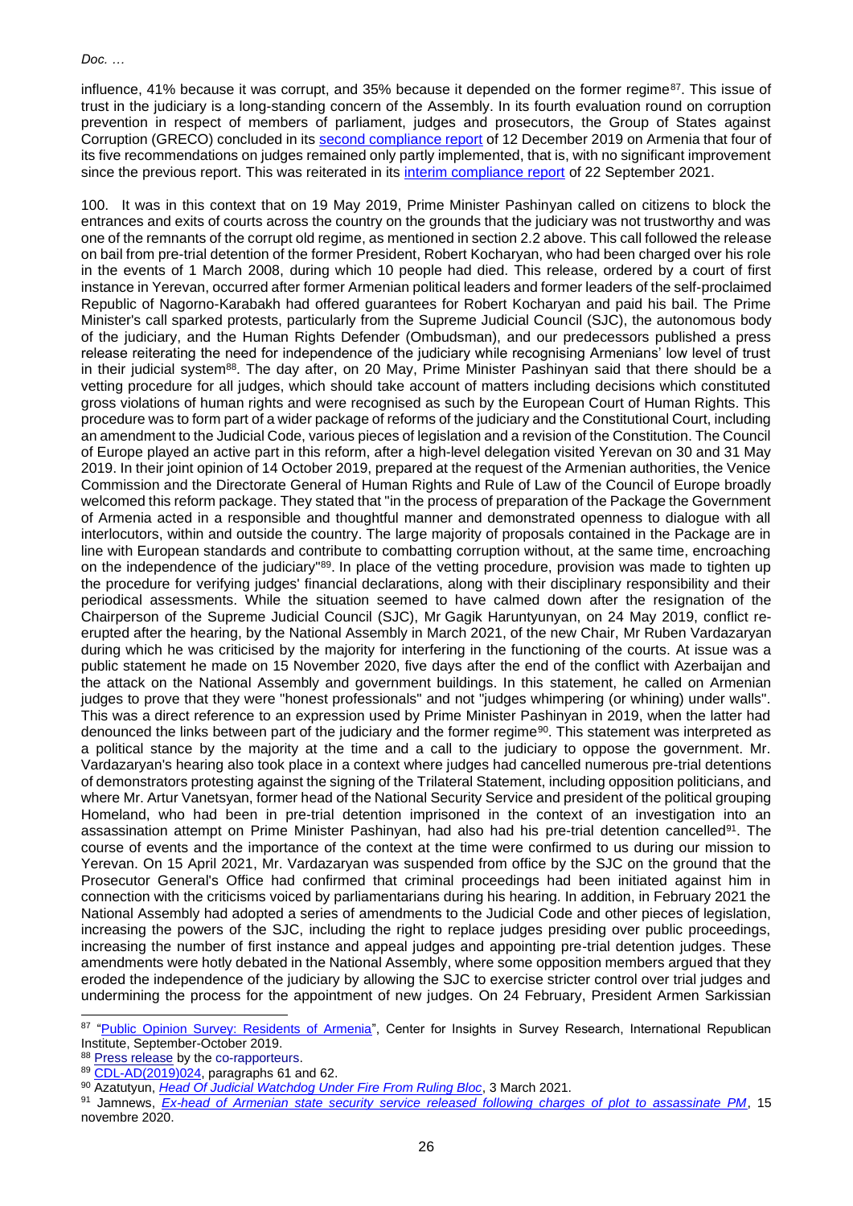influence, 41% because it was corrupt, and 35% because it depended on the former regime[87]. This issue of trust in the judiciary is a long-standing concern of the Assembly. In its fourth evaluation round on corruption prevention in respect of members of parliament, judges and prosecutors, the Group of States against Corruption (GRECO) concluded in its second compliance report of 12 December 2019 on Armenia that four of its five recommendations on judges remained only partly implemented, that is, with no significant improvement since the previous report. This was reiterated in its interim compliance report of 22 September 2021.

100. It was in this context that on 19 May 2019, Prime Minister Pashinyan called on citizens to block the entrances and exits of courts across the country on the grounds that the judiciary was not trustworthy and was one of the remnants of the corrupt old regime, as mentioned in section 2.2 above. This call followed the release on bail from pre-trial detention of the former President, Robert Kocharyan, who had been charged over his role in the events of 1 March 2008, during which 10 people had died. This release, ordered by a court of first instance in Yerevan, occurred after former Armenian political leaders and former leaders of the self-proclaimed Republic of Nagorno-Karabakh had offered guarantees for Robert Kocharyan and paid his bail. The Prime Minister's call sparked protests, particularly from the Supreme Judicial Council (SJC), the autonomous body of the judiciary, and the Human Rights Defender (Ombudsman), and our predecessors published a press release reiterating the need for independence of the judiciary while recognising Armenians' low level of trust in their judicial system[88]. The day after, on 20 May, Prime Minister Pashinyan said that there should be a vetting procedure for all judges, which should take account of matters including decisions which constituted gross violations of human rights and were recognised as such by the European Court of Human Rights. This procedure was to form part of a wider package of reforms of the judiciary and the Constitutional Court, including an amendment to the Judicial Code, various pieces of legislation and a revision of the Constitution. The Council of Europe played an active part in this reform, after a high-level delegation visited Yerevan on 30 and 31 May 2019. In their joint opinion of 14 October 2019, prepared at the request of the Armenian authorities, the Venice Commission and the Directorate General of Human Rights and Rule of Law of the Council of Europe broadly welcomed this reform package. They stated that "in the process of preparation of the Package the Government of Armenia acted in a responsible and thoughtful manner and demonstrated openness to dialogue with all interlocutors, within and outside the country. The large majority of proposals contained in the Package are in line with European standards and contribute to combatting corruption without, at the same time, encroaching on the independence of the judiciary"[89]. In place of the vetting procedure, provision was made to tighten up the procedure for verifying judges' financial declarations, along with their disciplinary responsibility and their periodical assessments. While the situation seemed to have calmed down after the resignation of the Chairperson of the Supreme Judicial Council (SJC), Mr Gagik Haruntyunyan, on 24 May 2019, conflict re-erupted after the hearing, by the National Assembly in March 2021, of the new Chair, Mr Ruben Vardazaryan during which he was criticised by the majority for interfering in the functioning of the courts. At issue was a public statement he made on 15 November 2020, five days after the end of the conflict with Azerbaijan and the attack on the National Assembly and government buildings. In this statement, he called on Armenian judges to prove that they were "honest professionals" and not "judges whimpering (or whining) under walls". This was a direct reference to an expression used by Prime Minister Pashinyan in 2019, when the latter had denounced the links between part of the judiciary and the former regime[90]. This statement was interpreted as a political stance by the majority at the time and a call to the judiciary to oppose the government. Mr. Vardazaryan's hearing also took place in a context where judges had cancelled numerous pre-trial detentions of demonstrators protesting against the signing of the Trilateral Statement, including opposition politicians, and where Mr. Artur Vanetsyan, former head of the National Security Service and president of the political grouping Homeland, who had been in pre-trial detention imprisoned in the context of an investigation into an assassination attempt on Prime Minister Pashinyan, had also had his pre-trial detention cancelled[91]. The course of events and the importance of the context at the time were confirmed to us during our mission to Yerevan. On 15 April 2021, Mr. Vardazaryan was suspended from office by the SJC on the ground that the Prosecutor General's Office had confirmed that criminal proceedings had been initiated against him in connection with the criticisms voiced by parliamentarians during his hearing. In addition, in February 2021 the National Assembly had adopted a series of amendments to the Judicial Code and other pieces of legislation, increasing the powers of the SJC, including the right to replace judges presiding over public proceedings, increasing the number of first instance and appeal judges and appointing pre-trial detention judges. These amendments were hotly debated in the National Assembly, where some opposition members argued that they eroded the independence of the judiciary by allowing the SJC to exercise stricter control over trial judges and undermining the process for the appointment of new judges. On 24 February, President Armen Sarkissian

---

[87] "Public Opinion Survey: Residents of Armenia", Center for Insights in Survey Research, International Republican Institute, September-October 2019.

[88] Press release by the co-rapporteurs.

[89] CDL-AD(2019)024, paragraphs 61 and 62.

[90] Azatutyun, *Head Of Judicial Watchdog Under Fire From Ruling Bloc*, 3 March 2021.

[91] Jamnews, *Ex-head of Armenian state security service released following charges of plot to assassinate PM*, 15 novembre 2020.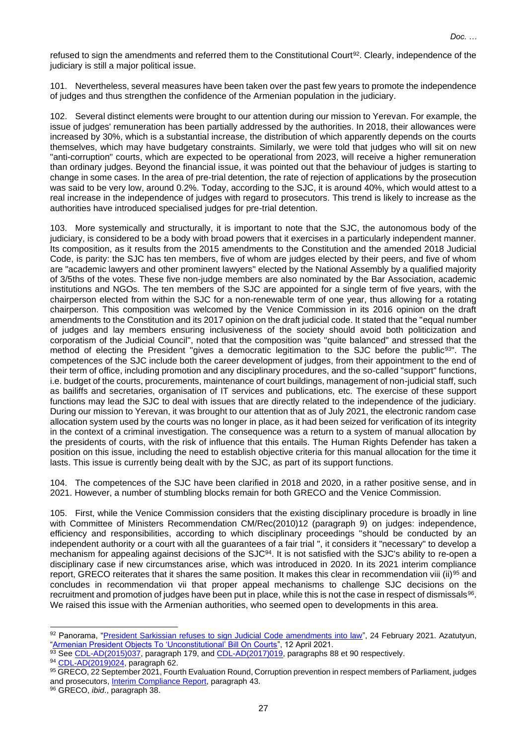refused to sign the amendments and referred them to the Constitutional Court[92]. Clearly, independence of the judiciary is still a major political issue.

101. Nevertheless, several measures have been taken over the past few years to promote the independence of judges and thus strengthen the confidence of the Armenian population in the judiciary.

102. Several distinct elements were brought to our attention during our mission to Yerevan. For example, the issue of judges' remuneration has been partially addressed by the authorities. In 2018, their allowances were increased by 30%, which is a substantial increase, the distribution of which apparently depends on the courts themselves, which may have budgetary constraints. Similarly, we were told that judges who will sit on new "anti-corruption" courts, which are expected to be operational from 2023, will receive a higher remuneration than ordinary judges. Beyond the financial issue, it was pointed out that the behaviour of judges is starting to change in some cases. In the area of pre-trial detention, the rate of rejection of applications by the prosecution was said to be very low, around 0.2%. Today, according to the SJC, it is around 40%, which would attest to a real increase in the independence of judges with regard to prosecutors. This trend is likely to increase as the authorities have introduced specialised judges for pre-trial detention.

103. More systemically and structurally, it is important to note that the SJC, the autonomous body of the judiciary, is considered to be a body with broad powers that it exercises in a particularly independent manner. Its composition, as it results from the 2015 amendments to the Constitution and the amended 2018 Judicial Code, is parity: the SJC has ten members, five of whom are judges elected by their peers, and five of whom are "academic lawyers and other prominent lawyers" elected by the National Assembly by a qualified majority of 3/5ths of the votes. These five non-judge members are also nominated by the Bar Association, academic institutions and NGOs. The ten members of the SJC are appointed for a single term of five years, with the chairperson elected from within the SJC for a non-renewable term of one year, thus allowing for a rotating chairperson. This composition was welcomed by the Venice Commission in its 2016 opinion on the draft amendments to the Constitution and its 2017 opinion on the draft judicial code. It stated that the "equal number of judges and lay members ensuring inclusiveness of the society should avoid both politicization and corporatism of the Judicial Council", noted that the composition was "quite balanced" and stressed that the method of electing the President "gives a democratic legitimation to the SJC before the public[93]". The competences of the SJC include both the career development of judges, from their appointment to the end of their term of office, including promotion and any disciplinary procedures, and the so-called "support" functions, i.e. budget of the courts, procurements, maintenance of court buildings, management of non-judicial staff, such as bailiffs and secretaries, organisation of IT services and publications, etc. The exercise of these support functions may lead the SJC to deal with issues that are directly related to the independence of the judiciary. During our mission to Yerevan, it was brought to our attention that as of July 2021, the electronic random case allocation system used by the courts was no longer in place, as it had been seized for verification of its integrity in the context of a criminal investigation. The consequence was a return to a system of manual allocation by the presidents of courts, with the risk of influence that this entails. The Human Rights Defender has taken a position on this issue, including the need to establish objective criteria for this manual allocation for the time it lasts. This issue is currently being dealt with by the SJC, as part of its support functions.

104. The competences of the SJC have been clarified in 2018 and 2020, in a rather positive sense, and in 2021. However, a number of stumbling blocks remain for both GRECO and the Venice Commission.

105. First, while the Venice Commission considers that the existing disciplinary procedure is broadly in line with Committee of Ministers Recommendation CM/Rec(2010)12 (paragraph 9) on judges: independence, efficiency and responsibilities, according to which disciplinary proceedings "should be conducted by an independent authority or a court with all the guarantees of a fair trial ", it considers it "necessary" to develop a mechanism for appealing against decisions of the SJC[94]. It is not satisfied with the SJC's ability to re-open a disciplinary case if new circumstances arise, which was introduced in 2020. In its 2021 interim compliance report, GRECO reiterates that it shares the same position. It makes this clear in recommendation viii (ii)[95] and concludes in recommendation vii that proper appeal mechanisms to challenge SJC decisions on the recruitment and promotion of judges have been put in place, while this is not the case in respect of dismissals[96]. We raised this issue with the Armenian authorities, who seemed open to developments in this area.

---

[92] Panorama, "President Sarkissian refuses to sign Judicial Code amendments into law", 24 February 2021. Azatutyun, "Armenian President Objects To 'Unconstitutional' Bill On Courts", 12 April 2021.

[93] See CDL-AD(2015)037, paragraph 179, and CDL-AD(2017)019, paragraphs 88 et 90 respectively.

[94] CDL-AD(2019)024, paragraph 62.

[95] GRECO, 22 September 2021, Fourth Evaluation Round, Corruption prevention in respect members of Parliament, judges and prosecutors, Interim Compliance Report, paragraph 43.

[96] GRECO, *ibid*., paragraph 38.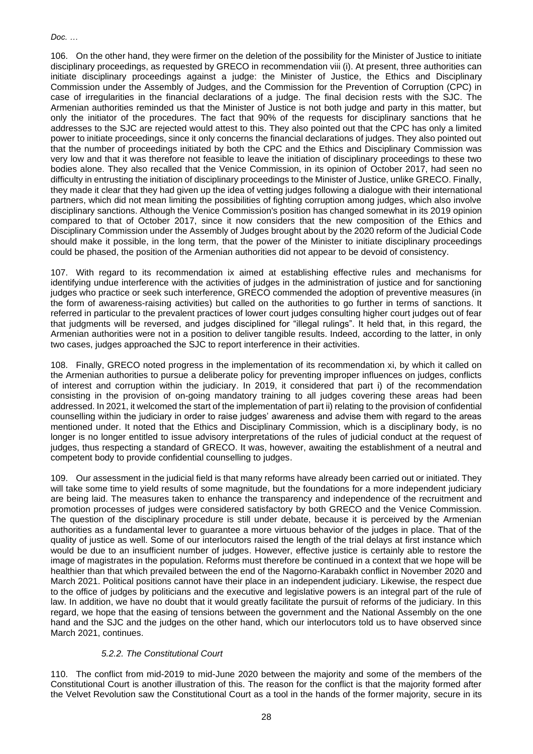106. On the other hand, they were firmer on the deletion of the possibility for the Minister of Justice to initiate disciplinary proceedings, as requested by GRECO in recommendation viii (i). At present, three authorities can initiate disciplinary proceedings against a judge: the Minister of Justice, the Ethics and Disciplinary Commission under the Assembly of Judges, and the Commission for the Prevention of Corruption (CPC) in case of irregularities in the financial declarations of a judge. The final decision rests with the SJC. The Armenian authorities reminded us that the Minister of Justice is not both judge and party in this matter, but only the initiator of the procedures. The fact that 90% of the requests for disciplinary sanctions that he addresses to the SJC are rejected would attest to this. They also pointed out that the CPC has only a limited power to initiate proceedings, since it only concerns the financial declarations of judges. They also pointed out that the number of proceedings initiated by both the CPC and the Ethics and Disciplinary Commission was very low and that it was therefore not feasible to leave the initiation of disciplinary proceedings to these two bodies alone. They also recalled that the Venice Commission, in its opinion of October 2017, had seen no difficulty in entrusting the initiation of disciplinary proceedings to the Minister of Justice, unlike GRECO. Finally, they made it clear that they had given up the idea of vetting judges following a dialogue with their international partners, which did not mean limiting the possibilities of fighting corruption among judges, which also involve disciplinary sanctions. Although the Venice Commission's position has changed somewhat in its 2019 opinion compared to that of October 2017, since it now considers that the new composition of the Ethics and Disciplinary Commission under the Assembly of Judges brought about by the 2020 reform of the Judicial Code should make it possible, in the long term, that the power of the Minister to initiate disciplinary proceedings could be phased, the position of the Armenian authorities did not appear to be devoid of consistency.

107. With regard to its recommendation ix aimed at establishing effective rules and mechanisms for identifying undue interference with the activities of judges in the administration of justice and for sanctioning judges who practice or seek such interference, GRECO commended the adoption of preventive measures (in the form of awareness-raising activities) but called on the authorities to go further in terms of sanctions. It referred in particular to the prevalent practices of lower court judges consulting higher court judges out of fear that judgments will be reversed, and judges disciplined for "illegal rulings". It held that, in this regard, the Armenian authorities were not in a position to deliver tangible results. Indeed, according to the latter, in only two cases, judges approached the SJC to report interference in their activities.

108. Finally, GRECO noted progress in the implementation of its recommendation xi, by which it called on the Armenian authorities to pursue a deliberate policy for preventing improper influences on judges, conflicts of interest and corruption within the judiciary. In 2019, it considered that part i) of the recommendation consisting in the provision of on-going mandatory training to all judges covering these areas had been addressed. In 2021, it welcomed the start of the implementation of part ii) relating to the provision of confidential counselling within the judiciary in order to raise judges' awareness and advise them with regard to the areas mentioned under. It noted that the Ethics and Disciplinary Commission, which is a disciplinary body, is no longer is no longer entitled to issue advisory interpretations of the rules of judicial conduct at the request of judges, thus respecting a standard of GRECO. It was, however, awaiting the establishment of a neutral and competent body to provide confidential counselling to judges.

109. Our assessment in the judicial field is that many reforms have already been carried out or initiated. They will take some time to yield results of some magnitude, but the foundations for a more independent judiciary are being laid. The measures taken to enhance the transparency and independence of the recruitment and promotion processes of judges were considered satisfactory by both GRECO and the Venice Commission. The question of the disciplinary procedure is still under debate, because it is perceived by the Armenian authorities as a fundamental lever to guarantee a more virtuous behavior of the judges in place. That of the quality of justice as well. Some of our interlocutors raised the length of the trial delays at first instance which would be due to an insufficient number of judges. However, effective justice is certainly able to restore the image of magistrates in the population. Reforms must therefore be continued in a context that we hope will be healthier than that which prevailed between the end of the Nagorno-Karabakh conflict in November 2020 and March 2021. Political positions cannot have their place in an independent judiciary. Likewise, the respect due to the office of judges by politicians and the executive and legislative powers is an integral part of the rule of law. In addition, we have no doubt that it would greatly facilitate the pursuit of reforms of the judiciary. In this regard, we hope that the easing of tensions between the government and the National Assembly on the one hand and the SJC and the judges on the other hand, which our interlocutors told us to have observed since March 2021, continues.

#### *5.2.2. The Constitutional Court*

110. The conflict from mid-2019 to mid-June 2020 between the majority and some of the members of the Constitutional Court is another illustration of this. The reason for the conflict is that the majority formed after the Velvet Revolution saw the Constitutional Court as a tool in the hands of the former majority, secure in its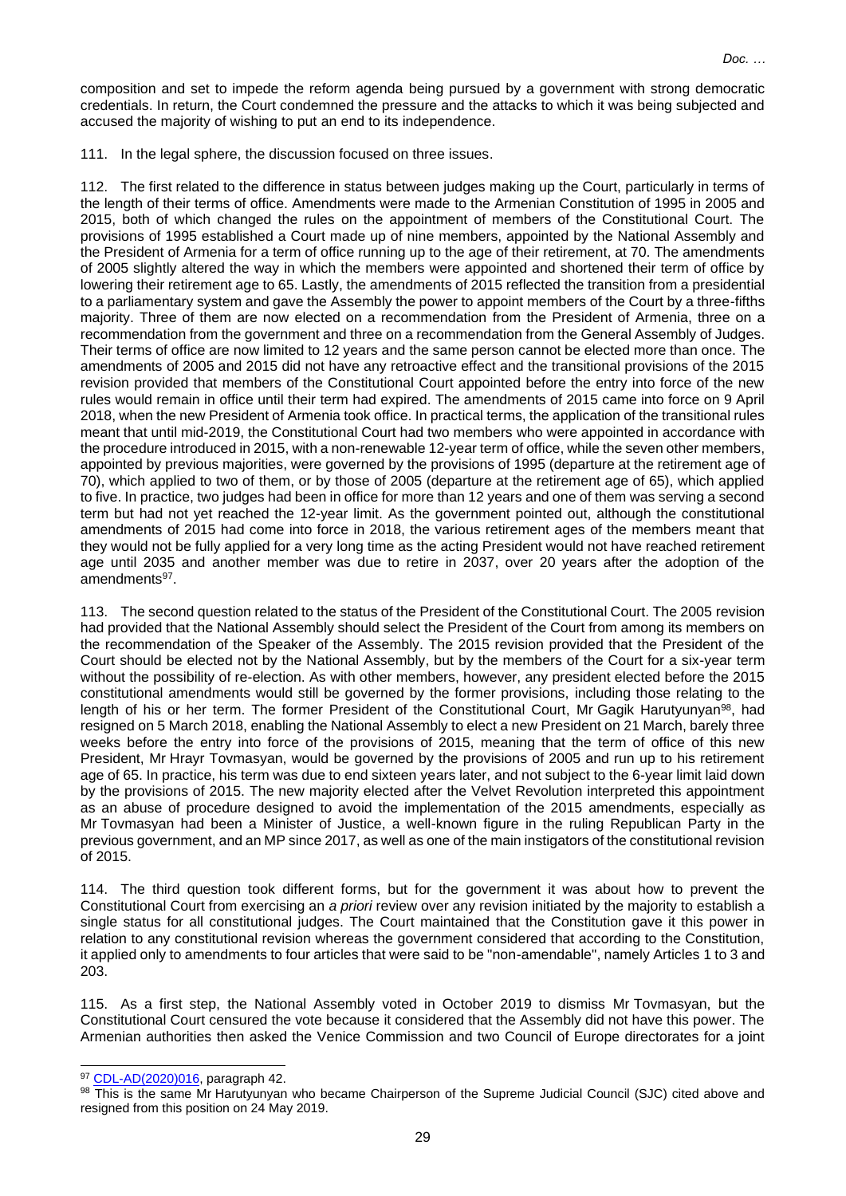composition and set to impede the reform agenda being pursued by a government with strong democratic credentials. In return, the Court condemned the pressure and the attacks to which it was being subjected and accused the majority of wishing to put an end to its independence.

111. In the legal sphere, the discussion focused on three issues.

112. The first related to the difference in status between judges making up the Court, particularly in terms of the length of their terms of office. Amendments were made to the Armenian Constitution of 1995 in 2005 and 2015, both of which changed the rules on the appointment of members of the Constitutional Court. The provisions of 1995 established a Court made up of nine members, appointed by the National Assembly and the President of Armenia for a term of office running up to the age of their retirement, at 70. The amendments of 2005 slightly altered the way in which the members were appointed and shortened their term of office by lowering their retirement age to 65. Lastly, the amendments of 2015 reflected the transition from a presidential to a parliamentary system and gave the Assembly the power to appoint members of the Court by a three-fifths majority. Three of them are now elected on a recommendation from the President of Armenia, three on a recommendation from the government and three on a recommendation from the General Assembly of Judges. Their terms of office are now limited to 12 years and the same person cannot be elected more than once. The amendments of 2005 and 2015 did not have any retroactive effect and the transitional provisions of the 2015 revision provided that members of the Constitutional Court appointed before the entry into force of the new rules would remain in office until their term had expired. The amendments of 2015 came into force on 9 April 2018, when the new President of Armenia took office. In practical terms, the application of the transitional rules meant that until mid-2019, the Constitutional Court had two members who were appointed in accordance with the procedure introduced in 2015, with a non-renewable 12-year term of office, while the seven other members, appointed by previous majorities, were governed by the provisions of 1995 (departure at the retirement age of 70), which applied to two of them, or by those of 2005 (departure at the retirement age of 65), which applied to five. In practice, two judges had been in office for more than 12 years and one of them was serving a second term but had not yet reached the 12-year limit. As the government pointed out, although the constitutional amendments of 2015 had come into force in 2018, the various retirement ages of the members meant that they would not be fully applied for a very long time as the acting President would not have reached retirement age until 2035 and another member was due to retire in 2037, over 20 years after the adoption of the amendments[97].

113. The second question related to the status of the President of the Constitutional Court. The 2005 revision had provided that the National Assembly should select the President of the Court from among its members on the recommendation of the Speaker of the Assembly. The 2015 revision provided that the President of the Court should be elected not by the National Assembly, but by the members of the Court for a six-year term without the possibility of re-election. As with other members, however, any president elected before the 2015 constitutional amendments would still be governed by the former provisions, including those relating to the length of his or her term. The former President of the Constitutional Court, Mr Gagik Harutyunyan[98], had resigned on 5 March 2018, enabling the National Assembly to elect a new President on 21 March, barely three weeks before the entry into force of the provisions of 2015, meaning that the term of office of this new President, Mr Hrayr Tovmasyan, would be governed by the provisions of 2005 and run up to his retirement age of 65. In practice, his term was due to end sixteen years later, and not subject to the 6-year limit laid down by the provisions of 2015. The new majority elected after the Velvet Revolution interpreted this appointment as an abuse of procedure designed to avoid the implementation of the 2015 amendments, especially as Mr Tovmasyan had been a Minister of Justice, a well-known figure in the ruling Republican Party in the previous government, and an MP since 2017, as well as one of the main instigators of the constitutional revision of 2015.

114. The third question took different forms, but for the government it was about how to prevent the Constitutional Court from exercising an *a priori* review over any revision initiated by the majority to establish a single status for all constitutional judges. The Court maintained that the Constitution gave it this power in relation to any constitutional revision whereas the government considered that according to the Constitution, it applied only to amendments to four articles that were said to be "non-amendable", namely Articles 1 to 3 and 203.

115. As a first step, the National Assembly voted in October 2019 to dismiss Mr Tovmasyan, but the Constitutional Court censured the vote because it considered that the Assembly did not have this power. The Armenian authorities then asked the Venice Commission and two Council of Europe directorates for a joint

---

[97] CDL-AD(2020)016, paragraph 42.

[98] This is the same Mr Harutyunyan who became Chairperson of the Supreme Judicial Council (SJC) cited above and resigned from this position on 24 May 2019.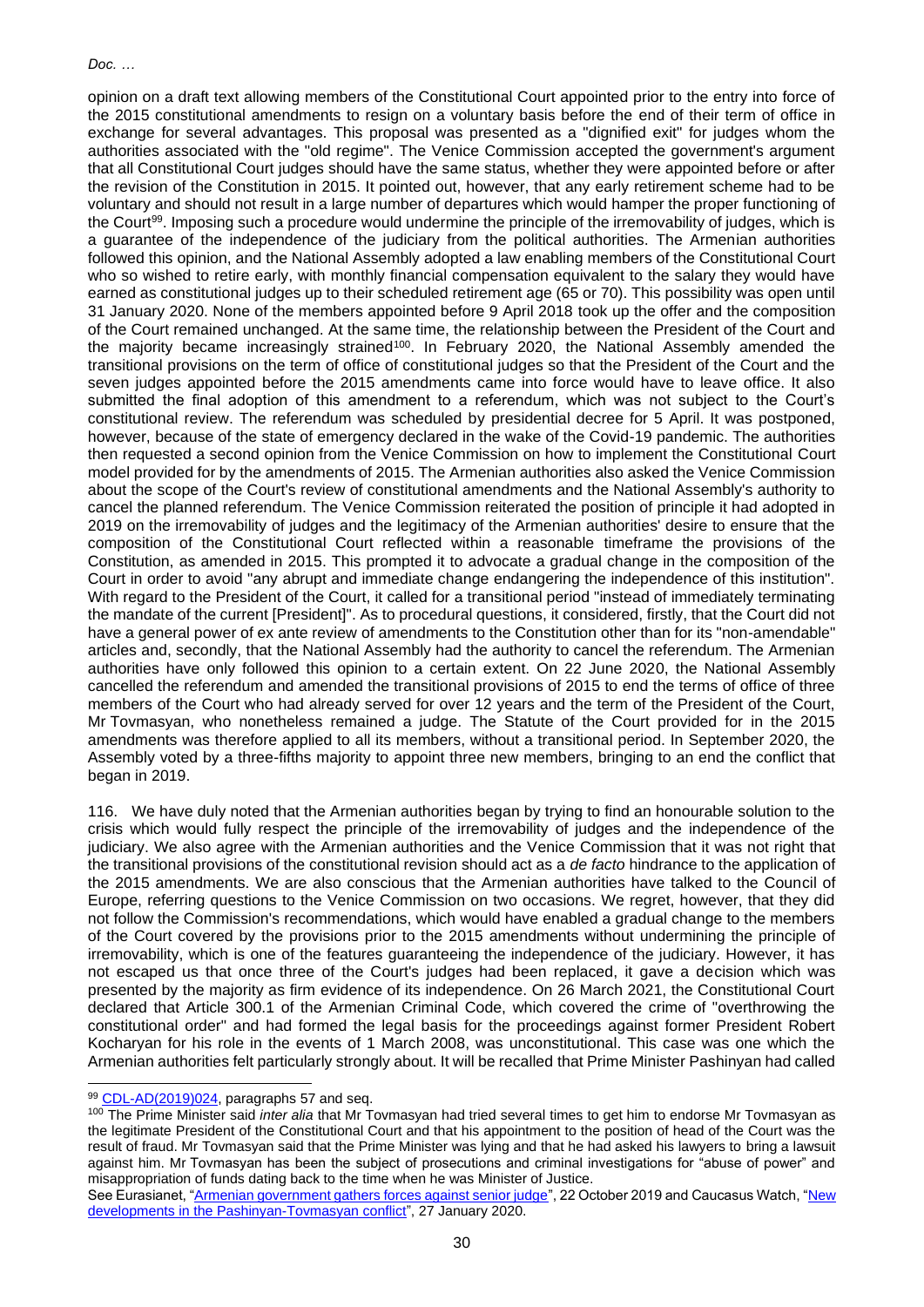opinion on a draft text allowing members of the Constitutional Court appointed prior to the entry into force of the 2015 constitutional amendments to resign on a voluntary basis before the end of their term of office in exchange for several advantages. This proposal was presented as a "dignified exit" for judges whom the authorities associated with the "old regime". The Venice Commission accepted the government's argument that all Constitutional Court judges should have the same status, whether they were appointed before or after the revision of the Constitution in 2015. It pointed out, however, that any early retirement scheme had to be voluntary and should not result in a large number of departures which would hamper the proper functioning of the Court[99]. Imposing such a procedure would undermine the principle of the irremovability of judges, which is a guarantee of the independence of the judiciary from the political authorities. The Armenian authorities followed this opinion, and the National Assembly adopted a law enabling members of the Constitutional Court who so wished to retire early, with monthly financial compensation equivalent to the salary they would have earned as constitutional judges up to their scheduled retirement age (65 or 70). This possibility was open until 31 January 2020. None of the members appointed before 9 April 2018 took up the offer and the composition of the Court remained unchanged. At the same time, the relationship between the President of the Court and the majority became increasingly strained[100]. In February 2020, the National Assembly amended the transitional provisions on the term of office of constitutional judges so that the President of the Court and the seven judges appointed before the 2015 amendments came into force would have to leave office. It also submitted the final adoption of this amendment to a referendum, which was not subject to the Court's constitutional review. The referendum was scheduled by presidential decree for 5 April. It was postponed, however, because of the state of emergency declared in the wake of the Covid-19 pandemic. The authorities then requested a second opinion from the Venice Commission on how to implement the Constitutional Court model provided for by the amendments of 2015. The Armenian authorities also asked the Venice Commission about the scope of the Court's review of constitutional amendments and the National Assembly's authority to cancel the planned referendum. The Venice Commission reiterated the position of principle it had adopted in 2019 on the irremovability of judges and the legitimacy of the Armenian authorities' desire to ensure that the composition of the Constitutional Court reflected within a reasonable timeframe the provisions of the Constitution, as amended in 2015. This prompted it to advocate a gradual change in the composition of the Court in order to avoid "any abrupt and immediate change endangering the independence of this institution". With regard to the President of the Court, it called for a transitional period "instead of immediately terminating the mandate of the current [President]". As to procedural questions, it considered, firstly, that the Court did not have a general power of ex ante review of amendments to the Constitution other than for its "non-amendable" articles and, secondly, that the National Assembly had the authority to cancel the referendum. The Armenian authorities have only followed this opinion to a certain extent. On 22 June 2020, the National Assembly cancelled the referendum and amended the transitional provisions of 2015 to end the terms of office of three members of the Court who had already served for over 12 years and the term of the President of the Court, Mr Tovmasyan, who nonetheless remained a judge. The Statute of the Court provided for in the 2015 amendments was therefore applied to all its members, without a transitional period. In September 2020, the Assembly voted by a three-fifths majority to appoint three new members, bringing to an end the conflict that began in 2019.

116. We have duly noted that the Armenian authorities began by trying to find an honourable solution to the crisis which would fully respect the principle of the irremovability of judges and the independence of the judiciary. We also agree with the Armenian authorities and the Venice Commission that it was not right that the transitional provisions of the constitutional revision should act as a *de facto* hindrance to the application of the 2015 amendments. We are also conscious that the Armenian authorities have talked to the Council of Europe, referring questions to the Venice Commission on two occasions. We regret, however, that they did not follow the Commission's recommendations, which would have enabled a gradual change to the members of the Court covered by the provisions prior to the 2015 amendments without undermining the principle of irremovability, which is one of the features guaranteeing the independence of the judiciary. However, it has not escaped us that once three of the Court's judges had been replaced, it gave a decision which was presented by the majority as firm evidence of its independence. On 26 March 2021, the Constitutional Court declared that Article 300.1 of the Armenian Criminal Code, which covered the crime of "overthrowing the constitutional order" and had formed the legal basis for the proceedings against former President Robert Kocharyan for his role in the events of 1 March 2008, was unconstitutional. This case was one which the Armenian authorities felt particularly strongly about. It will be recalled that Prime Minister Pashinyan had called

---

[99] CDL-AD(2019)024, paragraphs 57 and seq.

[100] The Prime Minister said *inter alia* that Mr Tovmasyan had tried several times to get him to endorse Mr Tovmasyan as the legitimate President of the Constitutional Court and that his appointment to the position of head of the Court was the result of fraud. Mr Tovmasyan said that the Prime Minister was lying and that he had asked his lawyers to bring a lawsuit against him. Mr Tovmasyan has been the subject of prosecutions and criminal investigations for "abuse of power" and misappropriation of funds dating back to the time when he was Minister of Justice.

See Eurasianet, "Armenian government gathers forces against senior judge", 22 October 2019 and Caucasus Watch, "New developments in the Pashinyan-Tovmasyan conflict", 27 January 2020.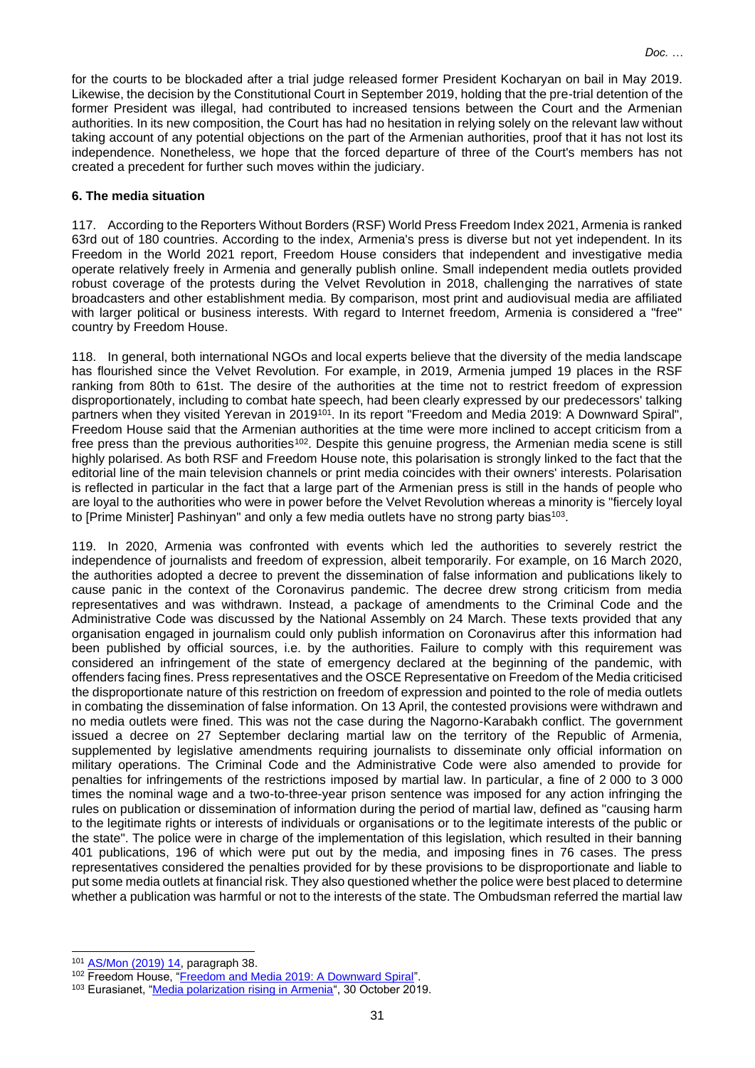for the courts to be blockaded after a trial judge released former President Kocharyan on bail in May 2019. Likewise, the decision by the Constitutional Court in September 2019, holding that the pre-trial detention of the former President was illegal, had contributed to increased tensions between the Court and the Armenian authorities. In its new composition, the Court has had no hesitation in relying solely on the relevant law without taking account of any potential objections on the part of the Armenian authorities, proof that it has not lost its independence. Nonetheless, we hope that the forced departure of three of the Court's members has not created a precedent for further such moves within the judiciary.

### 6. The media situation

117. According to the Reporters Without Borders (RSF) World Press Freedom Index 2021, Armenia is ranked 63rd out of 180 countries. According to the index, Armenia's press is diverse but not yet independent. In its Freedom in the World 2021 report, Freedom House considers that independent and investigative media operate relatively freely in Armenia and generally publish online. Small independent media outlets provided robust coverage of the protests during the Velvet Revolution in 2018, challenging the narratives of state broadcasters and other establishment media. By comparison, most print and audiovisual media are affiliated with larger political or business interests. With regard to Internet freedom, Armenia is considered a "free" country by Freedom House.

118. In general, both international NGOs and local experts believe that the diversity of the media landscape has flourished since the Velvet Revolution. For example, in 2019, Armenia jumped 19 places in the RSF ranking from 80th to 61st. The desire of the authorities at the time not to restrict freedom of expression disproportionately, including to combat hate speech, had been clearly expressed by our predecessors' talking partners when they visited Yerevan in 2019[101]. In its report "Freedom and Media 2019: A Downward Spiral", Freedom House said that the Armenian authorities at the time were more inclined to accept criticism from a free press than the previous authorities[102]. Despite this genuine progress, the Armenian media scene is still highly polarised. As both RSF and Freedom House note, this polarisation is strongly linked to the fact that the editorial line of the main television channels or print media coincides with their owners' interests. Polarisation is reflected in particular in the fact that a large part of the Armenian press is still in the hands of people who are loyal to the authorities who were in power before the Velvet Revolution whereas a minority is "fiercely loyal to [Prime Minister] Pashinyan" and only a few media outlets have no strong party bias[103].

119. In 2020, Armenia was confronted with events which led the authorities to severely restrict the independence of journalists and freedom of expression, albeit temporarily. For example, on 16 March 2020, the authorities adopted a decree to prevent the dissemination of false information and publications likely to cause panic in the context of the Coronavirus pandemic. The decree drew strong criticism from media representatives and was withdrawn. Instead, a package of amendments to the Criminal Code and the Administrative Code was discussed by the National Assembly on 24 March. These texts provided that any organisation engaged in journalism could only publish information on Coronavirus after this information had been published by official sources, i.e. by the authorities. Failure to comply with this requirement was considered an infringement of the state of emergency declared at the beginning of the pandemic, with offenders facing fines. Press representatives and the OSCE Representative on Freedom of the Media criticised the disproportionate nature of this restriction on freedom of expression and pointed to the role of media outlets in combating the dissemination of false information. On 13 April, the contested provisions were withdrawn and no media outlets were fined. This was not the case during the Nagorno-Karabakh conflict. The government issued a decree on 27 September declaring martial law on the territory of the Republic of Armenia, supplemented by legislative amendments requiring journalists to disseminate only official information on military operations. The Criminal Code and the Administrative Code were also amended to provide for penalties for infringements of the restrictions imposed by martial law. In particular, a fine of 2 000 to 3 000 times the nominal wage and a two-to-three-year prison sentence was imposed for any action infringing the rules on publication or dissemination of information during the period of martial law, defined as "causing harm to the legitimate rights or interests of individuals or organisations or to the legitimate interests of the public or the state". The police were in charge of the implementation of this legislation, which resulted in their banning 401 publications, 196 of which were put out by the media, and imposing fines in 76 cases. The press representatives considered the penalties provided for by these provisions to be disproportionate and liable to put some media outlets at financial risk. They also questioned whether the police were best placed to determine whether a publication was harmful or not to the interests of the state. The Ombudsman referred the martial law

---

[101] AS/Mon (2019) 14, paragraph 38.

[102] Freedom House, "Freedom and Media 2019: A Downward Spiral".

[103] Eurasianet, "Media polarization rising in Armenia", 30 October 2019.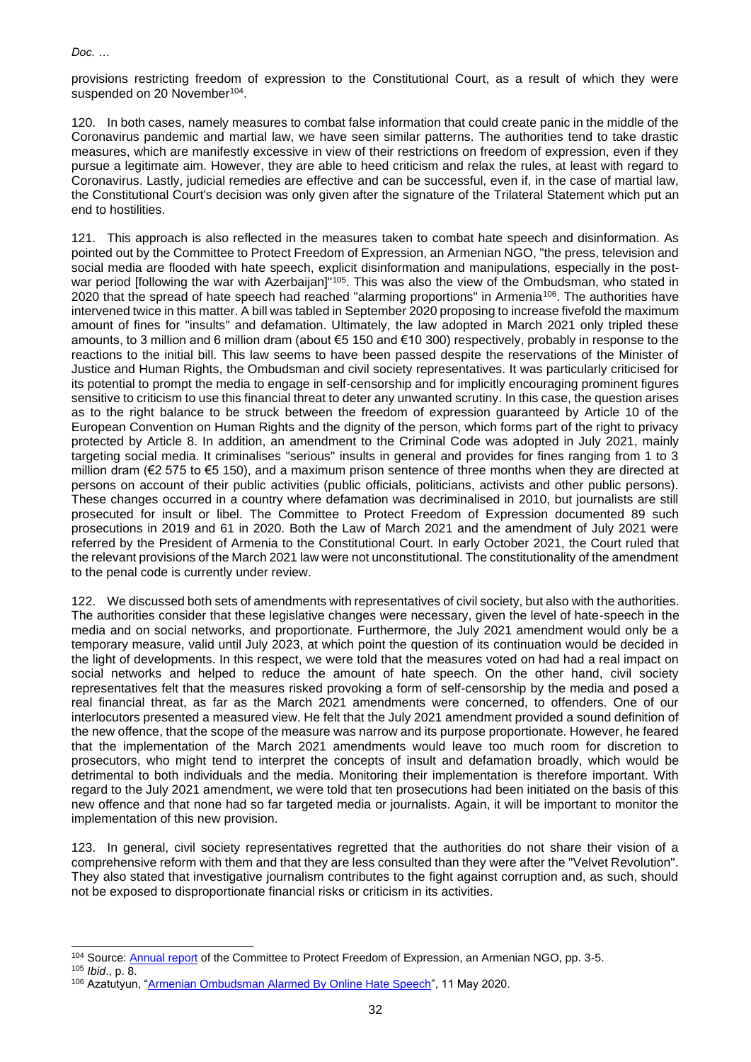provisions restricting freedom of expression to the Constitutional Court, as a result of which they were suspended on 20 November[104].

120. In both cases, namely measures to combat false information that could create panic in the middle of the Coronavirus pandemic and martial law, we have seen similar patterns. The authorities tend to take drastic measures, which are manifestly excessive in view of their restrictions on freedom of expression, even if they pursue a legitimate aim. However, they are able to heed criticism and relax the rules, at least with regard to Coronavirus. Lastly, judicial remedies are effective and can be successful, even if, in the case of martial law, the Constitutional Court's decision was only given after the signature of the Trilateral Statement which put an end to hostilities.

121. This approach is also reflected in the measures taken to combat hate speech and disinformation. As pointed out by the Committee to Protect Freedom of Expression, an Armenian NGO, "the press, television and social media are flooded with hate speech, explicit disinformation and manipulations, especially in the post-war period [following the war with Azerbaijan]"[105]. This was also the view of the Ombudsman, who stated in 2020 that the spread of hate speech had reached "alarming proportions" in Armenia[106]. The authorities have intervened twice in this matter. A bill was tabled in September 2020 proposing to increase fivefold the maximum amount of fines for "insults" and defamation. Ultimately, the law adopted in March 2021 only tripled these amounts, to 3 million and 6 million dram (about €5 150 and €10 300) respectively, probably in response to the reactions to the initial bill. This law seems to have been passed despite the reservations of the Minister of Justice and Human Rights, the Ombudsman and civil society representatives. It was particularly criticised for its potential to prompt the media to engage in self-censorship and for implicitly encouraging prominent figures sensitive to criticism to use this financial threat to deter any unwanted scrutiny. In this case, the question arises as to the right balance to be struck between the freedom of expression guaranteed by Article 10 of the European Convention on Human Rights and the dignity of the person, which forms part of the right to privacy protected by Article 8. In addition, an amendment to the Criminal Code was adopted in July 2021, mainly targeting social media. It criminalises "serious" insults in general and provides for fines ranging from 1 to 3 million dram (€2 575 to €5 150), and a maximum prison sentence of three months when they are directed at persons on account of their public activities (public officials, politicians, activists and other public persons). These changes occurred in a country where defamation was decriminalised in 2010, but journalists are still prosecuted for insult or libel. The Committee to Protect Freedom of Expression documented 89 such prosecutions in 2019 and 61 in 2020. Both the Law of March 2021 and the amendment of July 2021 were referred by the President of Armenia to the Constitutional Court. In early October 2021, the Court ruled that the relevant provisions of the March 2021 law were not unconstitutional. The constitutionality of the amendment to the penal code is currently under review.

122. We discussed both sets of amendments with representatives of civil society, but also with the authorities. The authorities consider that these legislative changes were necessary, given the level of hate-speech in the media and on social networks, and proportionate. Furthermore, the July 2021 amendment would only be a temporary measure, valid until July 2023, at which point the question of its continuation would be decided in the light of developments. In this respect, we were told that the measures voted on had had a real impact on social networks and helped to reduce the amount of hate speech. On the other hand, civil society representatives felt that the measures risked provoking a form of self-censorship by the media and posed a real financial threat, as far as the March 2021 amendments were concerned, to offenders. One of our interlocutors presented a measured view. He felt that the July 2021 amendment provided a sound definition of the new offence, that the scope of the measure was narrow and its purpose proportionate. However, he feared that the implementation of the March 2021 amendments would leave too much room for discretion to prosecutors, who might tend to interpret the concepts of insult and defamation broadly, which would be detrimental to both individuals and the media. Monitoring their implementation is therefore important. With regard to the July 2021 amendment, we were told that ten prosecutions had been initiated on the basis of this new offence and that none had so far targeted media or journalists. Again, it will be important to monitor the implementation of this new provision.

123. In general, civil society representatives regretted that the authorities do not share their vision of a comprehensive reform with them and that they are less consulted than they were after the "Velvet Revolution". They also stated that investigative journalism contributes to the fight against corruption and, as such, should not be exposed to disproportionate financial risks or criticism in its activities.

---

[104] Source: Annual report of the Committee to Protect Freedom of Expression, an Armenian NGO, pp. 3-5.

[105] *Ibid*., p. 8.

[106] Azatutyun, "Armenian Ombudsman Alarmed By Online Hate Speech", 11 May 2020.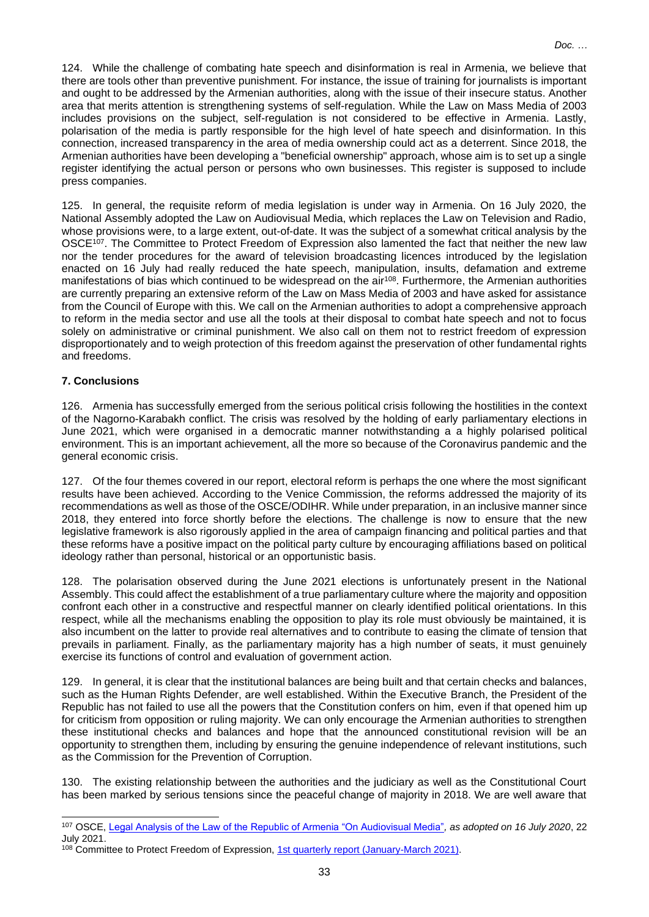124. While the challenge of combating hate speech and disinformation is real in Armenia, we believe that there are tools other than preventive punishment. For instance, the issue of training for journalists is important and ought to be addressed by the Armenian authorities, along with the issue of their insecure status. Another area that merits attention is strengthening systems of self-regulation. While the Law on Mass Media of 2003 includes provisions on the subject, self-regulation is not considered to be effective in Armenia. Lastly, polarisation of the media is partly responsible for the high level of hate speech and disinformation. In this connection, increased transparency in the area of media ownership could act as a deterrent. Since 2018, the Armenian authorities have been developing a "beneficial ownership" approach, whose aim is to set up a single register identifying the actual person or persons who own businesses. This register is supposed to include press companies.

125. In general, the requisite reform of media legislation is under way in Armenia. On 16 July 2020, the National Assembly adopted the Law on Audiovisual Media, which replaces the Law on Television and Radio, whose provisions were, to a large extent, out-of-date. It was the subject of a somewhat critical analysis by the OSCE[107]. The Committee to Protect Freedom of Expression also lamented the fact that neither the new law nor the tender procedures for the award of television broadcasting licences introduced by the legislation enacted on 16 July had really reduced the hate speech, manipulation, insults, defamation and extreme manifestations of bias which continued to be widespread on the air[108]. Furthermore, the Armenian authorities are currently preparing an extensive reform of the Law on Mass Media of 2003 and have asked for assistance from the Council of Europe with this. We call on the Armenian authorities to adopt a comprehensive approach to reform in the media sector and use all the tools at their disposal to combat hate speech and not to focus solely on administrative or criminal punishment. We also call on them not to restrict freedom of expression disproportionately and to weigh protection of this freedom against the preservation of other fundamental rights and freedoms.

### 7. Conclusions

126. Armenia has successfully emerged from the serious political crisis following the hostilities in the context of the Nagorno-Karabakh conflict. The crisis was resolved by the holding of early parliamentary elections in June 2021, which were organised in a democratic manner notwithstanding a a highly polarised political environment. This is an important achievement, all the more so because of the Coronavirus pandemic and the general economic crisis.

127. Of the four themes covered in our report, electoral reform is perhaps the one where the most significant results have been achieved. According to the Venice Commission, the reforms addressed the majority of its recommendations as well as those of the OSCE/ODIHR. While under preparation, in an inclusive manner since 2018, they entered into force shortly before the elections. The challenge is now to ensure that the new legislative framework is also rigorously applied in the area of campaign financing and political parties and that these reforms have a positive impact on the political party culture by encouraging affiliations based on political ideology rather than personal, historical or an opportunistic basis.

128. The polarisation observed during the June 2021 elections is unfortunately present in the National Assembly. This could affect the establishment of a true parliamentary culture where the majority and opposition confront each other in a constructive and respectful manner on clearly identified political orientations. In this respect, while all the mechanisms enabling the opposition to play its role must obviously be maintained, it is also incumbent on the latter to provide real alternatives and to contribute to easing the climate of tension that prevails in parliament. Finally, as the parliamentary majority has a high number of seats, it must genuinely exercise its functions of control and evaluation of government action.

129. In general, it is clear that the institutional balances are being built and that certain checks and balances, such as the Human Rights Defender, are well established. Within the Executive Branch, the President of the Republic has not failed to use all the powers that the Constitution confers on him, even if that opened him up for criticism from opposition or ruling majority. We can only encourage the Armenian authorities to strengthen these institutional checks and balances and hope that the announced constitutional revision will be an opportunity to strengthen them, including by ensuring the genuine independence of relevant institutions, such as the Commission for the Prevention of Corruption.

130. The existing relationship between the authorities and the judiciary as well as the Constitutional Court has been marked by serious tensions since the peaceful change of majority in 2018. We are well aware that

---

[107] OSCE, Legal Analysis of the Law of the Republic of Armenia "On Audiovisual Media", *as adopted on 16 July 2020*, 22 July 2021.

[108] Committee to Protect Freedom of Expression, 1st quarterly report (January-March 2021).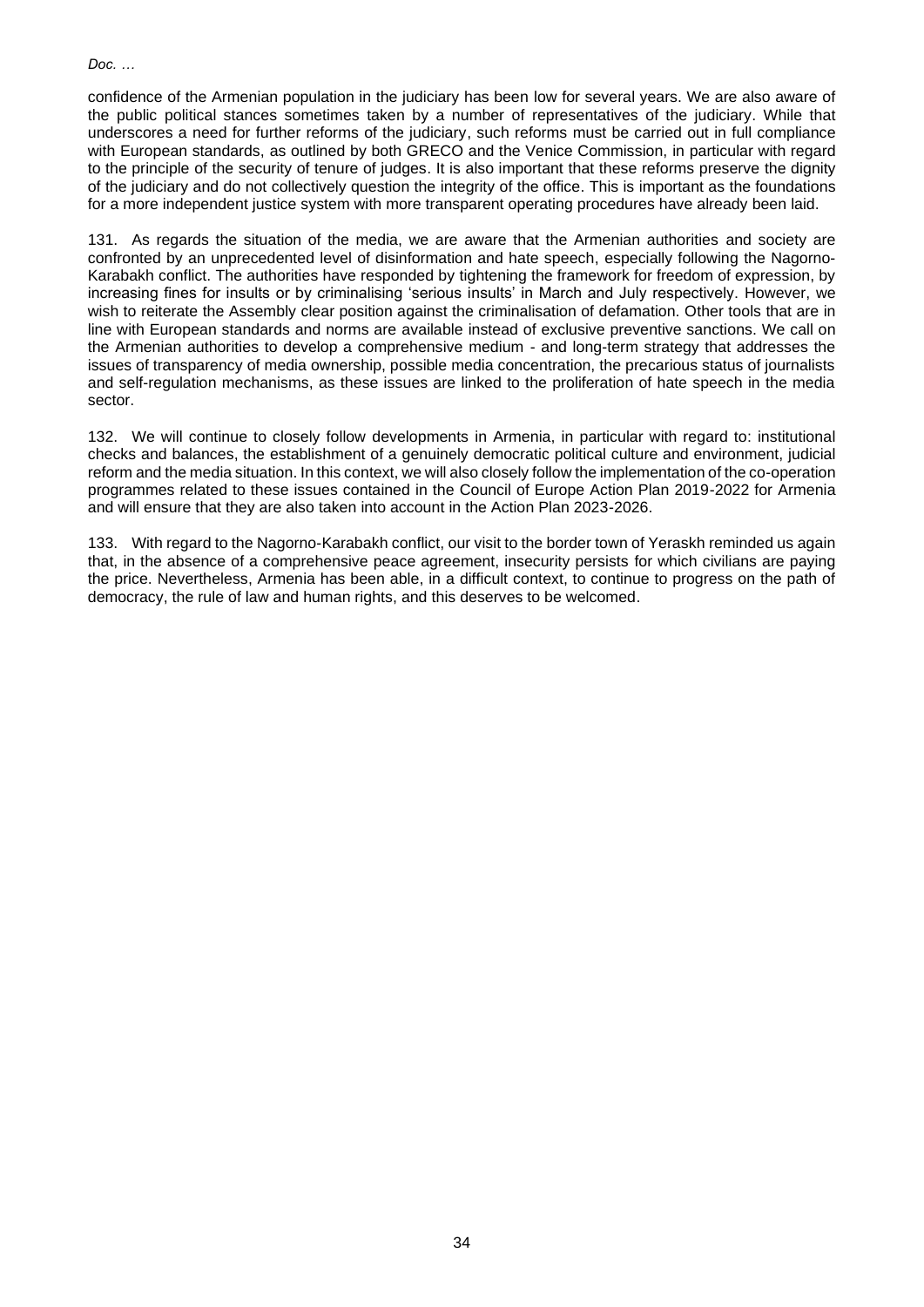confidence of the Armenian population in the judiciary has been low for several years. We are also aware of the public political stances sometimes taken by a number of representatives of the judiciary. While that underscores a need for further reforms of the judiciary, such reforms must be carried out in full compliance with European standards, as outlined by both GRECO and the Venice Commission, in particular with regard to the principle of the security of tenure of judges. It is also important that these reforms preserve the dignity of the judiciary and do not collectively question the integrity of the office. This is important as the foundations for a more independent justice system with more transparent operating procedures have already been laid.

131. As regards the situation of the media, we are aware that the Armenian authorities and society are confronted by an unprecedented level of disinformation and hate speech, especially following the Nagorno-Karabakh conflict. The authorities have responded by tightening the framework for freedom of expression, by increasing fines for insults or by criminalising 'serious insults' in March and July respectively. However, we wish to reiterate the Assembly clear position against the criminalisation of defamation. Other tools that are in line with European standards and norms are available instead of exclusive preventive sanctions. We call on the Armenian authorities to develop a comprehensive medium - and long-term strategy that addresses the issues of transparency of media ownership, possible media concentration, the precarious status of journalists and self-regulation mechanisms, as these issues are linked to the proliferation of hate speech in the media sector.

132. We will continue to closely follow developments in Armenia, in particular with regard to: institutional checks and balances, the establishment of a genuinely democratic political culture and environment, judicial reform and the media situation. In this context, we will also closely follow the implementation of the co-operation programmes related to these issues contained in the Council of Europe Action Plan 2019-2022 for Armenia and will ensure that they are also taken into account in the Action Plan 2023-2026.

133. With regard to the Nagorno-Karabakh conflict, our visit to the border town of Yeraskh reminded us again that, in the absence of a comprehensive peace agreement, insecurity persists for which civilians are paying the price. Nevertheless, Armenia has been able, in a difficult context, to continue to progress on the path of democracy, the rule of law and human rights, and this deserves to be welcomed.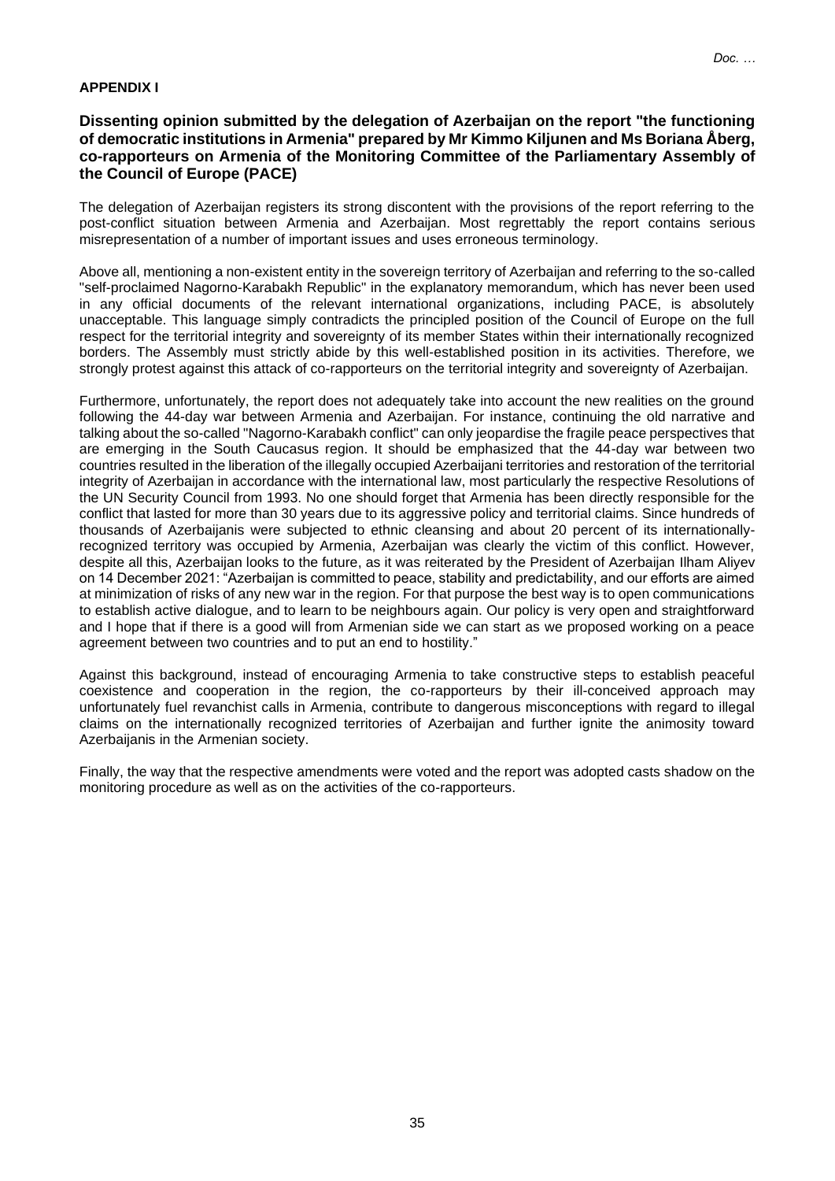**APPENDIX I**

## Dissenting opinion submitted by the delegation of Azerbaijan on the report "the functioning of democratic institutions in Armenia" prepared by Mr Kimmo Kiljunen and Ms Boriana Åberg, co-rapporteurs on Armenia of the Monitoring Committee of the Parliamentary Assembly of the Council of Europe (PACE)

The delegation of Azerbaijan registers its strong discontent with the provisions of the report referring to the post-conflict situation between Armenia and Azerbaijan. Most regrettably the report contains serious misrepresentation of a number of important issues and uses erroneous terminology.

Above all, mentioning a non-existent entity in the sovereign territory of Azerbaijan and referring to the so-called "self-proclaimed Nagorno-Karabakh Republic" in the explanatory memorandum, which has never been used in any official documents of the relevant international organizations, including PACE, is absolutely unacceptable. This language simply contradicts the principled position of the Council of Europe on the full respect for the territorial integrity and sovereignty of its member States within their internationally recognized borders. The Assembly must strictly abide by this well-established position in its activities. Therefore, we strongly protest against this attack of co-rapporteurs on the territorial integrity and sovereignty of Azerbaijan.

Furthermore, unfortunately, the report does not adequately take into account the new realities on the ground following the 44-day war between Armenia and Azerbaijan. For instance, continuing the old narrative and talking about the so-called "Nagorno-Karabakh conflict" can only jeopardise the fragile peace perspectives that are emerging in the South Caucasus region. It should be emphasized that the 44-day war between two countries resulted in the liberation of the illegally occupied Azerbaijani territories and restoration of the territorial integrity of Azerbaijan in accordance with the international law, most particularly the respective Resolutions of the UN Security Council from 1993. No one should forget that Armenia has been directly responsible for the conflict that lasted for more than 30 years due to its aggressive policy and territorial claims. Since hundreds of thousands of Azerbaijanis were subjected to ethnic cleansing and about 20 percent of its internationally-recognized territory was occupied by Armenia, Azerbaijan was clearly the victim of this conflict. However, despite all this, Azerbaijan looks to the future, as it was reiterated by the President of Azerbaijan Ilham Aliyev on 14 December 2021: "Azerbaijan is committed to peace, stability and predictability, and our efforts are aimed at minimization of risks of any new war in the region. For that purpose the best way is to open communications to establish active dialogue, and to learn to be neighbours again. Our policy is very open and straightforward and I hope that if there is a good will from Armenian side we can start as we proposed working on a peace agreement between two countries and to put an end to hostility."

Against this background, instead of encouraging Armenia to take constructive steps to establish peaceful coexistence and cooperation in the region, the co-rapporteurs by their ill-conceived approach may unfortunately fuel revanchist calls in Armenia, contribute to dangerous misconceptions with regard to illegal claims on the internationally recognized territories of Azerbaijan and further ignite the animosity toward Azerbaijanis in the Armenian society.

Finally, the way that the respective amendments were voted and the report was adopted casts shadow on the monitoring procedure as well as on the activities of the co-rapporteurs.